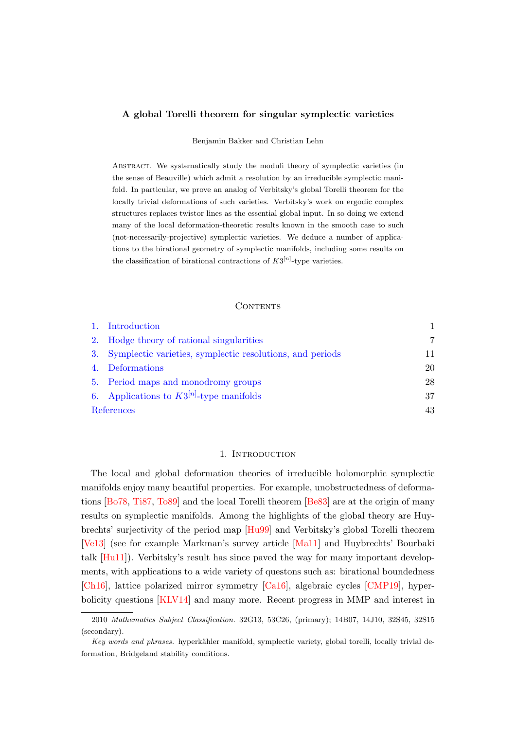# A global Torelli theorem for singular symplectic varieties

Benjamin Bakker and Christian Lehn

Abstract. We systematically study the moduli theory of symplectic varieties (in the sense of Beauville) which admit a resolution by an irreducible symplectic manifold. In particular, we prove an analog of Verbitsky's global Torelli theorem for the locally trivial deformations of such varieties. Verbitsky's work on ergodic complex structures replaces twistor lines as the essential global input. In so doing we extend many of the local deformation-theoretic results known in the smooth case to such (not-necessarily-projective) symplectic varieties. We deduce a number of applications to the birational geometry of symplectic manifolds, including some results on the classification of birational contractions of $K3^{[n]}$-type varieties.

## Contents

1. Introduction 1
2. Hodge theory of rational singularities 7
3. Symplectic varieties, symplectic resolutions, and periods 11
4. Deformations 20
5. Period maps and monodromy groups 28
6. Applications to $K3^{[n]}$-type manifolds 37

References 43

## 1. Introduction

The local and global deformation theories of irreducible holomorphic symplectic manifolds enjoy many beautiful properties. For example, unobstructedness of deformations [Bo78, Ti87, To89] and the local Torelli theorem [Be83] are at the origin of many results on symplectic manifolds. Among the highlights of the global theory are Huybrechts' surjectivity of the period map [Hu99] and Verbitsky's global Torelli theorem [Ve13] (see for example Markman's survey article [Ma11] and Huybrechts' Bourbaki talk [Hu11]). Verbitsky's result has since paved the way for many important developments, with applications to a wide variety of questons such as: birational boundedness [Ch16], lattice polarized mirror symmetry [Ca16], algebraic cycles [CMP19], hyperbolicity questions [KLV14] and many more. Recent progress in MMP and interest in

2010 *Mathematics Subject Classification.* 32G13, 53C26, (primary); 14B07, 14J10, 32S45, 32S15 (secondary).

*Key words and phrases.* hyperkähler manifold, symplectic variety, global torelli, locally trivial deformation, Bridgeland stability conditions.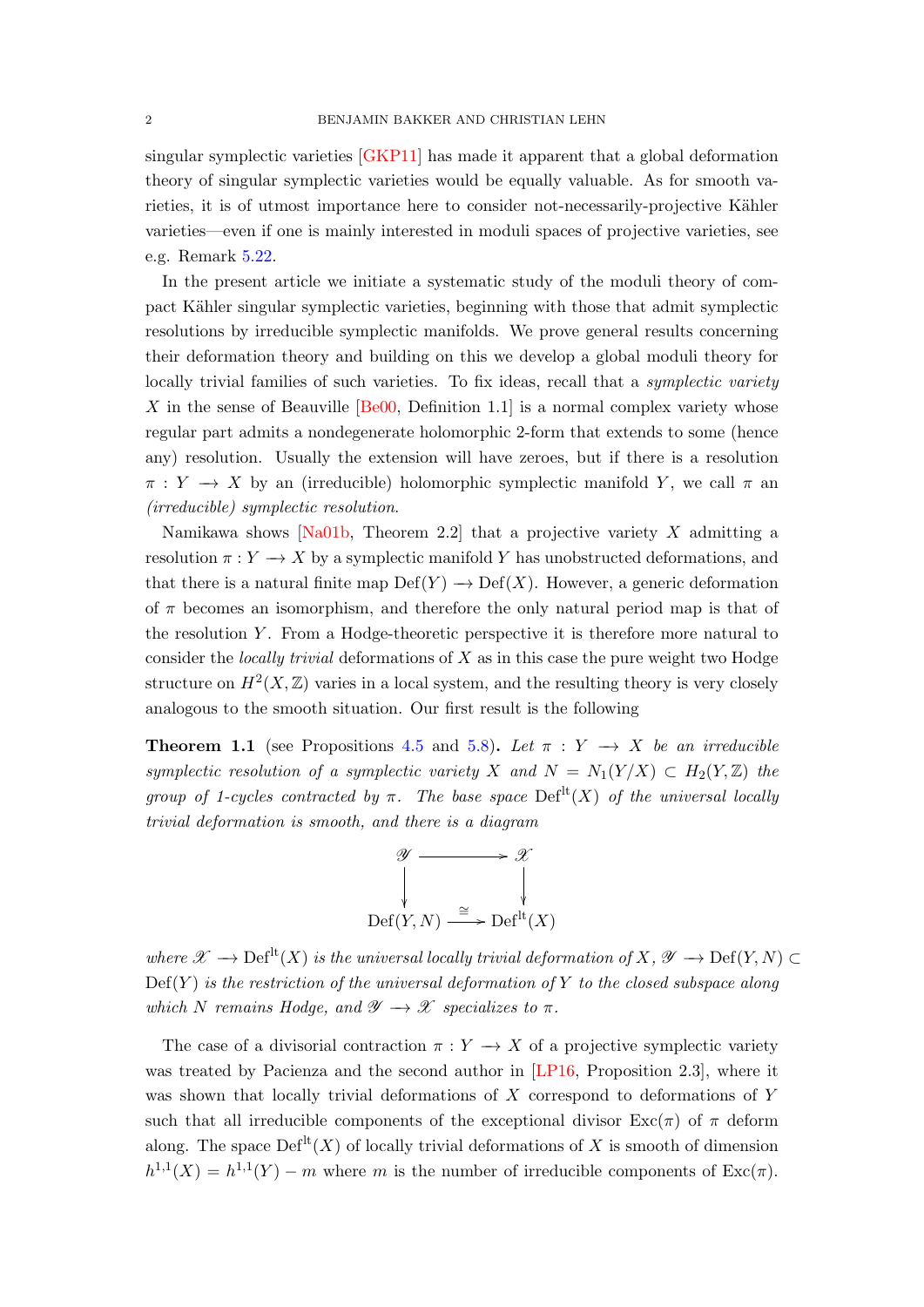singular symplectic varieties [GKP11] has made it apparent that a global deformation theory of singular symplectic varieties would be equally valuable. As for smooth varieties, it is of utmost importance here to consider not-necessarily-projective Kähler varieties—even if one is mainly interested in moduli spaces of projective varieties, see e.g. Remark 5.22.

In the present article we initiate a systematic study of the moduli theory of compact Kähler singular symplectic varieties, beginning with those that admit symplectic resolutions by irreducible symplectic manifolds. We prove general results concerning their deformation theory and building on this we develop a global moduli theory for locally trivial families of such varieties. To fix ideas, recall that a *symplectic variety* $X$ in the sense of Beauville [Be00, Definition 1.1] is a normal complex variety whose regular part admits a nondegenerate holomorphic 2-form that extends to some (hence any) resolution. Usually the extension will have zeroes, but if there is a resolution $\pi : Y \longrightarrow X$ by an (irreducible) holomorphic symplectic manifold $Y$, we call $\pi$ an *(irreducible) symplectic resolution*.

Namikawa shows [Na01b, Theorem 2.2] that a projective variety $X$ admitting a resolution $\pi : Y \longrightarrow X$ by a symplectic manifold $Y$ has unobstructed deformations, and that there is a natural finite map $\mathrm{Def}(Y) \longrightarrow \mathrm{Def}(X)$. However, a generic deformation of $\pi$ becomes an isomorphism, and therefore the only natural period map is that of the resolution $Y$. From a Hodge-theoretic perspective it is therefore more natural to consider the *locally trivial* deformations of $X$ as in this case the pure weight two Hodge structure on $H^2(X, \mathbb{Z})$ varies in a local system, and the resulting theory is very closely analogous to the smooth situation. Our first result is the following

**Theorem 1.1** (see Propositions 4.5 and 5.8)**.** *Let $\pi : Y \longrightarrow X$ be an irreducible symplectic resolution of a symplectic variety $X$ and $N = N_1(Y/X) \subset H_2(Y, \mathbb{Z})$ the group of 1-cycles contracted by $\pi$. The base space $\mathrm{Def}^{\mathrm{lt}}(X)$ of the universal locally trivial deformation is smooth, and there is a diagram*

$$\begin{array}{ccc} \mathscr{Y} & \longrightarrow & \mathscr{X} \\ \downarrow & & \downarrow \\ \mathrm{Def}(Y, N) & \xrightarrow{\cong} & \mathrm{Def}^{\mathrm{lt}}(X) \end{array}$$

*where $\mathscr{X} \longrightarrow \mathrm{Def}^{\mathrm{lt}}(X)$ is the universal locally trivial deformation of $X$, $\mathscr{Y} \longrightarrow \mathrm{Def}(Y, N) \subset \mathrm{Def}(Y)$ is the restriction of the universal deformation of $Y$ to the closed subspace along which $N$ remains Hodge, and $\mathscr{Y} \longrightarrow \mathscr{X}$ specializes to $\pi$.*

The case of a divisorial contraction $\pi : Y \longrightarrow X$ of a projective symplectic variety was treated by Pacienza and the second author in [LP16, Proposition 2.3], where it was shown that locally trivial deformations of $X$ correspond to deformations of $Y$ such that all irreducible components of the exceptional divisor $\mathrm{Exc}(\pi)$ of $\pi$ deform along. The space $\mathrm{Def}^{\mathrm{lt}}(X)$ of locally trivial deformations of $X$ is smooth of dimension $h^{1,1}(X) = h^{1,1}(Y) - m$ where $m$ is the number of irreducible components of $\mathrm{Exc}(\pi)$.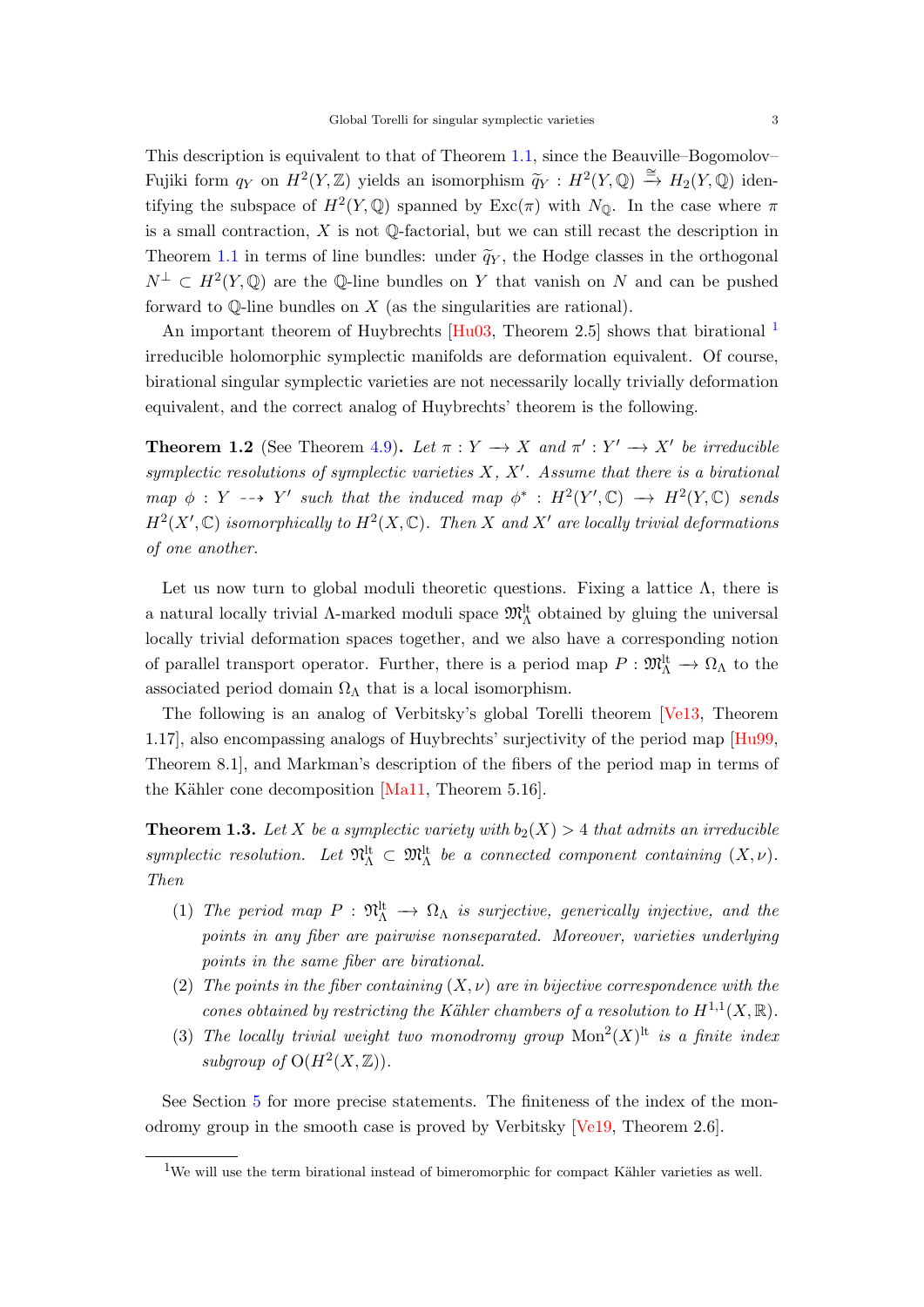This description is equivalent to that of Theorem 1.1, since the Beauville–Bogomolov–Fujiki form $q_Y$ on $H^2(Y,\mathbb{Z})$ yields an isomorphism $\widetilde{q}_Y : H^2(Y,\mathbb{Q}) \xrightarrow{\cong} H_2(Y,\mathbb{Q})$ identifying the subspace of $H^2(Y,\mathbb{Q})$ spanned by $\mathrm{Exc}(\pi)$ with $N_{\mathbb{Q}}$. In the case where $\pi$ is a small contraction, $X$ is not $\mathbb{Q}$-factorial, but we can still recast the description in Theorem 1.1 in terms of line bundles: under $\widetilde{q}_Y$, the Hodge classes in the orthogonal $N^\perp \subset H^2(Y,\mathbb{Q})$ are the $\mathbb{Q}$-line bundles on $Y$ that vanish on $N$ and can be pushed forward to $\mathbb{Q}$-line bundles on $X$ (as the singularities are rational).

An important theorem of Huybrechts [Hu03, Theorem 2.5] shows that birational [1] irreducible holomorphic symplectic manifolds are deformation equivalent. Of course, birational singular symplectic varieties are not necessarily locally trivially deformation equivalent, and the correct analog of Huybrechts' theorem is the following.

**Theorem 1.2** (See Theorem 4.9)**.** *Let $\pi : Y \longrightarrow X$ and $\pi' : Y' \longrightarrow X'$ be irreducible symplectic resolutions of symplectic varieties $X$, $X'$. Assume that there is a birational map $\phi : Y \dashrightarrow Y'$ such that the induced map $\phi^* : H^2(Y',\mathbb{C}) \longrightarrow H^2(Y,\mathbb{C})$ sends $H^2(X',\mathbb{C})$ isomorphically to $H^2(X,\mathbb{C})$. Then $X$ and $X'$ are locally trivial deformations of one another.*

Let us now turn to global moduli theoretic questions. Fixing a lattice $\Lambda$, there is a natural locally trivial $\Lambda$-marked moduli space $\mathfrak{M}^{\mathrm{lt}}_\Lambda$ obtained by gluing the universal locally trivial deformation spaces together, and we also have a corresponding notion of parallel transport operator. Further, there is a period map $P : \mathfrak{M}^{\mathrm{lt}}_\Lambda \longrightarrow \Omega_\Lambda$ to the associated period domain $\Omega_\Lambda$ that is a local isomorphism.

The following is an analog of Verbitsky's global Torelli theorem [Ve13, Theorem 1.17], also encompassing analogs of Huybrechts' surjectivity of the period map [Hu99, Theorem 8.1], and Markman's description of the fibers of the period map in terms of the Kähler cone decomposition [Ma11, Theorem 5.16].

**Theorem 1.3.** *Let $X$ be a symplectic variety with $b_2(X) > 4$ that admits an irreducible symplectic resolution. Let $\mathfrak{N}^{\mathrm{lt}}_\Lambda \subset \mathfrak{M}^{\mathrm{lt}}_\Lambda$ be a connected component containing $(X,\nu)$. Then*

1. *The period map $P : \mathfrak{N}^{\mathrm{lt}}_\Lambda \longrightarrow \Omega_\Lambda$ is surjective, generically injective, and the points in any fiber are pairwise nonseparated. Moreover, varieties underlying points in the same fiber are birational.*
2. *The points in the fiber containing $(X,\nu)$ are in bijective correspondence with the cones obtained by restricting the Kähler chambers of a resolution to $H^{1,1}(X,\mathbb{R})$.*
3. *The locally trivial weight two monodromy group $\mathrm{Mon}^2(X)^{\mathrm{lt}}$ is a finite index subgroup of $\mathrm{O}(H^2(X,\mathbb{Z}))$.*

See Section 5 for more precise statements. The finiteness of the index of the monodromy group in the smooth case is proved by Verbitsky [Ve19, Theorem 2.6].

[1] We will use the term birational instead of bimeromorphic for compact Kähler varieties as well.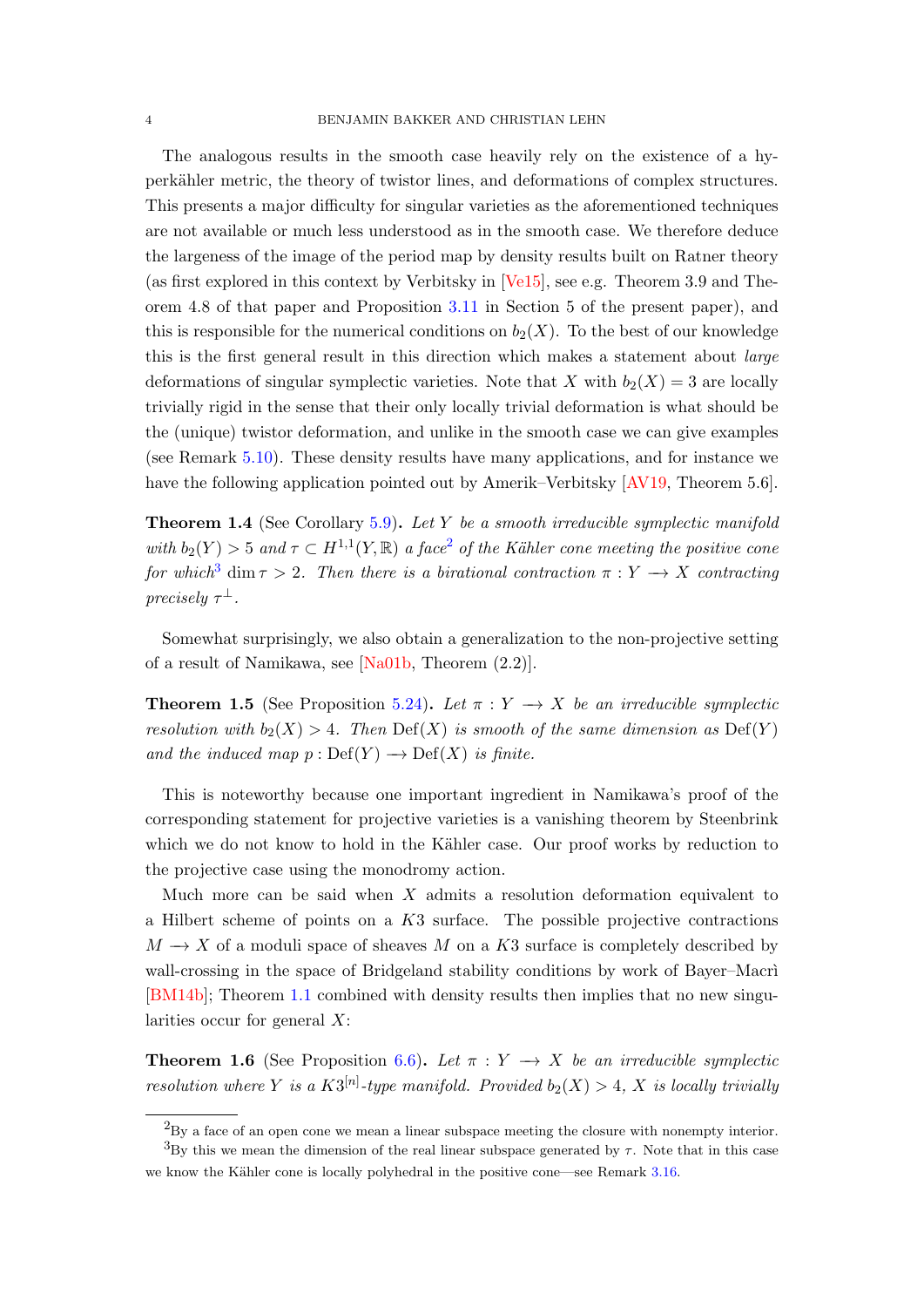The analogous results in the smooth case heavily rely on the existence of a hyperkähler metric, the theory of twistor lines, and deformations of complex structures. This presents a major difficulty for singular varieties as the aforementioned techniques are not available or much less understood as in the smooth case. We therefore deduce the largeness of the image of the period map by density results built on Ratner theory (as first explored in this context by Verbitsky in [Ve15], see e.g. Theorem 3.9 and Theorem 4.8 of that paper and Proposition 3.11 in Section 5 of the present paper), and this is responsible for the numerical conditions on $b_2(X)$. To the best of our knowledge this is the first general result in this direction which makes a statement about *large* deformations of singular symplectic varieties. Note that $X$ with $b_2(X) = 3$ are locally trivially rigid in the sense that their only locally trivial deformation is what should be the (unique) twistor deformation, and unlike in the smooth case we can give examples (see Remark 5.10). These density results have many applications, and for instance we have the following application pointed out by Amerik–Verbitsky [AV19, Theorem 5.6].

**Theorem 1.4** (See Corollary 5.9)**.** *Let $Y$ be a smooth irreducible symplectic manifold with $b_2(Y) > 5$ and $\tau \subset H^{1,1}(Y, \mathbb{R})$ a face*[2] *of the Kähler cone meeting the positive cone for which*[3] *$\dim \tau > 2$. Then there is a birational contraction $\pi : Y \longrightarrow X$ contracting precisely $\tau^\perp$.*

Somewhat surprisingly, we also obtain a generalization to the non-projective setting of a result of Namikawa, see [Na01b, Theorem (2.2)].

**Theorem 1.5** (See Proposition 5.24)**.** *Let $\pi : Y \longrightarrow X$ be an irreducible symplectic resolution with $b_2(X) > 4$. Then $\mathrm{Def}(X)$ is smooth of the same dimension as $\mathrm{Def}(Y)$ and the induced map $p : \mathrm{Def}(Y) \longrightarrow \mathrm{Def}(X)$ is finite.*

This is noteworthy because one important ingredient in Namikawa's proof of the corresponding statement for projective varieties is a vanishing theorem by Steenbrink which we do not know to hold in the Kähler case. Our proof works by reduction to the projective case using the monodromy action.

Much more can be said when $X$ admits a resolution deformation equivalent to a Hilbert scheme of points on a $K3$ surface. The possible projective contractions $M \longrightarrow X$ of a moduli space of sheaves $M$ on a $K3$ surface is completely described by wall-crossing in the space of Bridgeland stability conditions by work of Bayer–Macrì [BM14b]; Theorem 1.1 combined with density results then implies that no new singularities occur for general $X$:

**Theorem 1.6** (See Proposition 6.6)**.** *Let $\pi : Y \longrightarrow X$ be an irreducible symplectic resolution where $Y$ is a $K3^{[n]}$-type manifold. Provided $b_2(X) > 4$, $X$ is locally trivially*

[2] By a face of an open cone we mean a linear subspace meeting the closure with nonempty interior.

[3] By this we mean the dimension of the real linear subspace generated by $\tau$. Note that in this case we know the Kähler cone is locally polyhedral in the positive cone—see Remark 3.16.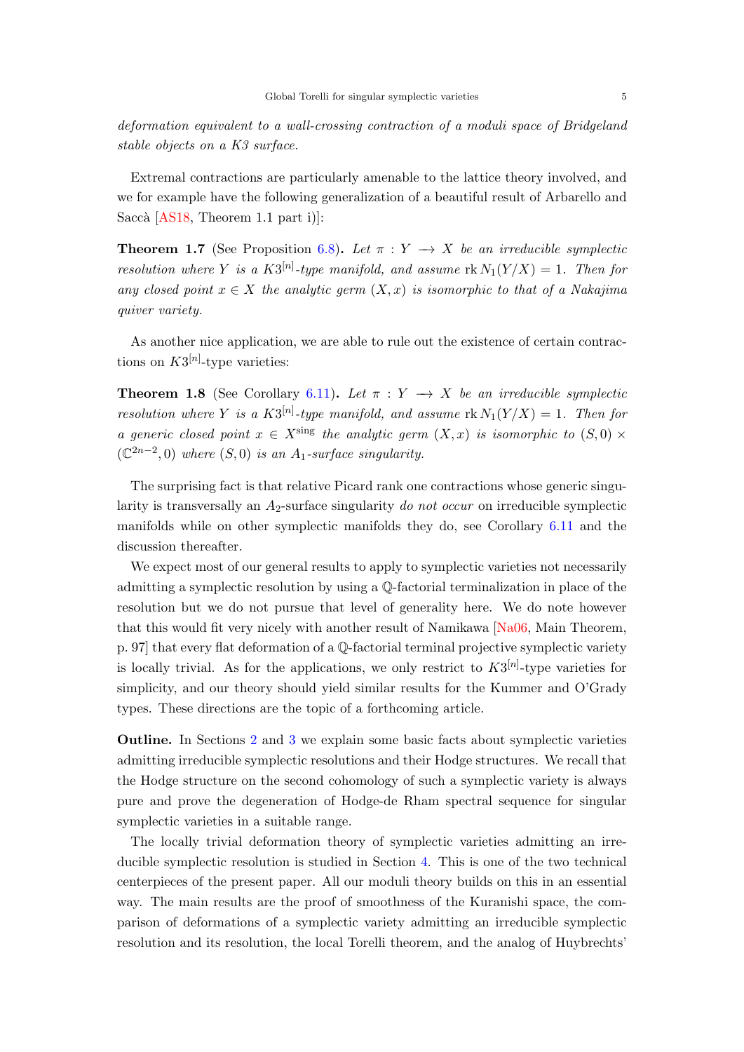*deformation equivalent to a wall-crossing contraction of a moduli space of Bridgeland stable objects on a K3 surface.*

Extremal contractions are particularly amenable to the lattice theory involved, and we for example have the following generalization of a beautiful result of Arbarello and Saccà [AS18, Theorem 1.1 part i)]:

**Theorem 1.7** (See Proposition 6.8)**.** *Let $\pi : Y \longrightarrow X$ be an irreducible symplectic resolution where $Y$ is a $K3^{[n]}$-type manifold, and assume $\operatorname{rk} N_1(Y/X) = 1$. Then for any closed point $x \in X$ the analytic germ $(X, x)$ is isomorphic to that of a Nakajima quiver variety.*

As another nice application, we are able to rule out the existence of certain contractions on $K3^{[n]}$-type varieties:

**Theorem 1.8** (See Corollary 6.11)**.** *Let $\pi : Y \longrightarrow X$ be an irreducible symplectic resolution where $Y$ is a $K3^{[n]}$-type manifold, and assume $\operatorname{rk} N_1(Y/X) = 1$. Then for a generic closed point $x \in X^{\text{sing}}$ the analytic germ $(X, x)$ is isomorphic to $(S, 0) \times (\mathbb{C}^{2n-2}, 0)$ where $(S, 0)$ is an $A_1$-surface singularity.*

The surprising fact is that relative Picard rank one contractions whose generic singularity is transversally an $A_2$-surface singularity *do not occur* on irreducible symplectic manifolds while on other symplectic manifolds they do, see Corollary 6.11 and the discussion thereafter.

We expect most of our general results to apply to symplectic varieties not necessarily admitting a symplectic resolution by using a $\mathbb{Q}$-factorial terminalization in place of the resolution but we do not pursue that level of generality here. We do note however that this would fit very nicely with another result of Namikawa [Na06, Main Theorem, p. 97] that every flat deformation of a $\mathbb{Q}$-factorial terminal projective symplectic variety is locally trivial. As for the applications, we only restrict to $K3^{[n]}$-type varieties for simplicity, and our theory should yield similar results for the Kummer and O'Grady types. These directions are the topic of a forthcoming article.

**Outline.** In Sections 2 and 3 we explain some basic facts about symplectic varieties admitting irreducible symplectic resolutions and their Hodge structures. We recall that the Hodge structure on the second cohomology of such a symplectic variety is always pure and prove the degeneration of Hodge-de Rham spectral sequence for singular symplectic varieties in a suitable range.

The locally trivial deformation theory of symplectic varieties admitting an irreducible symplectic resolution is studied in Section 4. This is one of the two technical centerpieces of the present paper. All our moduli theory builds on this in an essential way. The main results are the proof of smoothness of the Kuranishi space, the comparison of deformations of a symplectic variety admitting an irreducible symplectic resolution and its resolution, the local Torelli theorem, and the analog of Huybrechts'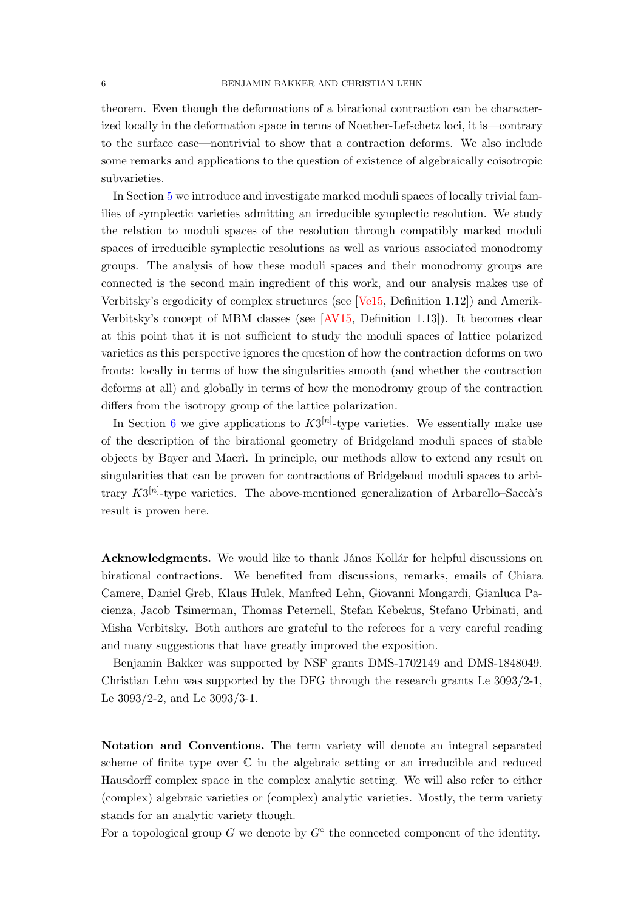theorem. Even though the deformations of a birational contraction can be characterized locally in the deformation space in terms of Noether-Lefschetz loci, it is—contrary to the surface case—nontrivial to show that a contraction deforms. We also include some remarks and applications to the question of existence of algebraically coisotropic subvarieties.

In Section 5 we introduce and investigate marked moduli spaces of locally trivial families of symplectic varieties admitting an irreducible symplectic resolution. We study the relation to moduli spaces of the resolution through compatibly marked moduli spaces of irreducible symplectic resolutions as well as various associated monodromy groups. The analysis of how these moduli spaces and their monodromy groups are connected is the second main ingredient of this work, and our analysis makes use of Verbitsky's ergodicity of complex structures (see [Ve15, Definition 1.12]) and Amerik-Verbitsky's concept of MBM classes (see [AV15, Definition 1.13]). It becomes clear at this point that it is not sufficient to study the moduli spaces of lattice polarized varieties as this perspective ignores the question of how the contraction deforms on two fronts: locally in terms of how the singularities smooth (and whether the contraction deforms at all) and globally in terms of how the monodromy group of the contraction differs from the isotropy group of the lattice polarization.

In Section 6 we give applications to $K3^{[n]}$-type varieties. We essentially make use of the description of the birational geometry of Bridgeland moduli spaces of stable objects by Bayer and Macrì. In principle, our methods allow to extend any result on singularities that can be proven for contractions of Bridgeland moduli spaces to arbitrary $K3^{[n]}$-type varieties. The above-mentioned generalization of Arbarello–Saccà's result is proven here.

**Acknowledgments.** We would like to thank János Kollár for helpful discussions on birational contractions. We benefited from discussions, remarks, emails of Chiara Camere, Daniel Greb, Klaus Hulek, Manfred Lehn, Giovanni Mongardi, Gianluca Pacienza, Jacob Tsimerman, Thomas Peternell, Stefan Kebekus, Stefano Urbinati, and Misha Verbitsky. Both authors are grateful to the referees for a very careful reading and many suggestions that have greatly improved the exposition.

Benjamin Bakker was supported by NSF grants DMS-1702149 and DMS-1848049. Christian Lehn was supported by the DFG through the research grants Le 3093/2-1, Le 3093/2-2, and Le 3093/3-1.

**Notation and Conventions.** The term variety will denote an integral separated scheme of finite type over $\mathbb{C}$ in the algebraic setting or an irreducible and reduced Hausdorff complex space in the complex analytic setting. We will also refer to either (complex) algebraic varieties or (complex) analytic varieties. Mostly, the term variety stands for an analytic variety though.

For a topological group $G$ we denote by $G^\circ$ the connected component of the identity.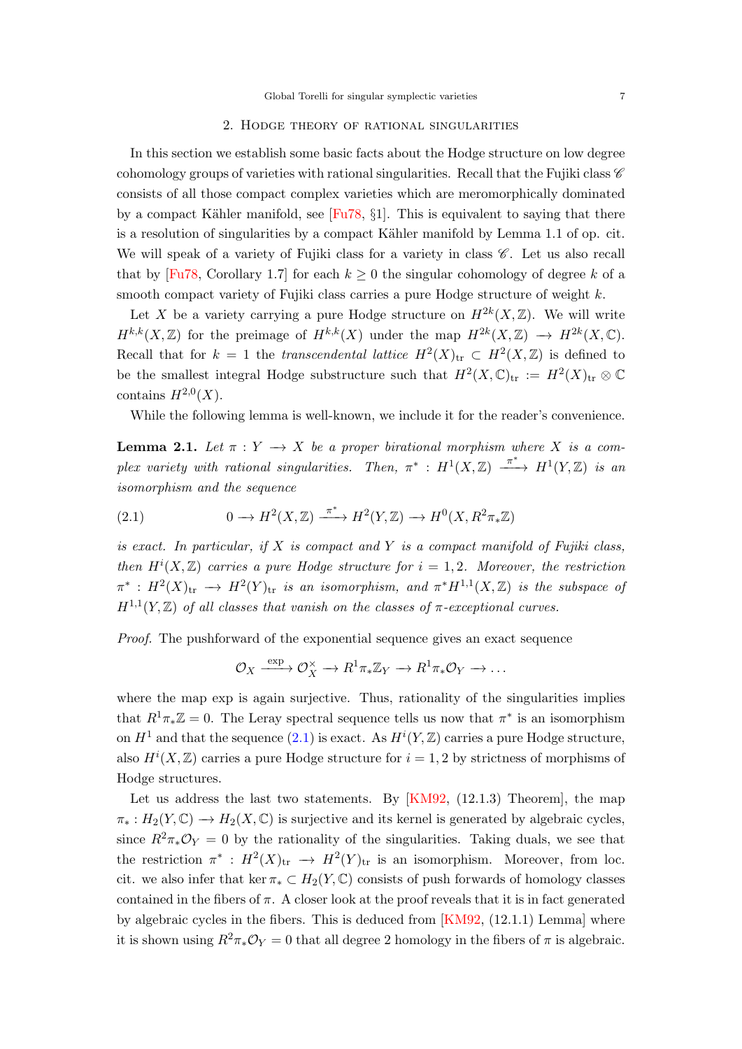## 2. Hodge theory of rational singularities

In this section we establish some basic facts about the Hodge structure on low degree cohomology groups of varieties with rational singularities. Recall that the Fujiki class $\mathscr{C}$ consists of all those compact complex varieties which are meromorphically dominated by a compact Kähler manifold, see [Fu78, §1]. This is equivalent to saying that there is a resolution of singularities by a compact Kähler manifold by Lemma 1.1 of op. cit. We will speak of a variety of Fujiki class for a variety in class $\mathscr{C}$. Let us also recall that by [Fu78, Corollary 1.7] for each $k \geq 0$ the singular cohomology of degree $k$ of a smooth compact variety of Fujiki class carries a pure Hodge structure of weight $k$.

Let $X$ be a variety carrying a pure Hodge structure on $H^{2k}(X,\mathbb{Z})$. We will write $H^{k,k}(X,\mathbb{Z})$ for the preimage of $H^{k,k}(X)$ under the map $H^{2k}(X,\mathbb{Z}) \longrightarrow H^{2k}(X,\mathbb{C})$. Recall that for $k = 1$ the *transcendental lattice* $H^2(X)_{\mathrm{tr}} \subset H^2(X,\mathbb{Z})$ is defined to be the smallest integral Hodge substructure such that $H^2(X,\mathbb{C})_{\mathrm{tr}} := H^2(X)_{\mathrm{tr}} \otimes \mathbb{C}$ contains $H^{2,0}(X)$.

While the following lemma is well-known, we include it for the reader's convenience.

**Lemma 2.1.** *Let $\pi : Y \longrightarrow X$ be a proper birational morphism where $X$ is a complex variety with rational singularities. Then, $\pi^* : H^1(X,\mathbb{Z}) \xrightarrow{\pi^*} H^1(Y,\mathbb{Z})$ is an isomorphism and the sequence*

$$0 \longrightarrow H^2(X,\mathbb{Z}) \xrightarrow{\pi^*} H^2(Y,\mathbb{Z}) \longrightarrow H^0(X, R^2\pi_*\mathbb{Z}) \tag{2.1}$$

*is exact. In particular, if $X$ is compact and $Y$ is a compact manifold of Fujiki class, then $H^i(X,\mathbb{Z})$ carries a pure Hodge structure for $i = 1, 2$. Moreover, the restriction $\pi^* : H^2(X)_{\mathrm{tr}} \longrightarrow H^2(Y)_{\mathrm{tr}}$ is an isomorphism, and $\pi^*H^{1,1}(X,\mathbb{Z})$ is the subspace of $H^{1,1}(Y,\mathbb{Z})$ of all classes that vanish on the classes of $\pi$-exceptional curves.*

*Proof.* The pushforward of the exponential sequence gives an exact sequence

$$\mathcal{O}_X \xrightarrow{\exp} \mathcal{O}_X^\times \longrightarrow R^1\pi_*\mathbb{Z}_Y \longrightarrow R^1\pi_*\mathcal{O}_Y \longrightarrow \dots$$

where the map exp is again surjective. Thus, rationality of the singularities implies that $R^1\pi_*\mathbb{Z} = 0$. The Leray spectral sequence tells us now that $\pi^*$ is an isomorphism on $H^1$ and that the sequence (2.1) is exact. As $H^i(Y,\mathbb{Z})$ carries a pure Hodge structure, also $H^i(X,\mathbb{Z})$ carries a pure Hodge structure for $i = 1, 2$ by strictness of morphisms of Hodge structures.

Let us address the last two statements. By [KM92, (12.1.3) Theorem], the map $\pi_* : H_2(Y,\mathbb{C}) \longrightarrow H_2(X,\mathbb{C})$ is surjective and its kernel is generated by algebraic cycles, since $R^2\pi_*\mathcal{O}_Y = 0$ by the rationality of the singularities. Taking duals, we see that the restriction $\pi^* : H^2(X)_{\mathrm{tr}} \longrightarrow H^2(Y)_{\mathrm{tr}}$ is an isomorphism. Moreover, from loc. cit. we also infer that $\ker \pi_* \subset H_2(Y,\mathbb{C})$ consists of push forwards of homology classes contained in the fibers of $\pi$. A closer look at the proof reveals that it is in fact generated by algebraic cycles in the fibers. This is deduced from [KM92, (12.1.1) Lemma] where it is shown using $R^2\pi_*\mathcal{O}_Y = 0$ that all degree 2 homology in the fibers of $\pi$ is algebraic.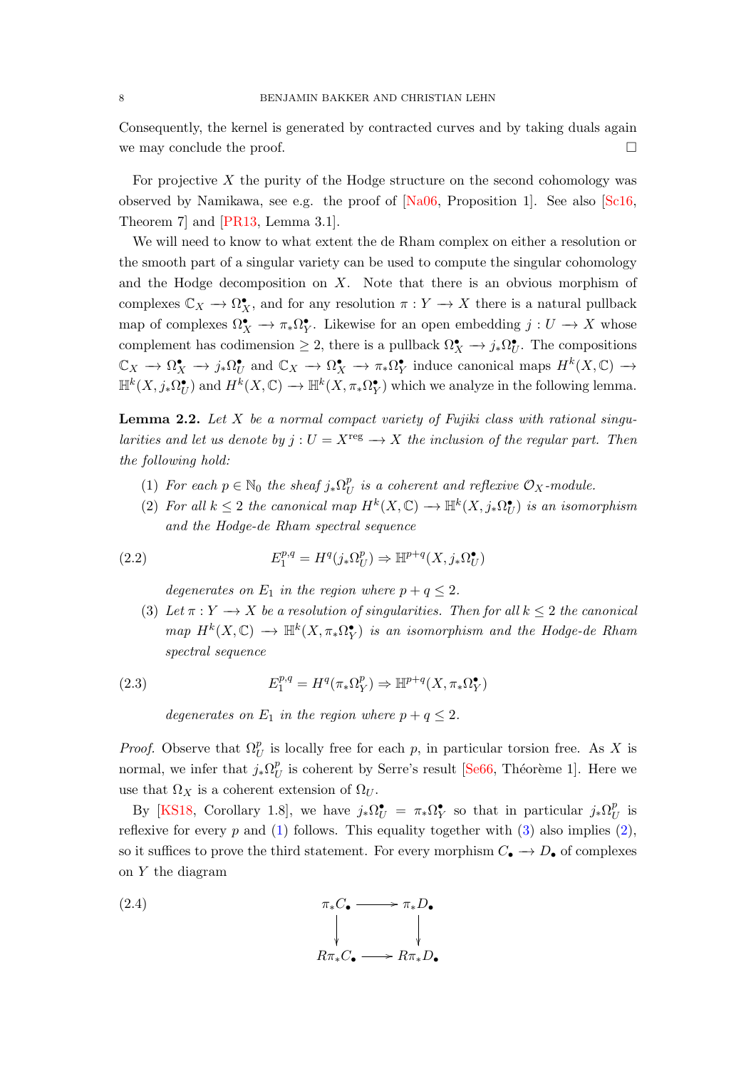Consequently, the kernel is generated by contracted curves and by taking duals again we may conclude the proof. □

For projective $X$ the purity of the Hodge structure on the second cohomology was observed by Namikawa, see e.g. the proof of [Na06, Proposition 1]. See also [Sc16, Theorem 7] and [PR13, Lemma 3.1].

We will need to know to what extent the de Rham complex on either a resolution or the smooth part of a singular variety can be used to compute the singular cohomology and the Hodge decomposition on $X$. Note that there is an obvious morphism of complexes $\mathbb{C}_X \longrightarrow \Omega_X^\bullet$, and for any resolution $\pi : Y \longrightarrow X$ there is a natural pullback map of complexes $\Omega_X^\bullet \longrightarrow \pi_*\Omega_Y^\bullet$. Likewise for an open embedding $j : U \longrightarrow X$ whose complement has codimension $\geq 2$, there is a pullback $\Omega_X^\bullet \longrightarrow j_*\Omega_U^\bullet$. The compositions $\mathbb{C}_X \longrightarrow \Omega_X^\bullet \longrightarrow j_*\Omega_U^\bullet$ and $\mathbb{C}_X \longrightarrow \Omega_X^\bullet \longrightarrow \pi_*\Omega_Y^\bullet$ induce canonical maps $H^k(X,\mathbb{C}) \longrightarrow \mathbb{H}^k(X, j_*\Omega_U^\bullet)$ and $H^k(X,\mathbb{C}) \longrightarrow \mathbb{H}^k(X, \pi_*\Omega_Y^\bullet)$ which we analyze in the following lemma.

**Lemma 2.2.** *Let $X$ be a normal compact variety of Fujiki class with rational singularities and let us denote by $j : U = X^{\mathrm{reg}} \longrightarrow X$ the inclusion of the regular part. Then the following hold:*

1. *For each $p \in \mathbb{N}_0$ the sheaf $j_*\Omega_U^p$ is a coherent and reflexive $\mathcal{O}_X$-module.*
2. *For all $k \leq 2$ the canonical map $H^k(X,\mathbb{C}) \longrightarrow \mathbb{H}^k(X, j_*\Omega_U^\bullet)$ is an isomorphism and the Hodge-de Rham spectral sequence*

$$E_1^{p,q} = H^q(j_*\Omega_U^p) \Rightarrow \mathbb{H}^{p+q}(X, j_*\Omega_U^\bullet) \tag{2.2}$$

   *degenerates on $E_1$ in the region where $p + q \leq 2$.*
3. *Let $\pi : Y \longrightarrow X$ be a resolution of singularities. Then for all $k \leq 2$ the canonical map $H^k(X,\mathbb{C}) \longrightarrow \mathbb{H}^k(X, \pi_*\Omega_Y^\bullet)$ is an isomorphism and the Hodge-de Rham spectral sequence*

$$E_1^{p,q} = H^q(\pi_*\Omega_Y^p) \Rightarrow \mathbb{H}^{p+q}(X, \pi_*\Omega_Y^\bullet) \tag{2.3}$$

   *degenerates on $E_1$ in the region where $p + q \leq 2$.*

*Proof.* Observe that $\Omega_U^p$ is locally free for each $p$, in particular torsion free. As $X$ is normal, we infer that $j_*\Omega_U^p$ is coherent by Serre's result [Se66, Théorème 1]. Here we use that $\Omega_X$ is a coherent extension of $\Omega_U$.

By [KS18, Corollary 1.8], we have $j_*\Omega_U^\bullet = \pi_*\Omega_Y^\bullet$ so that in particular $j_*\Omega_U^p$ is reflexive for every $p$ and (1) follows. This equality together with (3) also implies (2), so it suffices to prove the third statement. For every morphism $C_\bullet \longrightarrow D_\bullet$ of complexes on $Y$ the diagram

$$\begin{array}{ccc} \pi_*C_\bullet & \longrightarrow & \pi_*D_\bullet \\ \downarrow & & \downarrow \\ R\pi_*C_\bullet & \longrightarrow & R\pi_*D_\bullet \end{array} \tag{2.4}$$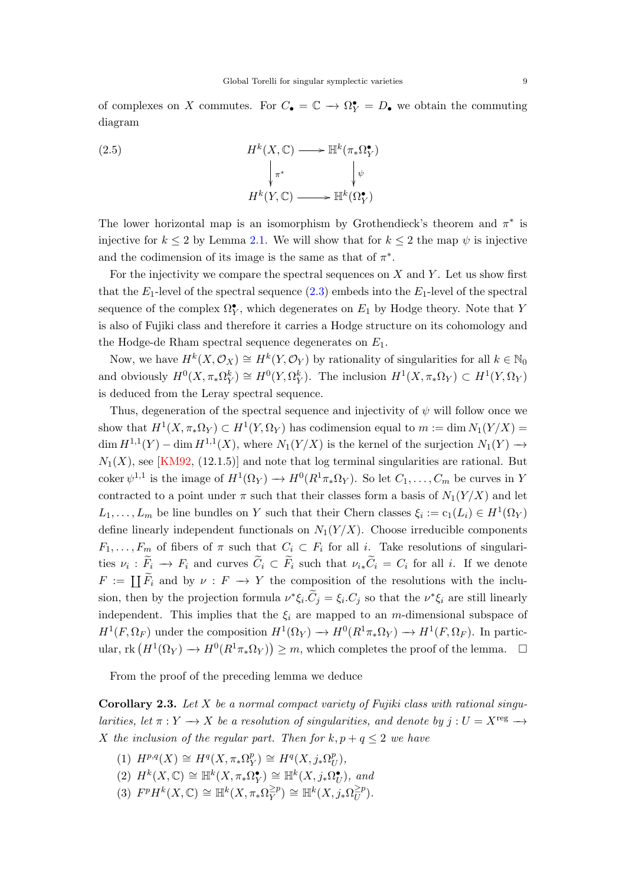of complexes on $X$ commutes. For $C_\bullet = \mathbb{C} \to \Omega_Y^\bullet = D_\bullet$ we obtain the commuting diagram

$$
\begin{array}{ccc}
H^k(X,\mathbb{C}) & \longrightarrow & \mathbb{H}^k(\pi_*\Omega_Y^\bullet) \\
\downarrow{\scriptstyle \pi^*} & & \downarrow{\scriptstyle \psi} \\
H^k(Y,\mathbb{C}) & \longrightarrow & \mathbb{H}^k(\Omega_Y^\bullet)
\end{array}
\tag{2.5}
$$

The lower horizontal map is an isomorphism by Grothendieck's theorem and $\pi^*$ is injective for $k \leq 2$ by Lemma 2.1. We will show that for $k \leq 2$ the map $\psi$ is injective and the codimension of its image is the same as that of $\pi^*$.

For the injectivity we compare the spectral sequences on $X$ and $Y$. Let us show first that the $E_1$-level of the spectral sequence (2.3) embeds into the $E_1$-level of the spectral sequence of the complex $\Omega_Y^\bullet$, which degenerates on $E_1$ by Hodge theory. Note that $Y$ is also of Fujiki class and therefore it carries a Hodge structure on its cohomology and the Hodge-de Rham spectral sequence degenerates on $E_1$.

Now, we have $H^k(X,\mathcal{O}_X) \cong H^k(Y,\mathcal{O}_Y)$ by rationality of singularities for all $k \in \mathbb{N}_0$ and obviously $H^0(X,\pi_*\Omega_Y^k) \cong H^0(Y,\Omega_Y^k)$. The inclusion $H^1(X,\pi_*\Omega_Y) \subset H^1(Y,\Omega_Y)$ is deduced from the Leray spectral sequence.

Thus, degeneration of the spectral sequence and injectivity of $\psi$ will follow once we show that $H^1(X,\pi_*\Omega_Y) \subset H^1(Y,\Omega_Y)$ has codimension equal to $m := \dim N_1(Y/X) = \dim H^{1,1}(Y) - \dim H^{1,1}(X)$, where $N_1(Y/X)$ is the kernel of the surjection $N_1(Y) \to N_1(X)$, see [KM92, (12.1.5)] and note that log terminal singularities are rational. But $\operatorname{coker}\psi^{1,1}$ is the image of $H^1(\Omega_Y) \to H^0(R^1\pi_*\Omega_Y)$. So let $C_1,\ldots,C_m$ be curves in $Y$ contracted to a point under $\pi$ such that their classes form a basis of $N_1(Y/X)$ and let $L_1,\ldots,L_m$ be line bundles on $Y$ such that their Chern classes $\xi_i := c_1(L_i) \in H^1(\Omega_Y)$ define linearly independent functionals on $N_1(Y/X)$. Choose irreducible components $F_1,\ldots,F_m$ of fibers of $\pi$ such that $C_i \subset F_i$ for all $i$. Take resolutions of singularities $\nu_i : \widetilde{F}_i \to F_i$ and curves $\widetilde{C}_i \subset \widetilde{F}_i$ such that $\nu_{i*}\widetilde{C}_i = C_i$ for all $i$. If we denote $F := \coprod \widetilde{F}_i$ and by $\nu : F \to Y$ the composition of the resolutions with the inclusion, then by the projection formula $\nu^*\xi_i.\widetilde{C}_j = \xi_i.C_j$ so that the $\nu^*\xi_i$ are still linearly independent. This implies that the $\xi_i$ are mapped to an $m$-dimensional subspace of $H^1(F,\Omega_F)$ under the composition $H^1(\Omega_Y) \to H^0(R^1\pi_*\Omega_Y) \to H^1(F,\Omega_F)$. In particular, $\operatorname{rk}\left(H^1(\Omega_Y) \to H^0(R^1\pi_*\Omega_Y)\right) \geq m$, which completes the proof of the lemma. $\square$

From the proof of the preceding lemma we deduce

**Corollary 2.3.** *Let $X$ be a normal compact variety of Fujiki class with rational singularities, let $\pi : Y \to X$ be a resolution of singularities, and denote by $j : U = X^{\mathrm{reg}} \to X$ the inclusion of the regular part. Then for $k, p+q \leq 2$ we have*

1. $H^{p,q}(X) \cong H^q(X,\pi_*\Omega_Y^p) \cong H^q(X,j_*\Omega_U^p)$,
2. $H^k(X,\mathbb{C}) \cong \mathbb{H}^k(X,\pi_*\Omega_Y^\bullet) \cong \mathbb{H}^k(X,j_*\Omega_U^\bullet)$, *and*
3. $F^pH^k(X,\mathbb{C}) \cong \mathbb{H}^k(X,\pi_*\Omega_Y^{\geq p}) \cong \mathbb{H}^k(X,j_*\Omega_U^{\geq p})$.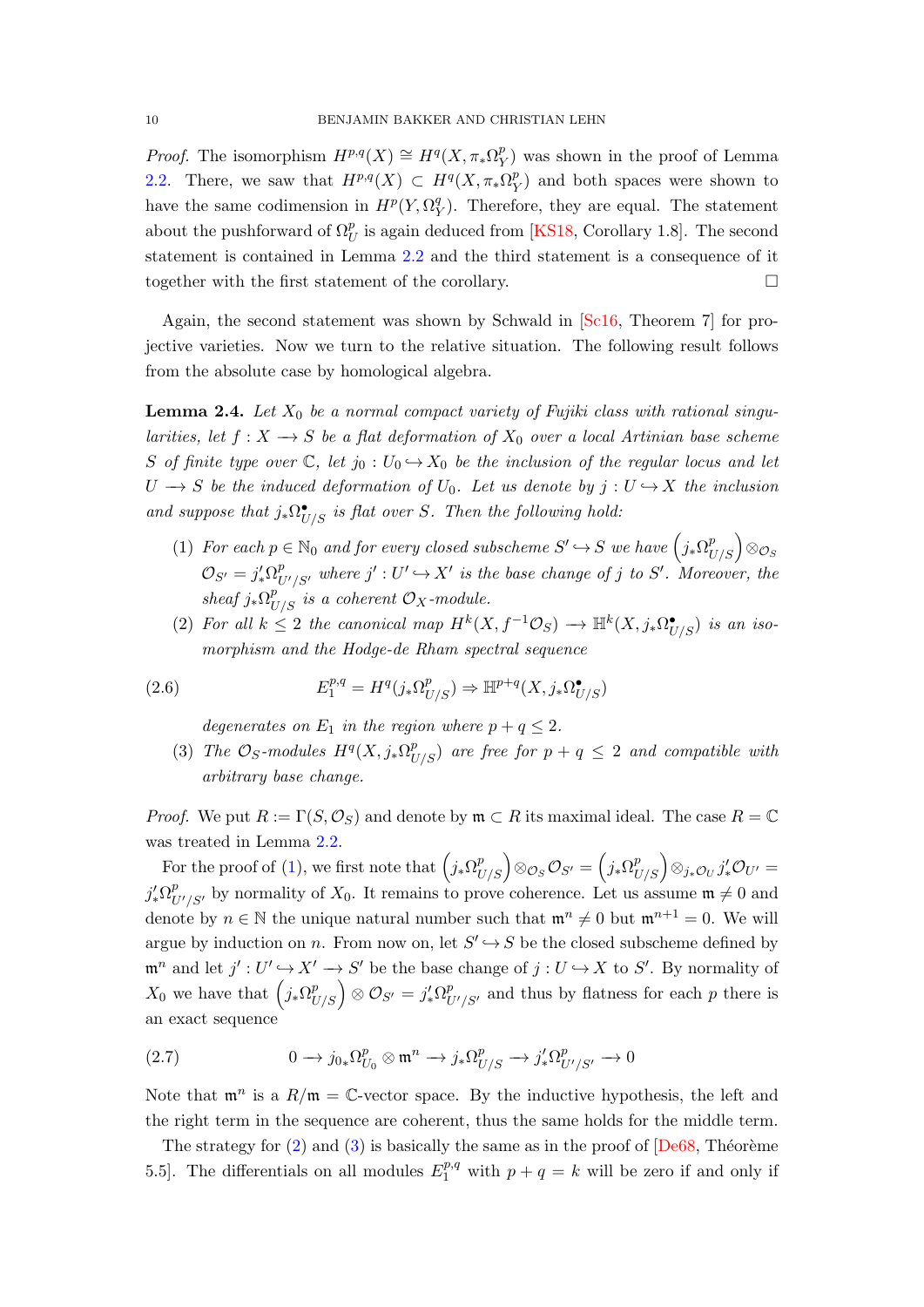*Proof.* The isomorphism $H^{p,q}(X) \cong H^q(X, \pi_*\Omega_Y^p)$ was shown in the proof of Lemma 2.2. There, we saw that $H^{p,q}(X) \subset H^q(X, \pi_*\Omega_Y^p)$ and both spaces were shown to have the same codimension in $H^p(Y, \Omega_Y^q)$. Therefore, they are equal. The statement about the pushforward of $\Omega_U^p$ is again deduced from [KS18, Corollary 1.8]. The second statement is contained in Lemma 2.2 and the third statement is a consequence of it together with the first statement of the corollary. □

Again, the second statement was shown by Schwald in [Sc16, Theorem 7] for projective varieties. Now we turn to the relative situation. The following result follows from the absolute case by homological algebra.

**Lemma 2.4.** *Let $X_0$ be a normal compact variety of Fujiki class with rational singularities, let $f : X \longrightarrow S$ be a flat deformation of $X_0$ over a local Artinian base scheme $S$ of finite type over $\mathbb{C}$, let $j_0 : U_0 \hookrightarrow X_0$ be the inclusion of the regular locus and let $U \longrightarrow S$ be the induced deformation of $U_0$. Let us denote by $j : U \hookrightarrow X$ the inclusion and suppose that $j_*\Omega^\bullet_{U/S}$ is flat over $S$. Then the following hold:*

1. *For each $p \in \mathbb{N}_0$ and for every closed subscheme $S' \hookrightarrow S$ we have $\left(j_*\Omega^p_{U/S}\right) \otimes_{\mathcal{O}_S} \mathcal{O}_{S'} = j'_*\Omega^p_{U'/S'}$ where $j' : U' \hookrightarrow X'$ is the base change of $j$ to $S'$. Moreover, the sheaf $j_*\Omega^p_{U/S}$ is a coherent $\mathcal{O}_X$-module.*
2. *For all $k \leq 2$ the canonical map $H^k(X, f^{-1}\mathcal{O}_S) \longrightarrow \mathbb{H}^k(X, j_*\Omega^\bullet_{U/S})$ is an isomorphism and the Hodge-de Rham spectral sequence*
$$E_1^{p,q} = H^q(j_*\Omega^p_{U/S}) \Rightarrow \mathbb{H}^{p+q}(X, j_*\Omega^\bullet_{U/S}) \tag{2.6}$$
*degenerates on $E_1$ in the region where $p + q \leq 2$.*
3. *The $\mathcal{O}_S$-modules $H^q(X, j_*\Omega^p_{U/S})$ are free for $p + q \leq 2$ and compatible with arbitrary base change.*

*Proof.* We put $R := \Gamma(S, \mathcal{O}_S)$ and denote by $\mathfrak{m} \subset R$ its maximal ideal. The case $R = \mathbb{C}$ was treated in Lemma 2.2.

For the proof of (1), we first note that $\left(j_*\Omega^p_{U/S}\right) \otimes_{\mathcal{O}_S} \mathcal{O}_{S'} = \left(j_*\Omega^p_{U/S}\right) \otimes_{j_*\mathcal{O}_U} j'_*\mathcal{O}_{U'} = j'_*\Omega^p_{U'/S'}$ by normality of $X_0$. It remains to prove coherence. Let us assume $\mathfrak{m} \neq 0$ and denote by $n \in \mathbb{N}$ the unique natural number such that $\mathfrak{m}^n \neq 0$ but $\mathfrak{m}^{n+1} = 0$. We will argue by induction on $n$. From now on, let $S' \hookrightarrow S$ be the closed subscheme defined by $\mathfrak{m}^n$ and let $j' : U' \hookrightarrow X' \longrightarrow S'$ be the base change of $j : U \hookrightarrow X$ to $S'$. By normality of $X_0$ we have that $\left(j_*\Omega^p_{U/S}\right) \otimes \mathcal{O}_{S'} = j'_*\Omega^p_{U'/S'}$ and thus by flatness for each $p$ there is an exact sequence

$$0 \longrightarrow j_{0*}\Omega^p_{U_0} \otimes \mathfrak{m}^n \longrightarrow j_*\Omega^p_{U/S} \longrightarrow j'_*\Omega^p_{U'/S'} \longrightarrow 0 \tag{2.7}$$

Note that $\mathfrak{m}^n$ is a $R/\mathfrak{m} = \mathbb{C}$-vector space. By the inductive hypothesis, the left and the right term in the sequence are coherent, thus the same holds for the middle term.

The strategy for (2) and (3) is basically the same as in the proof of [De68, Théorème 5.5]. The differentials on all modules $E_1^{p,q}$ with $p + q = k$ will be zero if and only if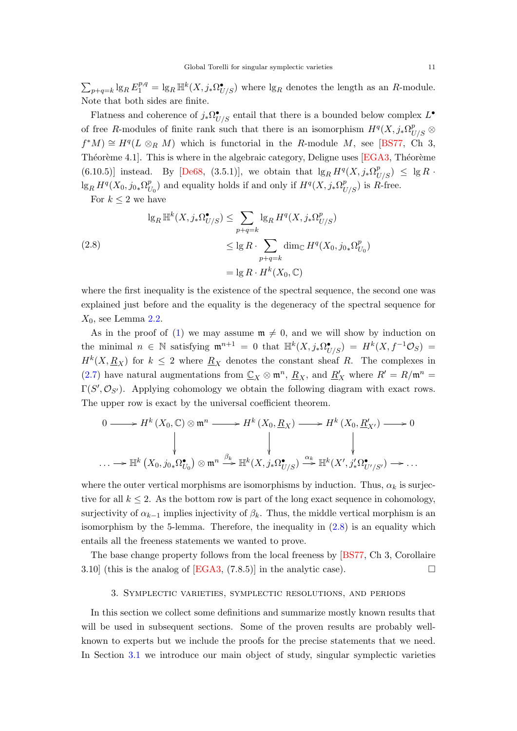$\sum_{p+q=k} \lg_R E_1^{p,q} = \lg_R \mathbb{H}^k(X, j_*\Omega^\bullet_{U/S})$ where $\lg_R$ denotes the length as an $R$-module. Note that both sides are finite.

Flatness and coherence of $j_*\Omega^\bullet_{U/S}$ entail that there is a bounded below complex $L^\bullet$ of free $R$-modules of finite rank such that there is an isomorphism $H^q(X, j_*\Omega^p_{U/S} \otimes f^*M) \cong H^q(L \otimes_R M)$ which is functorial in the $R$-module $M$, see [BS77, Ch 3, Théorème 4.1]. This is where in the algebraic category, Deligne uses [EGA3, Théorème (6.10.5)] instead. By [De68, (3.5.1)], we obtain that $\lg_R H^q(X, j_*\Omega^p_{U/S}) \leq \lg R \cdot \lg_R H^q(X_0, j_{0*}\Omega^p_{U_0})$ and equality holds if and only if $H^q(X, j_*\Omega^p_{U/S})$ is $R$-free.

For $k \leq 2$ we have

$$
\begin{aligned}
\lg_R \mathbb{H}^k(X, j_*\Omega^\bullet_{U/S}) &\leq \sum_{p+q=k} \lg_R H^q(X, j_*\Omega^p_{U/S}) \\
&\leq \lg R \cdot \sum_{p+q=k} \dim_{\mathbb{C}} H^q(X_0, j_{0*}\Omega^p_{U_0}) \qquad (2.8)\\
&= \lg R \cdot H^k(X_0, \mathbb{C})
\end{aligned}
$$

where the first inequality is the existence of the spectral sequence, the second one was explained just before and the equality is the degeneracy of the spectral sequence for $X_0$, see Lemma 2.2.

As in the proof of (1) we may assume $\mathfrak{m} \neq 0$, and we will show by induction on the minimal $n \in \mathbb{N}$ satisfying $\mathfrak{m}^{n+1} = 0$ that $\mathbb{H}^k(X, j_*\Omega^\bullet_{U/S}) = H^k(X, f^{-1}\mathcal{O}_S) = H^k(X, \underline{R}_X)$ for $k \leq 2$ where $\underline{R}_X$ denotes the constant sheaf $R$. The complexes in (2.7) have natural augmentations from $\underline{\mathbb{C}}_X \otimes \mathfrak{m}^n$, $\underline{R}_X$, and $\underline{R}'_X$ where $R' = R/\mathfrak{m}^n = \Gamma(S', \mathcal{O}_{S'})$. Applying cohomology we obtain the following diagram with exact rows. The upper row is exact by the universal coefficient theorem.

$$
\begin{array}{ccccccc}
0 \to & H^k(X_0, \mathbb{C}) \otimes \mathfrak{m}^n & \to & H^k(X_0, \underline{R}_X) & \to & H^k(X_0, \underline{R}'_{X'}) & \to 0 \\
& \downarrow & & \downarrow & & \downarrow & \\
\ldots \to & \mathbb{H}^k(X_0, j_{0*}\Omega^\bullet_{U_0}) \otimes \mathfrak{m}^n & \xrightarrow{\beta_k} & \mathbb{H}^k(X, j_*\Omega^\bullet_{U/S}) & \xrightarrow{\alpha_k} & \mathbb{H}^k(X', j'_*\Omega^\bullet_{U'/S'}) & \to \ldots
\end{array}
$$

where the outer vertical morphisms are isomorphisms by induction. Thus, $\alpha_k$ is surjective for all $k \leq 2$. As the bottom row is part of the long exact sequence in cohomology, surjectivity of $\alpha_{k-1}$ implies injectivity of $\beta_k$. Thus, the middle vertical morphism is an isomorphism by the 5-lemma. Therefore, the inequality in (2.8) is an equality which entails all the freeness statements we wanted to prove.

The base change property follows from the local freeness by [BS77, Ch 3, Corollaire 3.10] (this is the analog of [EGA3, (7.8.5)] in the analytic case). □

## 3. Symplectic varieties, symplectic resolutions, and periods

In this section we collect some definitions and summarize mostly known results that will be used in subsequent sections. Some of the proven results are probably well-known to experts but we include the proofs for the precise statements that we need. In Section 3.1 we introduce our main object of study, singular symplectic varieties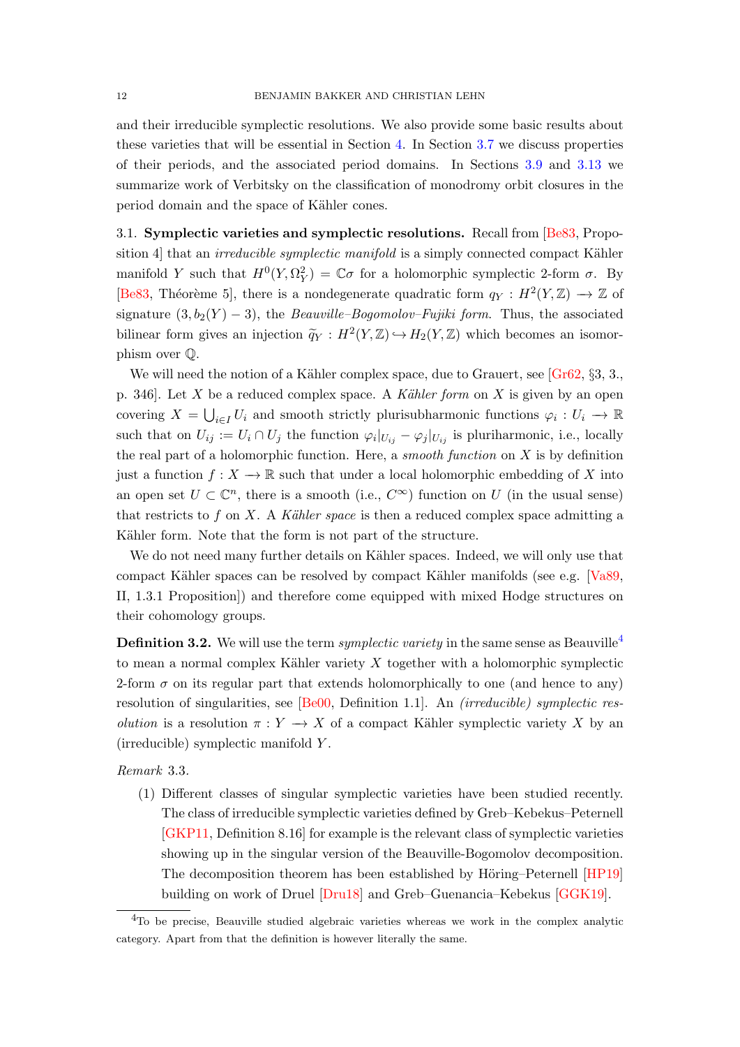and their irreducible symplectic resolutions. We also provide some basic results about these varieties that will be essential in Section 4. In Section 3.7 we discuss properties of their periods, and the associated period domains. In Sections 3.9 and 3.13 we summarize work of Verbitsky on the classification of monodromy orbit closures in the period domain and the space of Kähler cones.

### 3.1. Symplectic varieties and symplectic resolutions.

Recall from [Be83, Proposition 4] that an *irreducible symplectic manifold* is a simply connected compact Kähler manifold $Y$ such that $H^0(Y, \Omega_Y^2) = \mathbb{C}\sigma$ for a holomorphic symplectic 2-form $\sigma$. By [Be83, Théorème 5], there is a nondegenerate quadratic form $q_Y : H^2(Y, \mathbb{Z}) \to \mathbb{Z}$ of signature $(3, b_2(Y) - 3)$, the *Beauville–Bogomolov–Fujiki form*. Thus, the associated bilinear form gives an injection $\widetilde{q}_Y : H^2(Y, \mathbb{Z}) \hookrightarrow H_2(Y, \mathbb{Z})$ which becomes an isomorphism over $\mathbb{Q}$.

We will need the notion of a Kähler complex space, due to Grauert, see [Gr62, §3, 3., p. 346]. Let $X$ be a reduced complex space. A *Kähler form* on $X$ is given by an open covering $X = \bigcup_{i \in I} U_i$ and smooth strictly plurisubharmonic functions $\varphi_i : U_i \to \mathbb{R}$ such that on $U_{ij} := U_i \cap U_j$ the function $\varphi_i|_{U_{ij}} - \varphi_j|_{U_{ij}}$ is pluriharmonic, i.e., locally the real part of a holomorphic function. Here, a *smooth function* on $X$ is by definition just a function $f : X \to \mathbb{R}$ such that under a local holomorphic embedding of $X$ into an open set $U \subset \mathbb{C}^n$, there is a smooth (i.e., $C^\infty$) function on $U$ (in the usual sense) that restricts to $f$ on $X$. A *Kähler space* is then a reduced complex space admitting a Kähler form. Note that the form is not part of the structure.

We do not need many further details on Kähler spaces. Indeed, we will only use that compact Kähler spaces can be resolved by compact Kähler manifolds (see e.g. [Va89, II, 1.3.1 Proposition]) and therefore come equipped with mixed Hodge structures on their cohomology groups.

**Definition 3.2.** We will use the term *symplectic variety* in the same sense as Beauville[4] to mean a normal complex Kähler variety $X$ together with a holomorphic symplectic 2-form $\sigma$ on its regular part that extends holomorphically to one (and hence to any) resolution of singularities, see [Be00, Definition 1.1]. An *(irreducible) symplectic resolution* is a resolution $\pi : Y \to X$ of a compact Kähler symplectic variety $X$ by an (irreducible) symplectic manifold $Y$.

*Remark* 3.3.

(1) Different classes of singular symplectic varieties have been studied recently. The class of irreducible symplectic varieties defined by Greb–Kebekus–Peternell [GKP11, Definition 8.16] for example is the relevant class of symplectic varieties showing up in the singular version of the Beauville-Bogomolov decomposition. The decomposition theorem has been established by Höring–Peternell [HP19] building on work of Druel [Dru18] and Greb–Guenancia–Kebekus [GGK19].

[4] To be precise, Beauville studied algebraic varieties whereas we work in the complex analytic category. Apart from that the definition is however literally the same.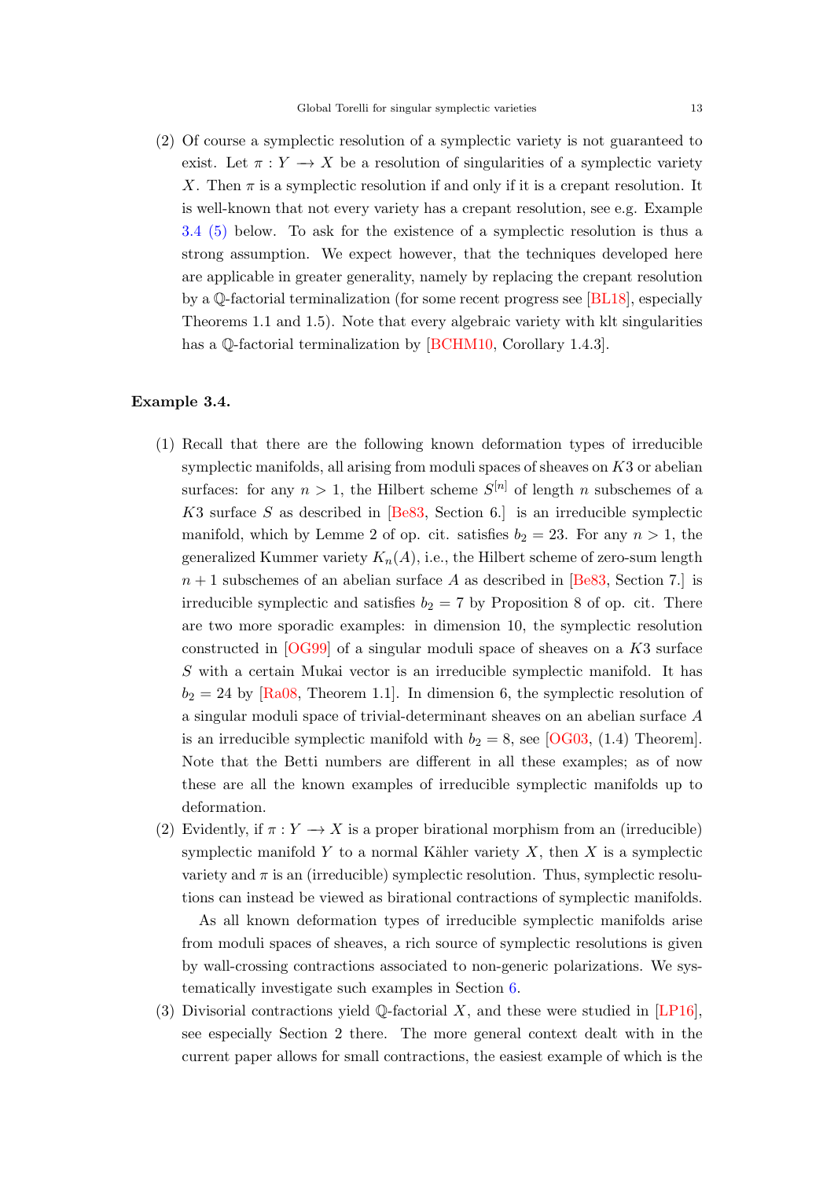(2) Of course a symplectic resolution of a symplectic variety is not guaranteed to exist. Let $\pi : Y \longrightarrow X$ be a resolution of singularities of a symplectic variety $X$. Then $\pi$ is a symplectic resolution if and only if it is a crepant resolution. It is well-known that not every variety has a crepant resolution, see e.g. Example 3.4 (5) below. To ask for the existence of a symplectic resolution is thus a strong assumption. We expect however, that the techniques developed here are applicable in greater generality, namely by replacing the crepant resolution by a $\mathbb{Q}$-factorial terminalization (for some recent progress see [BL18], especially Theorems 1.1 and 1.5). Note that every algebraic variety with klt singularities has a $\mathbb{Q}$-factorial terminalization by [BCHM10, Corollary 1.4.3].

**Example 3.4.**

(1) Recall that there are the following known deformation types of irreducible symplectic manifolds, all arising from moduli spaces of sheaves on $K3$ or abelian surfaces: for any $n > 1$, the Hilbert scheme $S^{[n]}$ of length $n$ subschemes of a $K3$ surface $S$ as described in [Be83, Section 6.] is an irreducible symplectic manifold, which by Lemme 2 of op. cit. satisfies $b_2 = 23$. For any $n > 1$, the generalized Kummer variety $K_n(A)$, i.e., the Hilbert scheme of zero-sum length $n+1$ subschemes of an abelian surface $A$ as described in [Be83, Section 7.] is irreducible symplectic and satisfies $b_2 = 7$ by Proposition 8 of op. cit. There are two more sporadic examples: in dimension 10, the symplectic resolution constructed in [OG99] of a singular moduli space of sheaves on a $K3$ surface $S$ with a certain Mukai vector is an irreducible symplectic manifold. It has $b_2 = 24$ by [Ra08, Theorem 1.1]. In dimension 6, the symplectic resolution of a singular moduli space of trivial-determinant sheaves on an abelian surface $A$ is an irreducible symplectic manifold with $b_2 = 8$, see [OG03, (1.4) Theorem]. Note that the Betti numbers are different in all these examples; as of now these are all the known examples of irreducible symplectic manifolds up to deformation.

(2) Evidently, if $\pi : Y \longrightarrow X$ is a proper birational morphism from an (irreducible) symplectic manifold $Y$ to a normal Kähler variety $X$, then $X$ is a symplectic variety and $\pi$ is an (irreducible) symplectic resolution. Thus, symplectic resolutions can instead be viewed as birational contractions of symplectic manifolds.

As all known deformation types of irreducible symplectic manifolds arise from moduli spaces of sheaves, a rich source of symplectic resolutions is given by wall-crossing contractions associated to non-generic polarizations. We systematically investigate such examples in Section 6.

(3) Divisorial contractions yield $\mathbb{Q}$-factorial $X$, and these were studied in [LP16], see especially Section 2 there. The more general context dealt with in the current paper allows for small contractions, the easiest example of which is the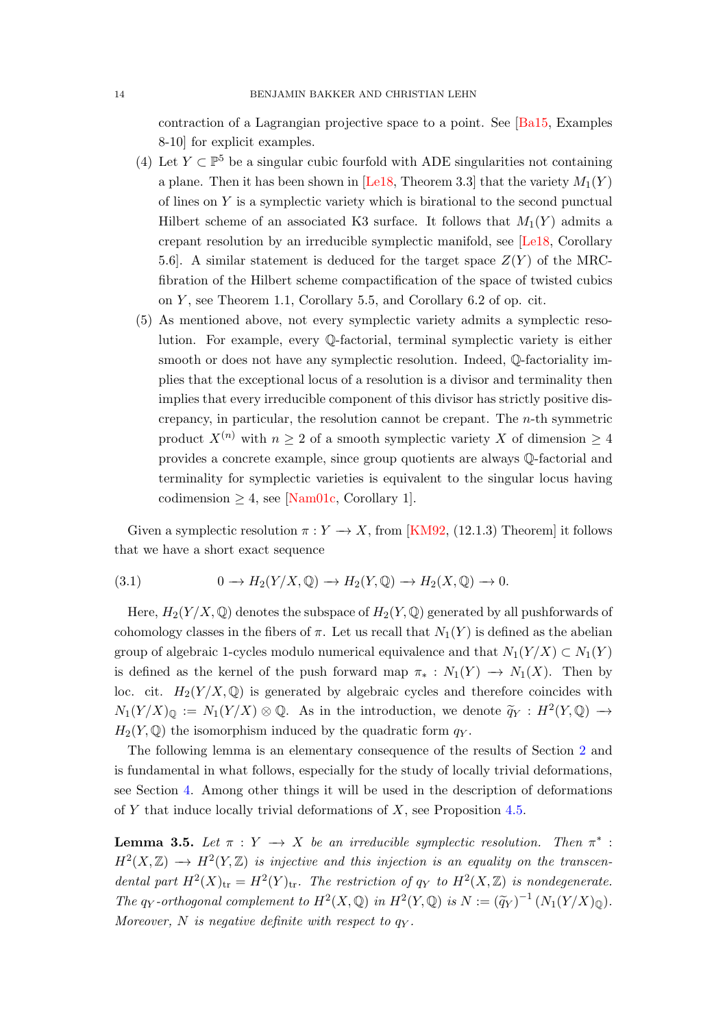contraction of a Lagrangian projective space to a point. See [Ba15, Examples 8-10] for explicit examples.

(4) Let $Y \subset \mathbb{P}^5$ be a singular cubic fourfold with ADE singularities not containing a plane. Then it has been shown in [Le18, Theorem 3.3] that the variety $M_1(Y)$ of lines on $Y$ is a symplectic variety which is birational to the second punctual Hilbert scheme of an associated K3 surface. It follows that $M_1(Y)$ admits a crepant resolution by an irreducible symplectic manifold, see [Le18, Corollary 5.6]. A similar statement is deduced for the target space $Z(Y)$ of the MRC-fibration of the Hilbert scheme compactification of the space of twisted cubics on $Y$, see Theorem 1.1, Corollary 5.5, and Corollary 6.2 of op. cit.

(5) As mentioned above, not every symplectic variety admits a symplectic resolution. For example, every $\mathbb{Q}$-factorial, terminal symplectic variety is either smooth or does not have any symplectic resolution. Indeed, $\mathbb{Q}$-factoriality implies that the exceptional locus of a resolution is a divisor and terminality then implies that every irreducible component of this divisor has strictly positive discrepancy, in particular, the resolution cannot be crepant. The $n$-th symmetric product $X^{(n)}$ with $n \geq 2$ of a smooth symplectic variety $X$ of dimension $\geq 4$ provides a concrete example, since group quotients are always $\mathbb{Q}$-factorial and terminality for symplectic varieties is equivalent to the singular locus having codimension $\geq 4$, see [Nam01c, Corollary 1].

Given a symplectic resolution $\pi : Y \longrightarrow X$, from [KM92, (12.1.3) Theorem] it follows that we have a short exact sequence

$$0 \longrightarrow H_2(Y/X, \mathbb{Q}) \longrightarrow H_2(Y, \mathbb{Q}) \longrightarrow H_2(X, \mathbb{Q}) \longrightarrow 0. \tag{3.1}$$

Here, $H_2(Y/X, \mathbb{Q})$ denotes the subspace of $H_2(Y, \mathbb{Q})$ generated by all pushforwards of cohomology classes in the fibers of $\pi$. Let us recall that $N_1(Y)$ is defined as the abelian group of algebraic 1-cycles modulo numerical equivalence and that $N_1(Y/X) \subset N_1(Y)$ is defined as the kernel of the push forward map $\pi_* : N_1(Y) \longrightarrow N_1(X)$. Then by loc. cit. $H_2(Y/X, \mathbb{Q})$ is generated by algebraic cycles and therefore coincides with $N_1(Y/X)_\mathbb{Q} := N_1(Y/X) \otimes \mathbb{Q}$. As in the introduction, we denote $\widetilde{q}_Y : H^2(Y, \mathbb{Q}) \to H_2(Y, \mathbb{Q})$ the isomorphism induced by the quadratic form $q_Y$.

The following lemma is an elementary consequence of the results of Section 2 and is fundamental in what follows, especially for the study of locally trivial deformations, see Section 4. Among other things it will be used in the description of deformations of $Y$ that induce locally trivial deformations of $X$, see Proposition 4.5.

**Lemma 3.5.** *Let $\pi : Y \longrightarrow X$ be an irreducible symplectic resolution. Then $\pi^* : H^2(X, \mathbb{Z}) \longrightarrow H^2(Y, \mathbb{Z})$ is injective and this injection is an equality on the transcendental part $H^2(X)_{\mathrm{tr}} = H^2(Y)_{\mathrm{tr}}$. The restriction of $q_Y$ to $H^2(X, \mathbb{Z})$ is nondegenerate. The $q_Y$-orthogonal complement to $H^2(X, \mathbb{Q})$ in $H^2(Y, \mathbb{Q})$ is $N := (\widetilde{q}_Y)^{-1}(N_1(Y/X)_\mathbb{Q})$. Moreover, $N$ is negative definite with respect to $q_Y$.*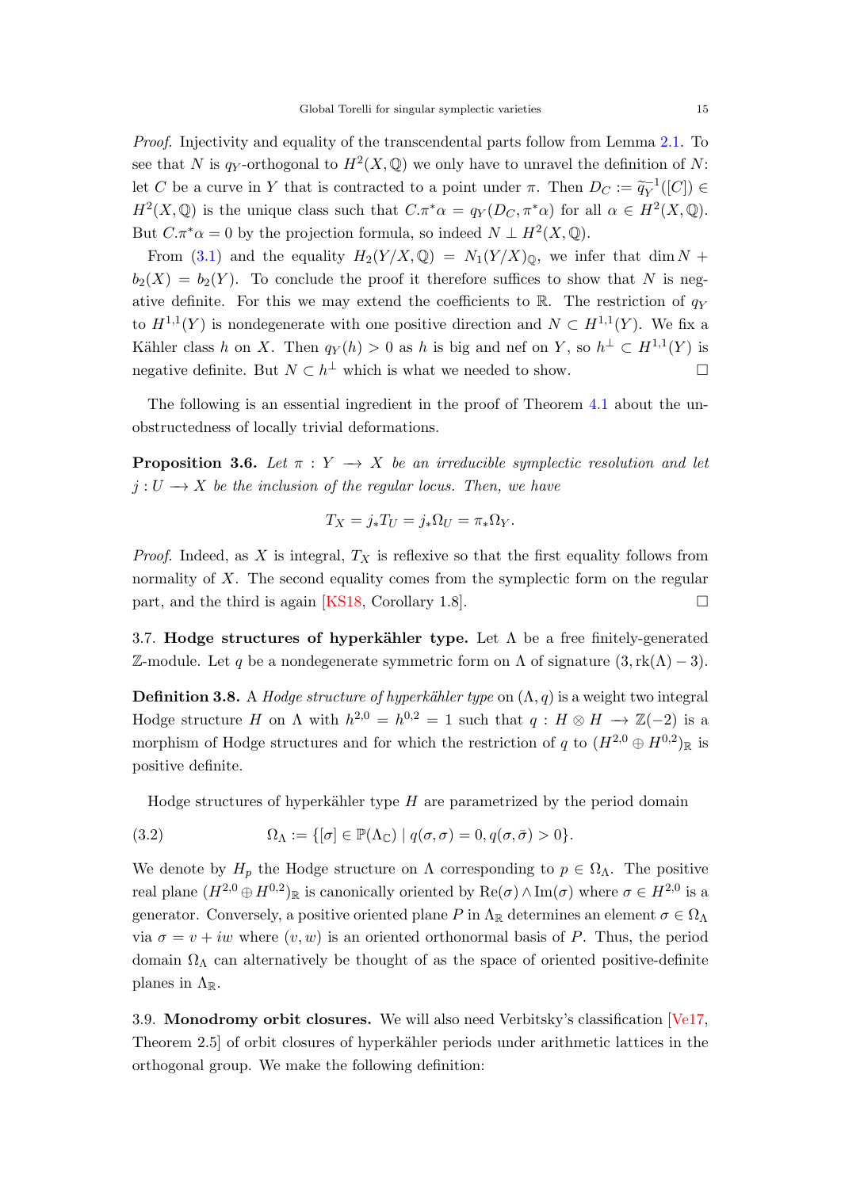*Proof.* Injectivity and equality of the transcendental parts follow from Lemma 2.1. To see that $N$ is $q_Y$-orthogonal to $H^2(X,\mathbb{Q})$ we only have to unravel the definition of $N$: let $C$ be a curve in $Y$ that is contracted to a point under $\pi$. Then $D_C := \widetilde{q}_Y^{-1}([C]) \in H^2(X,\mathbb{Q})$ is the unique class such that $C.\pi^*\alpha = q_Y(D_C, \pi^*\alpha)$ for all $\alpha \in H^2(X,\mathbb{Q})$. But $C.\pi^*\alpha = 0$ by the projection formula, so indeed $N \perp H^2(X,\mathbb{Q})$.

From (3.1) and the equality $H_2(Y/X,\mathbb{Q}) = N_1(Y/X)_{\mathbb{Q}}$, we infer that $\dim N + b_2(X) = b_2(Y)$. To conclude the proof it therefore suffices to show that $N$ is negative definite. For this we may extend the coefficients to $\mathbb{R}$. The restriction of $q_Y$ to $H^{1,1}(Y)$ is nondegenerate with one positive direction and $N \subset H^{1,1}(Y)$. We fix a Kähler class $h$ on $X$. Then $q_Y(h) > 0$ as $h$ is big and nef on $Y$, so $h^\perp \subset H^{1,1}(Y)$ is negative definite. But $N \subset h^\perp$ which is what we needed to show. □

The following is an essential ingredient in the proof of Theorem 4.1 about the unobstructedness of locally trivial deformations.

**Proposition 3.6.** *Let $\pi : Y \longrightarrow X$ be an irreducible symplectic resolution and let $j : U \longrightarrow X$ be the inclusion of the regular locus. Then, we have*

$$T_X = j_*T_U = j_*\Omega_U = \pi_*\Omega_Y.$$

*Proof.* Indeed, as $X$ is integral, $T_X$ is reflexive so that the first equality follows from normality of $X$. The second equality comes from the symplectic form on the regular part, and the third is again [KS18, Corollary 1.8]. □

3.7. **Hodge structures of hyperkähler type.** Let $\Lambda$ be a free finitely-generated $\mathbb{Z}$-module. Let $q$ be a nondegenerate symmetric form on $\Lambda$ of signature $(3, \mathrm{rk}(\Lambda) - 3)$.

**Definition 3.8.** A *Hodge structure of hyperkähler type* on $(\Lambda, q)$ is a weight two integral Hodge structure $H$ on $\Lambda$ with $h^{2,0} = h^{0,2} = 1$ such that $q : H \otimes H \longrightarrow \mathbb{Z}(-2)$ is a morphism of Hodge structures and for which the restriction of $q$ to $(H^{2,0} \oplus H^{0,2})_{\mathbb{R}}$ is positive definite.

Hodge structures of hyperkähler type $H$ are parametrized by the period domain

$$\Omega_\Lambda := \{[\sigma] \in \mathbb{P}(\Lambda_{\mathbb{C}}) \mid q(\sigma,\sigma) = 0, q(\sigma,\bar{\sigma}) > 0\}. \tag{3.2}$$

We denote by $H_p$ the Hodge structure on $\Lambda$ corresponding to $p \in \Omega_\Lambda$. The positive real plane $(H^{2,0} \oplus H^{0,2})_{\mathbb{R}}$ is canonically oriented by $\mathrm{Re}(\sigma) \wedge \mathrm{Im}(\sigma)$ where $\sigma \in H^{2,0}$ is a generator. Conversely, a positive oriented plane $P$ in $\Lambda_{\mathbb{R}}$ determines an element $\sigma \in \Omega_\Lambda$ via $\sigma = v + iw$ where $(v, w)$ is an oriented orthonormal basis of $P$. Thus, the period domain $\Omega_\Lambda$ can alternatively be thought of as the space of oriented positive-definite planes in $\Lambda_{\mathbb{R}}$.

3.9. **Monodromy orbit closures.** We will also need Verbitsky's classification [Ve17, Theorem 2.5] of orbit closures of hyperkähler periods under arithmetic lattices in the orthogonal group. We make the following definition: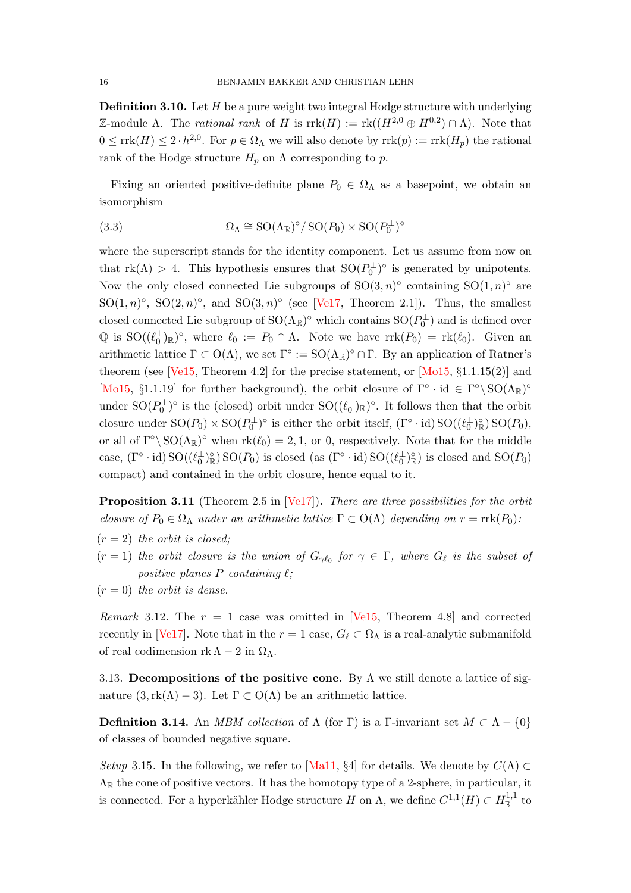**Definition 3.10.** Let $H$ be a pure weight two integral Hodge structure with underlying $\mathbb{Z}$-module $\Lambda$. The *rational rank* of $H$ is $\operatorname{rrk}(H) := \operatorname{rk}((H^{2,0} \oplus H^{0,2}) \cap \Lambda)$. Note that $0 \leq \operatorname{rrk}(H) \leq 2 \cdot h^{2,0}$. For $p \in \Omega_\Lambda$ we will also denote by $\operatorname{rrk}(p) := \operatorname{rrk}(H_p)$ the rational rank of the Hodge structure $H_p$ on $\Lambda$ corresponding to $p$.

Fixing an oriented positive-definite plane $P_0 \in \Omega_\Lambda$ as a basepoint, we obtain an isomorphism

$$\Omega_\Lambda \cong \operatorname{SO}(\Lambda_\mathbb{R})^\circ / \operatorname{SO}(P_0) \times \operatorname{SO}(P_0^\perp)^\circ \tag{3.3}$$

where the superscript stands for the identity component. Let us assume from now on that $\operatorname{rk}(\Lambda) > 4$. This hypothesis ensures that $\operatorname{SO}(P_0^\perp)^\circ$ is generated by unipotents. Now the only closed connected Lie subgroups of $\operatorname{SO}(3,n)^\circ$ containing $\operatorname{SO}(1,n)^\circ$ are $\operatorname{SO}(1,n)^\circ$, $\operatorname{SO}(2,n)^\circ$, and $\operatorname{SO}(3,n)^\circ$ (see [Ve17, Theorem 2.1]). Thus, the smallest closed connected Lie subgroup of $\operatorname{SO}(\Lambda_\mathbb{R})^\circ$ which contains $\operatorname{SO}(P_0^\perp)$ and is defined over $\mathbb{Q}$ is $\operatorname{SO}((\ell_0^\perp)_\mathbb{R})^\circ$, where $\ell_0 := P_0 \cap \Lambda$. Note we have $\operatorname{rrk}(P_0) = \operatorname{rk}(\ell_0)$. Given an arithmetic lattice $\Gamma \subset \operatorname{O}(\Lambda)$, we set $\Gamma^\circ := \operatorname{SO}(\Lambda_\mathbb{R})^\circ \cap \Gamma$. By an application of Ratner's theorem (see [Ve15, Theorem 4.2] for the precise statement, or [Mo15, §1.1.15(2)] and [Mo15, §1.1.19] for further background), the orbit closure of $\Gamma^\circ \cdot \mathrm{id} \in \Gamma^\circ \backslash \operatorname{SO}(\Lambda_\mathbb{R})^\circ$ under $\operatorname{SO}(P_0^\perp)^\circ$ is the (closed) orbit under $\operatorname{SO}((\ell_0^\perp)_\mathbb{R})^\circ$. It follows then that the orbit closure under $\operatorname{SO}(P_0) \times \operatorname{SO}(P_0^\perp)^\circ$ is either the orbit itself, $(\Gamma^\circ \cdot \mathrm{id}) \operatorname{SO}((\ell_0^\perp)_\mathbb{R}^\circ) \operatorname{SO}(P_0)$, or all of $\Gamma^\circ \backslash \operatorname{SO}(\Lambda_\mathbb{R})^\circ$ when $\operatorname{rk}(\ell_0) = 2, 1$, or $0$, respectively. Note that for the middle case, $(\Gamma^\circ \cdot \mathrm{id}) \operatorname{SO}((\ell_0^\perp)_\mathbb{R}^\circ) \operatorname{SO}(P_0)$ is closed (as $(\Gamma^\circ \cdot \mathrm{id}) \operatorname{SO}((\ell_0^\perp)_\mathbb{R}^\circ)$ is closed and $\operatorname{SO}(P_0)$ compact) and contained in the orbit closure, hence equal to it.

**Proposition 3.11** (Theorem 2.5 in [Ve17])**.** *There are three possibilities for the orbit closure of $P_0 \in \Omega_\Lambda$ under an arithmetic lattice $\Gamma \subset \operatorname{O}(\Lambda)$ depending on $r = \operatorname{rrk}(P_0)$:*

- $(r = 2)$ *the orbit is closed;*
- $(r = 1)$ *the orbit closure is the union of $G_{\gamma \ell_0}$ for $\gamma \in \Gamma$, where $G_\ell$ is the subset of positive planes $P$ containing $\ell$;*
- $(r = 0)$ *the orbit is dense.*

*Remark* 3.12. The $r = 1$ case was omitted in [Ve15, Theorem 4.8] and corrected recently in [Ve17]. Note that in the $r = 1$ case, $G_\ell \subset \Omega_\Lambda$ is a real-analytic submanifold of real codimension $\operatorname{rk} \Lambda - 2$ in $\Omega_\Lambda$.

3.13. **Decompositions of the positive cone.** By $\Lambda$ we still denote a lattice of signature $(3, \operatorname{rk}(\Lambda) - 3)$. Let $\Gamma \subset \operatorname{O}(\Lambda)$ be an arithmetic lattice.

**Definition 3.14.** An *MBM collection* of $\Lambda$ (for $\Gamma$) is a $\Gamma$-invariant set $M \subset \Lambda - \{0\}$ of classes of bounded negative square.

*Setup* 3.15. In the following, we refer to [Ma11, §4] for details. We denote by $C(\Lambda) \subset \Lambda_\mathbb{R}$ the cone of positive vectors. It has the homotopy type of a 2-sphere, in particular, it is connected. For a hyperkähler Hodge structure $H$ on $\Lambda$, we define $C^{1,1}(H) \subset H^{1,1}_\mathbb{R}$ to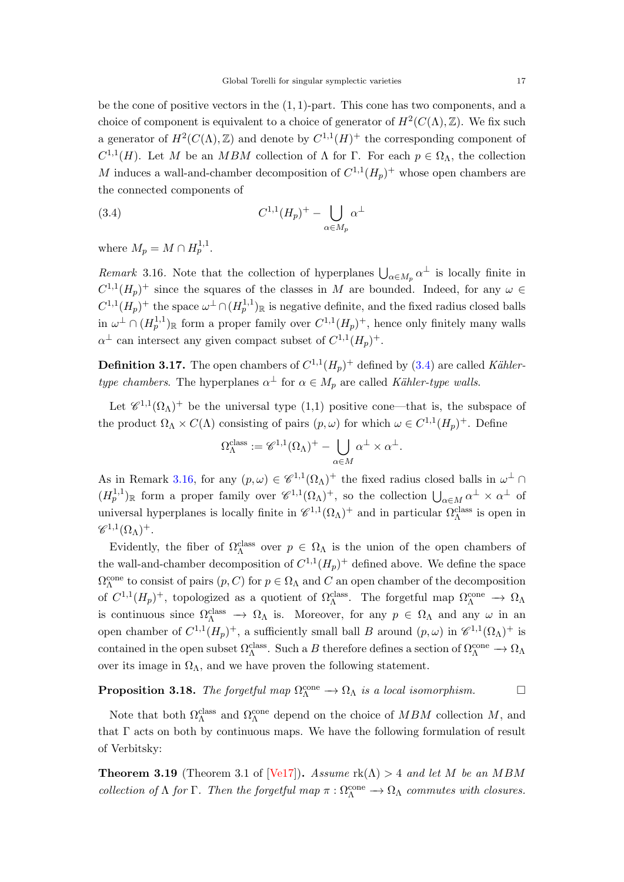be the cone of positive vectors in the $(1,1)$-part. This cone has two components, and a choice of component is equivalent to a choice of generator of $H^2(C(\Lambda),\mathbb{Z})$. We fix such a generator of $H^2(C(\Lambda),\mathbb{Z})$ and denote by $C^{1,1}(H)^+$ the corresponding component of $C^{1,1}(H)$. Let $M$ be an $MBM$ collection of $\Lambda$ for $\Gamma$. For each $p\in\Omega_\Lambda$, the collection $M$ induces a wall-and-chamber decomposition of $C^{1,1}(H_p)^+$ whose open chambers are the connected components of

$$
C^{1,1}(H_p)^+ - \bigcup_{\alpha\in M_p}\alpha^\perp \tag{3.4}
$$

where $M_p = M\cap H^{1,1}_p$.

*Remark* 3.16. Note that the collection of hyperplanes $\bigcup_{\alpha\in M_p}\alpha^\perp$ is locally finite in $C^{1,1}(H_p)^+$ since the squares of the classes in $M$ are bounded. Indeed, for any $\omega\in C^{1,1}(H_p)^+$ the space $\omega^\perp\cap(H^{1,1}_p)_\mathbb{R}$ is negative definite, and the fixed radius closed balls in $\omega^\perp\cap(H^{1,1}_p)_\mathbb{R}$ form a proper family over $C^{1,1}(H_p)^+$, hence only finitely many walls $\alpha^\perp$ can intersect any given compact subset of $C^{1,1}(H_p)^+$.

**Definition 3.17.** The open chambers of $C^{1,1}(H_p)^+$ defined by (3.4) are called *Kähler-type chambers*. The hyperplanes $\alpha^\perp$ for $\alpha\in M_p$ are called *Kähler-type walls*.

Let $\mathscr{C}^{1,1}(\Omega_\Lambda)^+$ be the universal type (1,1) positive cone—that is, the subspace of the product $\Omega_\Lambda\times C(\Lambda)$ consisting of pairs $(p,\omega)$ for which $\omega\in C^{1,1}(H_p)^+$. Define

$$
\Omega^{\text{class}}_\Lambda := \mathscr{C}^{1,1}(\Omega_\Lambda)^+ - \bigcup_{\alpha\in M}\alpha^\perp\times\alpha^\perp.
$$

As in Remark 3.16, for any $(p,\omega)\in\mathscr{C}^{1,1}(\Omega_\Lambda)^+$ the fixed radius closed balls in $\omega^\perp\cap(H^{1,1}_p)_\mathbb{R}$ form a proper family over $\mathscr{C}^{1,1}(\Omega_\Lambda)^+$, so the collection $\bigcup_{\alpha\in M}\alpha^\perp\times\alpha^\perp$ of universal hyperplanes is locally finite in $\mathscr{C}^{1,1}(\Omega_\Lambda)^+$ and in particular $\Omega^{\text{class}}_\Lambda$ is open in $\mathscr{C}^{1,1}(\Omega_\Lambda)^+$.

Evidently, the fiber of $\Omega^{\text{class}}_\Lambda$ over $p\in\Omega_\Lambda$ is the union of the open chambers of the wall-and-chamber decomposition of $C^{1,1}(H_p)^+$ defined above. We define the space $\Omega^{\text{cone}}_\Lambda$ to consist of pairs $(p,C)$ for $p\in\Omega_\Lambda$ and $C$ an open chamber of the decomposition of $C^{1,1}(H_p)^+$, topologized as a quotient of $\Omega^{\text{class}}_\Lambda$. The forgetful map $\Omega^{\text{cone}}_\Lambda\longrightarrow\Omega_\Lambda$ is continuous since $\Omega^{\text{class}}_\Lambda\longrightarrow\Omega_\Lambda$ is. Moreover, for any $p\in\Omega_\Lambda$ and any $\omega$ in an open chamber of $C^{1,1}(H_p)^+$, a sufficiently small ball $B$ around $(p,\omega)$ in $\mathscr{C}^{1,1}(\Omega_\Lambda)^+$ is contained in the open subset $\Omega^{\text{class}}_\Lambda$. Such a $B$ therefore defines a section of $\Omega^{\text{cone}}_\Lambda\longrightarrow\Omega_\Lambda$ over its image in $\Omega_\Lambda$, and we have proven the following statement.

**Proposition 3.18.** *The forgetful map $\Omega^{\text{cone}}_\Lambda\longrightarrow\Omega_\Lambda$ is a local isomorphism.* □

Note that both $\Omega^{\text{class}}_\Lambda$ and $\Omega^{\text{cone}}_\Lambda$ depend on the choice of $MBM$ collection $M$, and that $\Gamma$ acts on both by continuous maps. We have the following formulation of result of Verbitsky:

**Theorem 3.19** (Theorem 3.1 of [Ve17])**.** *Assume $\operatorname{rk}(\Lambda)>4$ and let $M$ be an $MBM$ collection of $\Lambda$ for $\Gamma$. Then the forgetful map $\pi:\Omega^{\text{cone}}_\Lambda\longrightarrow\Omega_\Lambda$ commutes with closures.*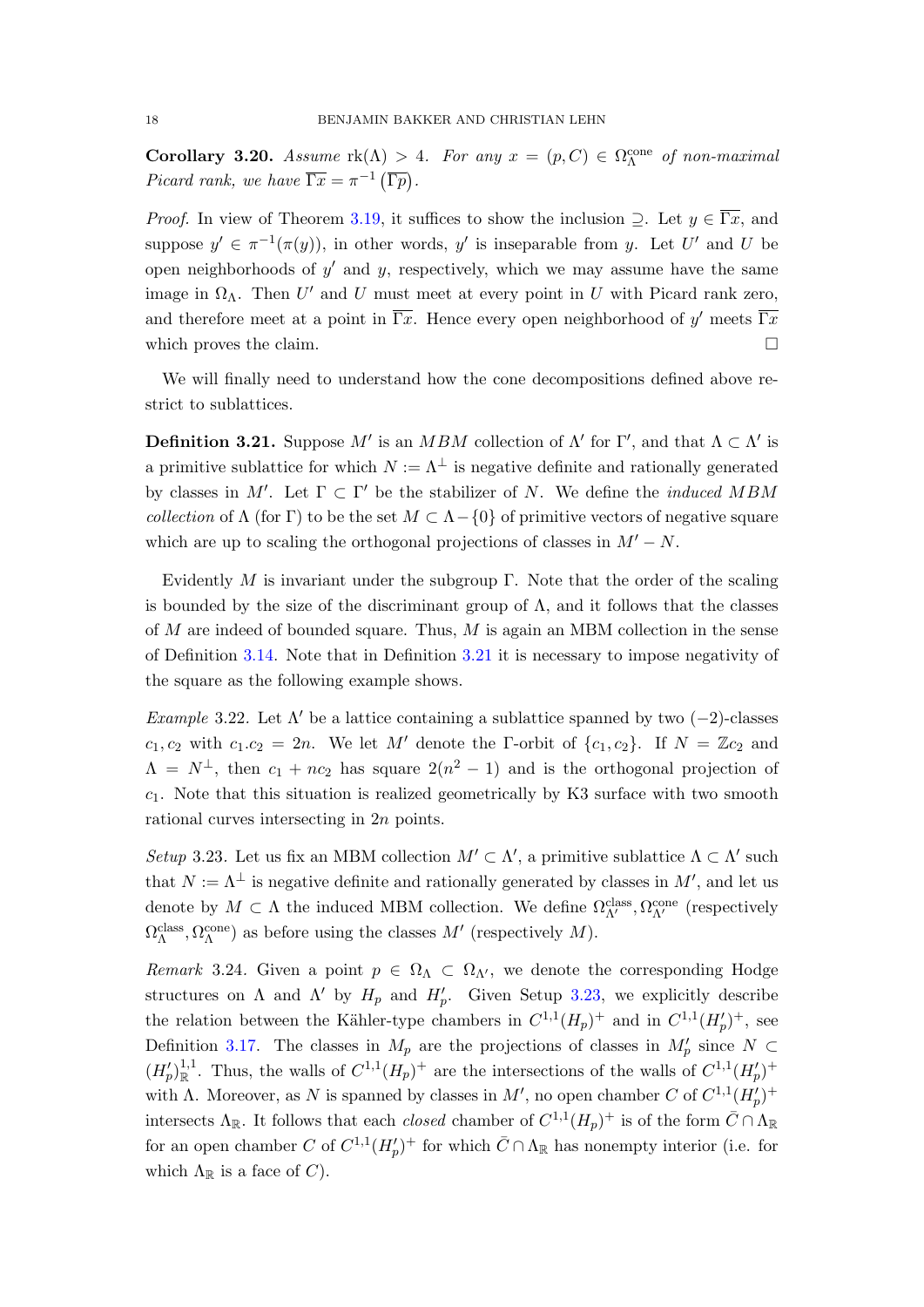**Corollary 3.20.** *Assume* $\mathrm{rk}(\Lambda) > 4$*. For any* $x = (p, C) \in \Omega_\Lambda^{\mathrm{cone}}$ *of non-maximal Picard rank, we have* $\overline{\Gamma x} = \pi^{-1}\left(\overline{\Gamma p}\right)$.

*Proof.* In view of Theorem 3.19, it suffices to show the inclusion $\supseteq$. Let $y \in \overline{\Gamma x}$, and suppose $y' \in \pi^{-1}(\pi(y))$, in other words, $y'$ is inseparable from $y$. Let $U'$ and $U$ be open neighborhoods of $y'$ and $y$, respectively, which we may assume have the same image in $\Omega_\Lambda$. Then $U'$ and $U$ must meet at every point in $U$ with Picard rank zero, and therefore meet at a point in $\overline{\Gamma x}$. Hence every open neighborhood of $y'$ meets $\overline{\Gamma x}$ which proves the claim. $\square$

We will finally need to understand how the cone decompositions defined above restrict to sublattices.

**Definition 3.21.** Suppose $M'$ is an *MBM* collection of $\Lambda'$ for $\Gamma'$, and that $\Lambda \subset \Lambda'$ is a primitive sublattice for which $N := \Lambda^\perp$ is negative definite and rationally generated by classes in $M'$. Let $\Gamma \subset \Gamma'$ be the stabilizer of $N$. We define the *induced MBM collection* of $\Lambda$ (for $\Gamma$) to be the set $M \subset \Lambda - \{0\}$ of primitive vectors of negative square which are up to scaling the orthogonal projections of classes in $M' - N$.

Evidently $M$ is invariant under the subgroup $\Gamma$. Note that the order of the scaling is bounded by the size of the discriminant group of $\Lambda$, and it follows that the classes of $M$ are indeed of bounded square. Thus, $M$ is again an MBM collection in the sense of Definition 3.14. Note that in Definition 3.21 it is necessary to impose negativity of the square as the following example shows.

*Example* 3.22. Let $\Lambda'$ be a lattice containing a sublattice spanned by two $(-2)$-classes $c_1, c_2$ with $c_1.c_2 = 2n$. We let $M'$ denote the $\Gamma$-orbit of $\{c_1, c_2\}$. If $N = \mathbb{Z}c_2$ and $\Lambda = N^\perp$, then $c_1 + nc_2$ has square $2(n^2 - 1)$ and is the orthogonal projection of $c_1$. Note that this situation is realized geometrically by K3 surface with two smooth rational curves intersecting in $2n$ points.

*Setup* 3.23. Let us fix an MBM collection $M' \subset \Lambda'$, a primitive sublattice $\Lambda \subset \Lambda'$ such that $N := \Lambda^\perp$ is negative definite and rationally generated by classes in $M'$, and let us denote by $M \subset \Lambda$ the induced MBM collection. We define $\Omega_{\Lambda'}^{\mathrm{class}}, \Omega_{\Lambda'}^{\mathrm{cone}}$ (respectively $\Omega_\Lambda^{\mathrm{class}}, \Omega_\Lambda^{\mathrm{cone}}$) as before using the classes $M'$ (respectively $M$).

*Remark* 3.24. Given a point $p \in \Omega_\Lambda \subset \Omega_{\Lambda'}$, we denote the corresponding Hodge structures on $\Lambda$ and $\Lambda'$ by $H_p$ and $H_p'$. Given Setup 3.23, we explicitly describe the relation between the Kähler-type chambers in $C^{1,1}(H_p)^+$ and in $C^{1,1}(H_p')^+$, see Definition 3.17. The classes in $M_p$ are the projections of classes in $M_p'$ since $N \subset (H_p')^{1,1}_{\mathbb{R}}$. Thus, the walls of $C^{1,1}(H_p)^+$ are the intersections of the walls of $C^{1,1}(H_p')^+$ with $\Lambda$. Moreover, as $N$ is spanned by classes in $M'$, no open chamber $C$ of $C^{1,1}(H_p')^+$ intersects $\Lambda_{\mathbb{R}}$. It follows that each *closed* chamber of $C^{1,1}(H_p)^+$ is of the form $\bar{C} \cap \Lambda_{\mathbb{R}}$ for an open chamber $C$ of $C^{1,1}(H_p')^+$ for which $\bar{C} \cap \Lambda_{\mathbb{R}}$ has nonempty interior (i.e. for which $\Lambda_{\mathbb{R}}$ is a face of $C$).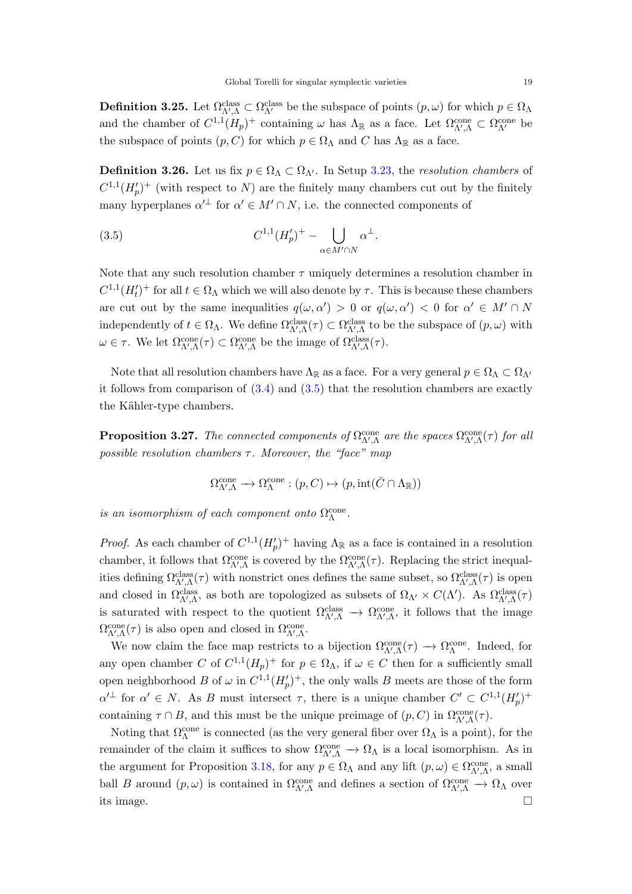**Definition 3.25.** Let $\Omega^{\text{class}}_{\Lambda',\Lambda} \subset \Omega^{\text{class}}_{\Lambda'}$ be the subspace of points $(p,\omega)$ for which $p \in \Omega_\Lambda$ and the chamber of $C^{1,1}(H_p)^+$ containing $\omega$ has $\Lambda_\mathbb{R}$ as a face. Let $\Omega^{\text{cone}}_{\Lambda',\Lambda} \subset \Omega^{\text{cone}}_{\Lambda'}$ be the subspace of points $(p,C)$ for which $p \in \Omega_\Lambda$ and $C$ has $\Lambda_\mathbb{R}$ as a face.

**Definition 3.26.** Let us fix $p \in \Omega_\Lambda \subset \Omega_{\Lambda'}$. In Setup 3.23, the *resolution chambers* of $C^{1,1}(H'_p)^+$ (with respect to $N$) are the finitely many chambers cut out by the finitely many hyperplanes $\alpha'^\perp$ for $\alpha' \in M' \cap N$, i.e. the connected components of

$$C^{1,1}(H'_p)^+ - \bigcup_{\alpha \in M' \cap N} \alpha^\perp. \tag{3.5}$$

Note that any such resolution chamber $\tau$ uniquely determines a resolution chamber in $C^{1,1}(H'_t)^+$ for all $t \in \Omega_\Lambda$ which we will also denote by $\tau$. This is because these chambers are cut out by the same inequalities $q(\omega,\alpha') > 0$ or $q(\omega,\alpha') < 0$ for $\alpha' \in M' \cap N$ independently of $t \in \Omega_\Lambda$. We define $\Omega^{\text{class}}_{\Lambda',\Lambda}(\tau) \subset \Omega^{\text{class}}_{\Lambda',\Lambda}$ to be the subspace of $(p,\omega)$ with $\omega \in \tau$. We let $\Omega^{\text{cone}}_{\Lambda',\Lambda}(\tau) \subset \Omega^{\text{cone}}_{\Lambda',\Lambda}$ be the image of $\Omega^{\text{class}}_{\Lambda',\Lambda}(\tau)$.

Note that all resolution chambers have $\Lambda_\mathbb{R}$ as a face. For a very general $p \in \Omega_\Lambda \subset \Omega_{\Lambda'}$ it follows from comparison of (3.4) and (3.5) that the resolution chambers are exactly the Kähler-type chambers.

**Proposition 3.27.** *The connected components of $\Omega^{\text{cone}}_{\Lambda',\Lambda}$ are the spaces $\Omega^{\text{cone}}_{\Lambda',\Lambda}(\tau)$ for all possible resolution chambers $\tau$. Moreover, the "face" map*

$$\Omega^{\text{cone}}_{\Lambda',\Lambda} \longrightarrow \Omega^{\text{cone}}_{\Lambda} : (p,C) \mapsto (p, \operatorname{int}(\bar{C} \cap \Lambda_\mathbb{R}))$$

*is an isomorphism of each component onto $\Omega^{\text{cone}}_\Lambda$.*

*Proof.* As each chamber of $C^{1,1}(H'_p)^+$ having $\Lambda_\mathbb{R}$ as a face is contained in a resolution chamber, it follows that $\Omega^{\text{cone}}_{\Lambda',\Lambda}$ is covered by the $\Omega^{\text{cone}}_{\Lambda',\Lambda}(\tau)$. Replacing the strict inequalities defining $\Omega^{\text{class}}_{\Lambda',\Lambda}(\tau)$ with nonstrict ones defines the same subset, so $\Omega^{\text{class}}_{\Lambda',\Lambda}(\tau)$ is open and closed in $\Omega^{\text{class}}_{\Lambda',\Lambda}$, as both are topologized as subsets of $\Omega_{\Lambda'} \times C(\Lambda')$. As $\Omega^{\text{class}}_{\Lambda',\Lambda}(\tau)$ is saturated with respect to the quotient $\Omega^{\text{class}}_{\Lambda',\Lambda} \longrightarrow \Omega^{\text{cone}}_{\Lambda',\Lambda}$, it follows that the image $\Omega^{\text{cone}}_{\Lambda',\Lambda}(\tau)$ is also open and closed in $\Omega^{\text{cone}}_{\Lambda',\Lambda}$.

We now claim the face map restricts to a bijection $\Omega^{\text{cone}}_{\Lambda',\Lambda}(\tau) \longrightarrow \Omega^{\text{cone}}_\Lambda$. Indeed, for any open chamber $C$ of $C^{1,1}(H_p)^+$ for $p \in \Omega_\Lambda$, if $\omega \in C$ then for a sufficiently small open neighborhood $B$ of $\omega$ in $C^{1,1}(H'_p)^+$, the only walls $B$ meets are those of the form $\alpha'^\perp$ for $\alpha' \in N$. As $B$ must intersect $\tau$, there is a unique chamber $C' \subset C^{1,1}(H'_p)^+$ containing $\tau \cap B$, and this must be the unique preimage of $(p,C)$ in $\Omega^{\text{cone}}_{\Lambda',\Lambda}(\tau)$.

Noting that $\Omega^{\text{cone}}_\Lambda$ is connected (as the very general fiber over $\Omega_\Lambda$ is a point), for the remainder of the claim it suffices to show $\Omega^{\text{cone}}_{\Lambda',\Lambda} \longrightarrow \Omega_\Lambda$ is a local isomorphism. As in the argument for Proposition 3.18, for any $p \in \Omega_\Lambda$ and any lift $(p,\omega) \in \Omega^{\text{cone}}_{\Lambda',\Lambda}$, a small ball $B$ around $(p,\omega)$ is contained in $\Omega^{\text{cone}}_{\Lambda',\Lambda}$ and defines a section of $\Omega^{\text{cone}}_{\Lambda',\Lambda} \longrightarrow \Omega_\Lambda$ over its image. $\square$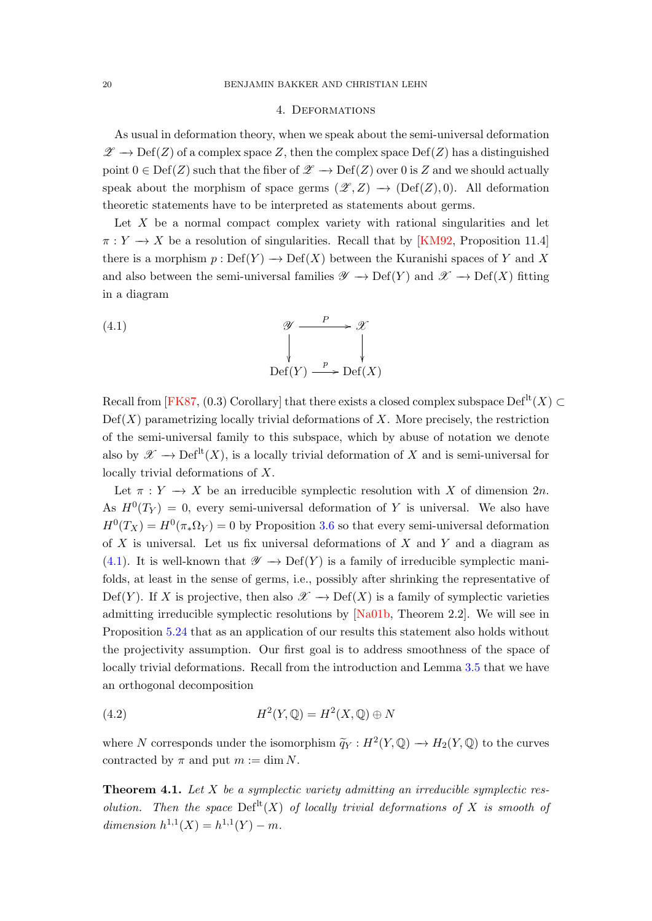## 4. Deformations

As usual in deformation theory, when we speak about the semi-universal deformation $\mathscr{Z} \longrightarrow \mathrm{Def}(Z)$ of a complex space $Z$, then the complex space $\mathrm{Def}(Z)$ has a distinguished point $0 \in \mathrm{Def}(Z)$ such that the fiber of $\mathscr{Z} \longrightarrow \mathrm{Def}(Z)$ over $0$ is $Z$ and we should actually speak about the morphism of space germs $(\mathscr{Z}, Z) \longrightarrow (\mathrm{Def}(Z), 0)$. All deformation theoretic statements have to be interpreted as statements about germs.

Let $X$ be a normal compact complex variety with rational singularities and let $\pi : Y \longrightarrow X$ be a resolution of singularities. Recall that by [KM92, Proposition 11.4] there is a morphism $p : \mathrm{Def}(Y) \longrightarrow \mathrm{Def}(X)$ between the Kuranishi spaces of $Y$ and $X$ and also between the semi-universal families $\mathscr{Y} \longrightarrow \mathrm{Def}(Y)$ and $\mathscr{X} \longrightarrow \mathrm{Def}(X)$ fitting in a diagram

$$
\begin{array}{ccc}
\mathscr{Y} & \xrightarrow{\ P\ } & \mathscr{X} \\
\downarrow & & \downarrow \\
\mathrm{Def}(Y) & \xrightarrow{\ p\ } & \mathrm{Def}(X)
\end{array}
\tag{4.1}
$$

Recall from [FK87, (0.3) Corollary] that there exists a closed complex subspace $\mathrm{Def}^{\mathrm{lt}}(X) \subset \mathrm{Def}(X)$ parametrizing locally trivial deformations of $X$. More precisely, the restriction of the semi-universal family to this subspace, which by abuse of notation we denote also by $\mathscr{X} \longrightarrow \mathrm{Def}^{\mathrm{lt}}(X)$, is a locally trivial deformation of $X$ and is semi-universal for locally trivial deformations of $X$.

Let $\pi : Y \longrightarrow X$ be an irreducible symplectic resolution with $X$ of dimension $2n$. As $H^0(T_Y) = 0$, every semi-universal deformation of $Y$ is universal. We also have $H^0(T_X) = H^0(\pi_*\Omega_Y) = 0$ by Proposition 3.6 so that every semi-universal deformation of $X$ is universal. Let us fix universal deformations of $X$ and $Y$ and a diagram as (4.1). It is well-known that $\mathscr{Y} \longrightarrow \mathrm{Def}(Y)$ is a family of irreducible symplectic manifolds, at least in the sense of germs, i.e., possibly after shrinking the representative of $\mathrm{Def}(Y)$. If $X$ is projective, then also $\mathscr{X} \longrightarrow \mathrm{Def}(X)$ is a family of symplectic varieties admitting irreducible symplectic resolutions by [Na01b, Theorem 2.2]. We will see in Proposition 5.24 that as an application of our results this statement also holds without the projectivity assumption. Our first goal is to address smoothness of the space of locally trivial deformations. Recall from the introduction and Lemma 3.5 that we have an orthogonal decomposition

$$
H^2(Y, \mathbb{Q}) = H^2(X, \mathbb{Q}) \oplus N \tag{4.2}
$$

where $N$ corresponds under the isomorphism $\widetilde{q}_Y : H^2(Y, \mathbb{Q}) \longrightarrow H_2(Y, \mathbb{Q})$ to the curves contracted by $\pi$ and put $m := \dim N$.

**Theorem 4.1.** *Let $X$ be a symplectic variety admitting an irreducible symplectic resolution. Then the space $\mathrm{Def}^{\mathrm{lt}}(X)$ of locally trivial deformations of $X$ is smooth of dimension $h^{1,1}(X) = h^{1,1}(Y) - m$.*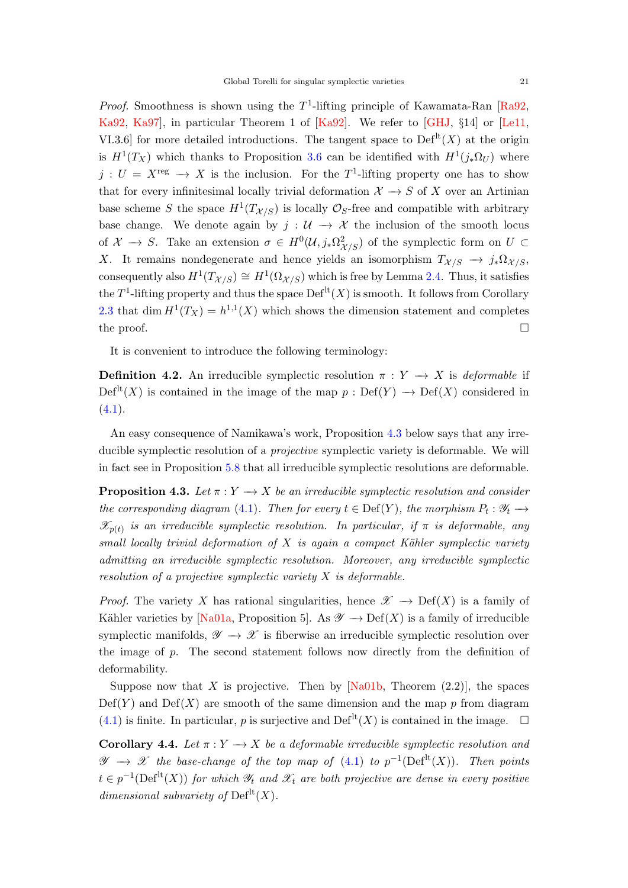*Proof.* Smoothness is shown using the $T^1$-lifting principle of Kawamata-Ran [Ra92, Ka92, Ka97], in particular Theorem 1 of [Ka92]. We refer to [GHJ, §14] or [Le11, VI.3.6] for more detailed introductions. The tangent space to $\mathrm{Def}^{\mathrm{lt}}(X)$ at the origin is $H^1(T_X)$ which thanks to Proposition 3.6 can be identified with $H^1(j_*\Omega_U)$ where $j : U = X^{\mathrm{reg}} \longrightarrow X$ is the inclusion. For the $T^1$-lifting property one has to show that for every infinitesimal locally trivial deformation $\mathcal{X} \longrightarrow S$ of $X$ over an Artinian base scheme $S$ the space $H^1(T_{\mathcal{X}/S})$ is locally $\mathcal{O}_S$-free and compatible with arbitrary base change. We denote again by $j : \mathcal{U} \longrightarrow \mathcal{X}$ the inclusion of the smooth locus of $\mathcal{X} \longrightarrow S$. Take an extension $\sigma \in H^0(\mathcal{U}, j_*\Omega^2_{\mathcal{X}/S})$ of the symplectic form on $U \subset X$. It remains nondegenerate and hence yields an isomorphism $T_{\mathcal{X}/S} \longrightarrow j_*\Omega_{\mathcal{X}/S}$, consequently also $H^1(T_{\mathcal{X}/S}) \cong H^1(\Omega_{\mathcal{X}/S})$ which is free by Lemma 2.4. Thus, it satisfies the $T^1$-lifting property and thus the space $\mathrm{Def}^{\mathrm{lt}}(X)$ is smooth. It follows from Corollary 2.3 that $\dim H^1(T_X) = h^{1,1}(X)$ which shows the dimension statement and completes the proof. □

It is convenient to introduce the following terminology:

**Definition 4.2.** An irreducible symplectic resolution $\pi : Y \longrightarrow X$ is *deformable* if $\mathrm{Def}^{\mathrm{lt}}(X)$ is contained in the image of the map $p : \mathrm{Def}(Y) \longrightarrow \mathrm{Def}(X)$ considered in (4.1).

An easy consequence of Namikawa's work, Proposition 4.3 below says that any irreducible symplectic resolution of a *projective* symplectic variety is deformable. We will in fact see in Proposition 5.8 that all irreducible symplectic resolutions are deformable.

**Proposition 4.3.** *Let $\pi : Y \longrightarrow X$ be an irreducible symplectic resolution and consider the corresponding diagram (4.1). Then for every $t \in \mathrm{Def}(Y)$, the morphism $P_t : \mathscr{Y}_t \longrightarrow \mathscr{X}_{p(t)}$ is an irreducible symplectic resolution. In particular, if $\pi$ is deformable, any small locally trivial deformation of $X$ is again a compact Kähler symplectic variety admitting an irreducible symplectic resolution. Moreover, any irreducible symplectic resolution of a projective symplectic variety $X$ is deformable.*

*Proof.* The variety $X$ has rational singularities, hence $\mathscr{X} \longrightarrow \mathrm{Def}(X)$ is a family of Kähler varieties by [Na01a, Proposition 5]. As $\mathscr{Y} \longrightarrow \mathrm{Def}(Y)$ is a family of irreducible symplectic manifolds, $\mathscr{Y} \longrightarrow \mathscr{X}$ is fiberwise an irreducible symplectic resolution over the image of $p$. The second statement follows now directly from the definition of deformability.

Suppose now that $X$ is projective. Then by [Na01b, Theorem (2.2)], the spaces $\mathrm{Def}(Y)$ and $\mathrm{Def}(X)$ are smooth of the same dimension and the map $p$ from diagram (4.1) is finite. In particular, $p$ is surjective and $\mathrm{Def}^{\mathrm{lt}}(X)$ is contained in the image. □

**Corollary 4.4.** *Let $\pi : Y \longrightarrow X$ be a deformable irreducible symplectic resolution and $\mathscr{Y} \longrightarrow \mathscr{X}$ the base-change of the top map of (4.1) to $p^{-1}(\mathrm{Def}^{\mathrm{lt}}(X))$. Then points $t \in p^{-1}(\mathrm{Def}^{\mathrm{lt}}(X))$ for which $\mathscr{Y}_t$ and $\mathscr{X}_t$ are both projective are dense in every positive dimensional subvariety of $\mathrm{Def}^{\mathrm{lt}}(X)$.*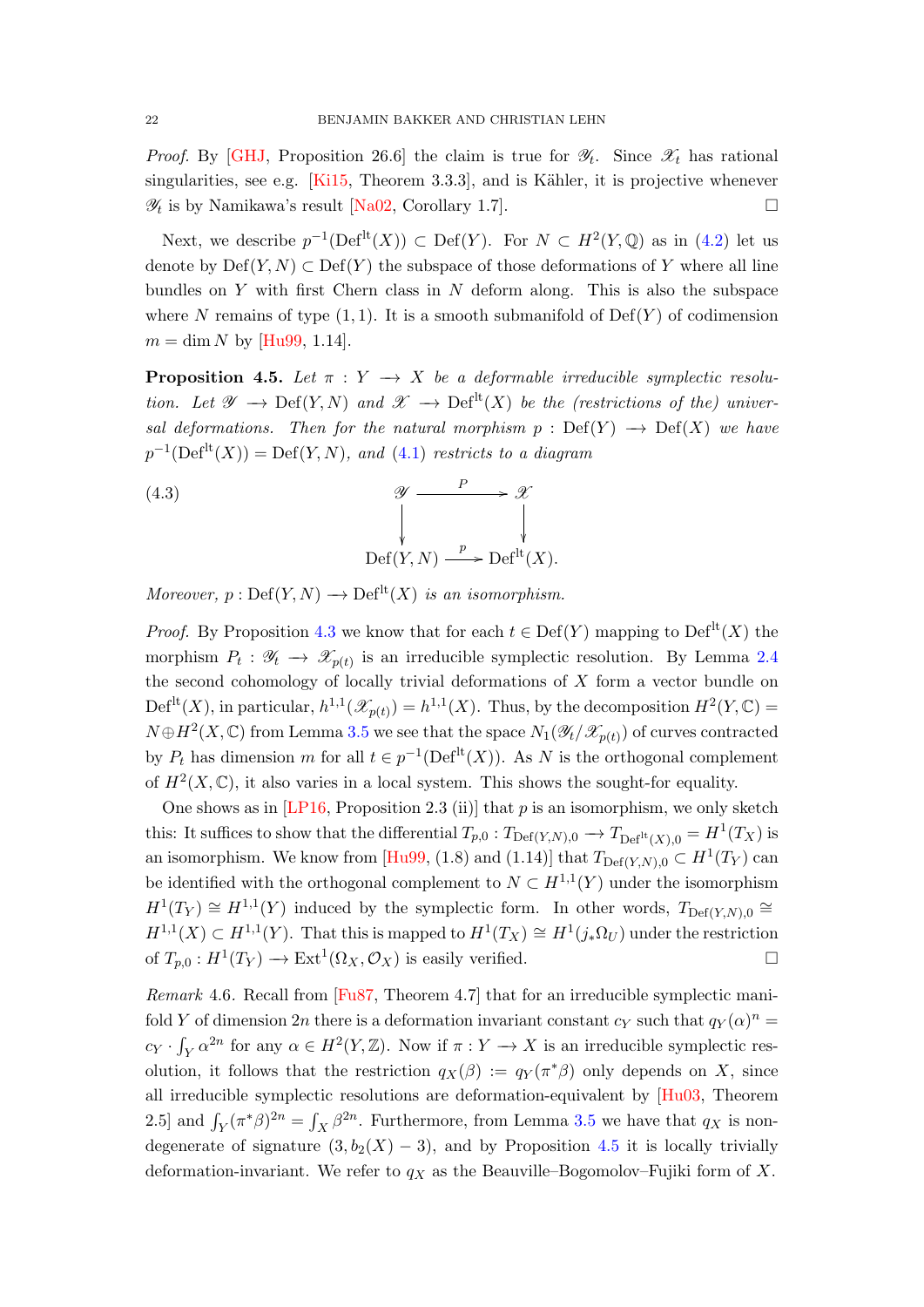*Proof.* By [GHJ, Proposition 26.6] the claim is true for $\mathscr{Y}_t$. Since $\mathscr{X}_t$ has rational singularities, see e.g. [Ki15, Theorem 3.3.3], and is Kähler, it is projective whenever $\mathscr{Y}_t$ is by Namikawa's result [Na02, Corollary 1.7]. $\square$

Next, we describe $p^{-1}(\mathrm{Def}^{\mathrm{lt}}(X)) \subset \mathrm{Def}(Y)$. For $N \subset H^2(Y, \mathbb{Q})$ as in (4.2) let us denote by $\mathrm{Def}(Y, N) \subset \mathrm{Def}(Y)$ the subspace of those deformations of $Y$ where all line bundles on $Y$ with first Chern class in $N$ deform along. This is also the subspace where $N$ remains of type $(1,1)$. It is a smooth submanifold of $\mathrm{Def}(Y)$ of codimension $m = \dim N$ by [Hu99, 1.14].

**Proposition 4.5.** *Let $\pi : Y \longrightarrow X$ be a deformable irreducible symplectic resolution. Let $\mathscr{Y} \longrightarrow \mathrm{Def}(Y, N)$ and $\mathscr{X} \longrightarrow \mathrm{Def}^{\mathrm{lt}}(X)$ be the (restrictions of the) universal deformations. Then for the natural morphism $p : \mathrm{Def}(Y) \longrightarrow \mathrm{Def}(X)$ we have $p^{-1}(\mathrm{Def}^{\mathrm{lt}}(X)) = \mathrm{Def}(Y, N)$, and (4.1) restricts to a diagram*

$$
\begin{array}{ccc}
\mathscr{Y} & \xrightarrow{\ P\ } & \mathscr{X} \\
\downarrow & & \downarrow \\
\mathrm{Def}(Y, N) & \xrightarrow{\ p\ } & \mathrm{Def}^{\mathrm{lt}}(X).
\end{array}
\tag{4.3}
$$

*Moreover, $p : \mathrm{Def}(Y, N) \longrightarrow \mathrm{Def}^{\mathrm{lt}}(X)$ is an isomorphism.*

*Proof.* By Proposition 4.3 we know that for each $t \in \mathrm{Def}(Y)$ mapping to $\mathrm{Def}^{\mathrm{lt}}(X)$ the morphism $P_t : \mathscr{Y}_t \longrightarrow \mathscr{X}_{p(t)}$ is an irreducible symplectic resolution. By Lemma 2.4 the second cohomology of locally trivial deformations of $X$ form a vector bundle on $\mathrm{Def}^{\mathrm{lt}}(X)$, in particular, $h^{1,1}(\mathscr{X}_{p(t)}) = h^{1,1}(X)$. Thus, by the decomposition $H^2(Y, \mathbb{C}) = N \oplus H^2(X, \mathbb{C})$ from Lemma 3.5 we see that the space $N_1(\mathscr{Y}_t/\mathscr{X}_{p(t)})$ of curves contracted by $P_t$ has dimension $m$ for all $t \in p^{-1}(\mathrm{Def}^{\mathrm{lt}}(X))$. As $N$ is the orthogonal complement of $H^2(X, \mathbb{C})$, it also varies in a local system. This shows the sought-for equality.

One shows as in [LP16, Proposition 2.3 (ii)] that $p$ is an isomorphism, we only sketch this: It suffices to show that the differential $T_{p,0} : T_{\mathrm{Def}(Y,N),0} \longrightarrow T_{\mathrm{Def}^{\mathrm{lt}}(X),0} = H^1(T_X)$ is an isomorphism. We know from [Hu99, (1.8) and (1.14)] that $T_{\mathrm{Def}(Y,N),0} \subset H^1(T_Y)$ can be identified with the orthogonal complement to $N \subset H^{1,1}(Y)$ under the isomorphism $H^1(T_Y) \cong H^{1,1}(Y)$ induced by the symplectic form. In other words, $T_{\mathrm{Def}(Y,N),0} \cong H^{1,1}(X) \subset H^{1,1}(Y)$. That this is mapped to $H^1(T_X) \cong H^1(j_*\Omega_U)$ under the restriction of $T_{p,0} : H^1(T_Y) \longrightarrow \mathrm{Ext}^1(\Omega_X, \mathcal{O}_X)$ is easily verified. $\square$

*Remark* 4.6. Recall from [Fu87, Theorem 4.7] that for an irreducible symplectic manifold $Y$ of dimension $2n$ there is a deformation invariant constant $c_Y$ such that $q_Y(\alpha)^n = c_Y \cdot \int_Y \alpha^{2n}$ for any $\alpha \in H^2(Y, \mathbb{Z})$. Now if $\pi : Y \longrightarrow X$ is an irreducible symplectic resolution, it follows that the restriction $q_X(\beta) := q_Y(\pi^*\beta)$ only depends on $X$, since all irreducible symplectic resolutions are deformation-equivalent by [Hu03, Theorem 2.5] and $\int_Y (\pi^*\beta)^{2n} = \int_X \beta^{2n}$. Furthermore, from Lemma 3.5 we have that $q_X$ is nondegenerate of signature $(3, b_2(X) - 3)$, and by Proposition 4.5 it is locally trivially deformation-invariant. We refer to $q_X$ as the Beauville–Bogomolov–Fujiki form of $X$.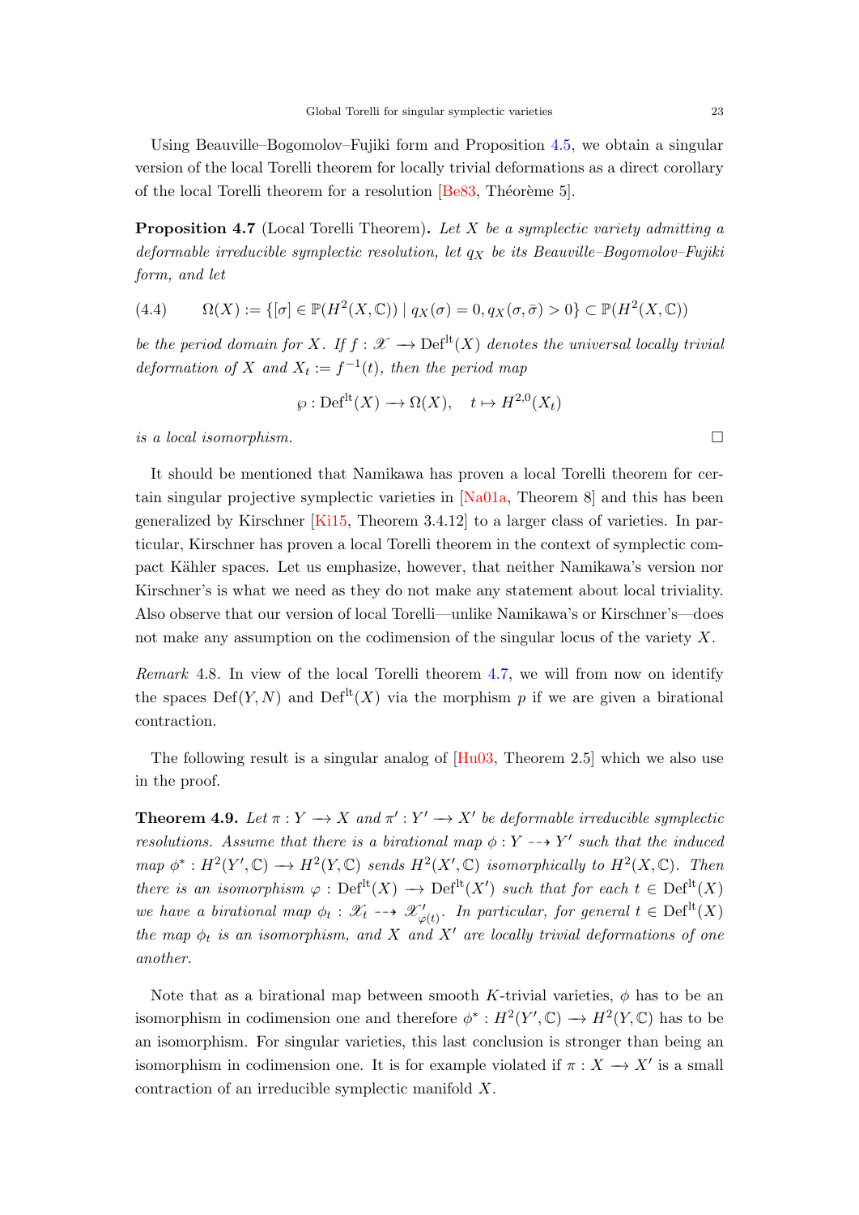Using Beauville–Bogomolov–Fujiki form and Proposition 4.5, we obtain a singular version of the local Torelli theorem for locally trivial deformations as a direct corollary of the local Torelli theorem for a resolution [Be83, Théorème 5].

**Proposition 4.7** (Local Torelli Theorem)**.** *Let $X$ be a symplectic variety admitting a deformable irreducible symplectic resolution, let $q_X$ be its Beauville–Bogomolov–Fujiki form, and let*

$$\Omega(X) := \{[\sigma] \in \mathbb{P}(H^2(X,\mathbb{C})) \mid q_X(\sigma) = 0, q_X(\sigma,\bar{\sigma}) > 0\} \subset \mathbb{P}(H^2(X,\mathbb{C})) \tag{4.4}$$

*be the period domain for $X$. If $f : \mathscr{X} \longrightarrow \mathrm{Def}^{\mathrm{lt}}(X)$ denotes the universal locally trivial deformation of $X$ and $X_t := f^{-1}(t)$, then the period map*

$$\wp : \mathrm{Def}^{\mathrm{lt}}(X) \longrightarrow \Omega(X), \quad t \mapsto H^{2,0}(X_t)$$

*is a local isomorphism.* □

It should be mentioned that Namikawa has proven a local Torelli theorem for certain singular projective symplectic varieties in [Na01a, Theorem 8] and this has been generalized by Kirschner [Ki15, Theorem 3.4.12] to a larger class of varieties. In particular, Kirschner has proven a local Torelli theorem in the context of symplectic compact Kähler spaces. Let us emphasize, however, that neither Namikawa's version nor Kirschner's is what we need as they do not make any statement about local triviality. Also observe that our version of local Torelli—unlike Namikawa's or Kirschner's—does not make any assumption on the codimension of the singular locus of the variety $X$.

*Remark* 4.8. In view of the local Torelli theorem 4.7, we will from now on identify the spaces $\mathrm{Def}(Y,N)$ and $\mathrm{Def}^{\mathrm{lt}}(X)$ via the morphism $p$ if we are given a birational contraction.

The following result is a singular analog of [Hu03, Theorem 2.5] which we also use in the proof.

**Theorem 4.9.** *Let $\pi : Y \longrightarrow X$ and $\pi' : Y' \longrightarrow X'$ be deformable irreducible symplectic resolutions. Assume that there is a birational map $\phi : Y \dashrightarrow Y'$ such that the induced map $\phi^* : H^2(Y',\mathbb{C}) \longrightarrow H^2(Y,\mathbb{C})$ sends $H^2(X',\mathbb{C})$ isomorphically to $H^2(X,\mathbb{C})$. Then there is an isomorphism $\varphi : \mathrm{Def}^{\mathrm{lt}}(X) \longrightarrow \mathrm{Def}^{\mathrm{lt}}(X')$ such that for each $t \in \mathrm{Def}^{\mathrm{lt}}(X)$ we have a birational map $\phi_t : \mathscr{X}_t \dashrightarrow \mathscr{X}'_{\varphi(t)}$. In particular, for general $t \in \mathrm{Def}^{\mathrm{lt}}(X)$ the map $\phi_t$ is an isomorphism, and $X$ and $X'$ are locally trivial deformations of one another.*

Note that as a birational map between smooth $K$-trivial varieties, $\phi$ has to be an isomorphism in codimension one and therefore $\phi^* : H^2(Y',\mathbb{C}) \longrightarrow H^2(Y,\mathbb{C})$ has to be an isomorphism. For singular varieties, this last conclusion is stronger than being an isomorphism in codimension one. It is for example violated if $\pi : X \longrightarrow X'$ is a small contraction of an irreducible symplectic manifold $X$.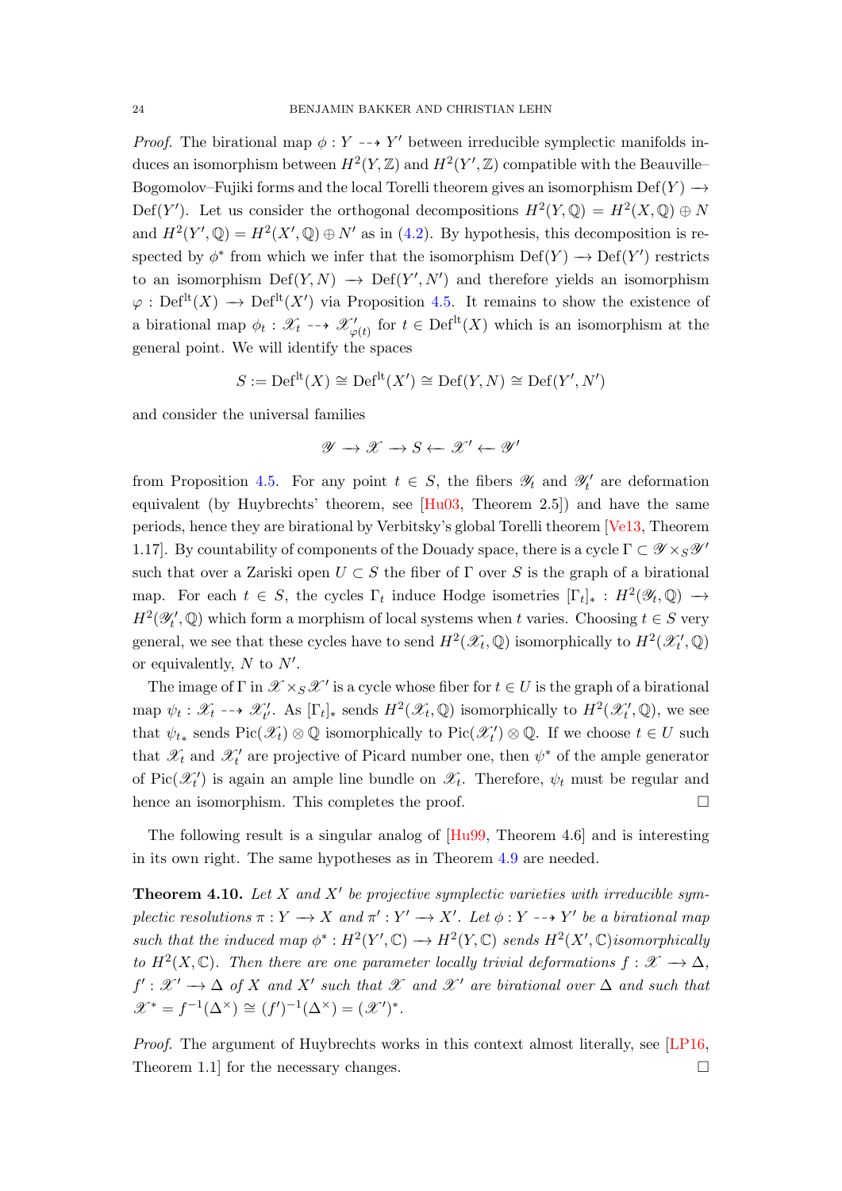*Proof.* The birational map $\phi : Y \dashrightarrow Y'$ between irreducible symplectic manifolds induces an isomorphism between $H^2(Y,\mathbb{Z})$ and $H^2(Y',\mathbb{Z})$ compatible with the Beauville–Bogomolov–Fujiki forms and the local Torelli theorem gives an isomorphism $\mathrm{Def}(Y) \longrightarrow \mathrm{Def}(Y')$. Let us consider the orthogonal decompositions $H^2(Y,\mathbb{Q}) = H^2(X,\mathbb{Q}) \oplus N$ and $H^2(Y',\mathbb{Q}) = H^2(X',\mathbb{Q}) \oplus N'$ as in (4.2). By hypothesis, this decomposition is respected by $\phi^*$ from which we infer that the isomorphism $\mathrm{Def}(Y) \longrightarrow \mathrm{Def}(Y')$ restricts to an isomorphism $\mathrm{Def}(Y,N) \longrightarrow \mathrm{Def}(Y',N')$ and therefore yields an isomorphism $\varphi : \mathrm{Def}^{\mathrm{lt}}(X) \longrightarrow \mathrm{Def}^{\mathrm{lt}}(X')$ via Proposition 4.5. It remains to show the existence of a birational map $\phi_t : \mathscr{X}_t \dashrightarrow \mathscr{X}'_{\varphi(t)}$ for $t \in \mathrm{Def}^{\mathrm{lt}}(X)$ which is an isomorphism at the general point. We will identify the spaces

$$S := \mathrm{Def}^{\mathrm{lt}}(X) \cong \mathrm{Def}^{\mathrm{lt}}(X') \cong \mathrm{Def}(Y,N) \cong \mathrm{Def}(Y',N')$$

and consider the universal families

$$\mathscr{Y} \longrightarrow \mathscr{X} \longrightarrow S \longleftarrow \mathscr{X}' \longleftarrow \mathscr{Y}'$$

from Proposition 4.5. For any point $t \in S$, the fibers $\mathscr{Y}_t$ and $\mathscr{Y}'_t$ are deformation equivalent (by Huybrechts' theorem, see [Hu03, Theorem 2.5]) and have the same periods, hence they are birational by Verbitsky's global Torelli theorem [Ve13, Theorem 1.17]. By countability of components of the Douady space, there is a cycle $\Gamma \subset \mathscr{Y} \times_S \mathscr{Y}'$ such that over a Zariski open $U \subset S$ the fiber of $\Gamma$ over $S$ is the graph of a birational map. For each $t \in S$, the cycles $\Gamma_t$ induce Hodge isometries $[\Gamma_t]_* : H^2(\mathscr{Y}_t,\mathbb{Q}) \longrightarrow H^2(\mathscr{Y}'_t,\mathbb{Q})$ which form a morphism of local systems when $t$ varies. Choosing $t \in S$ very general, we see that these cycles have to send $H^2(\mathscr{X}_t,\mathbb{Q})$ isomorphically to $H^2(\mathscr{X}'_t,\mathbb{Q})$ or equivalently, $N$ to $N'$.

The image of $\Gamma$ in $\mathscr{X} \times_S \mathscr{X}'$ is a cycle whose fiber for $t \in U$ is the graph of a birational map $\psi_t : \mathscr{X}_t \dashrightarrow \mathscr{X}'_t$. As $[\Gamma_t]_*$ sends $H^2(\mathscr{X}_t,\mathbb{Q})$ isomorphically to $H^2(\mathscr{X}'_t,\mathbb{Q})$, we see that $\psi_{t*}$ sends $\mathrm{Pic}(\mathscr{X}_t) \otimes \mathbb{Q}$ isomorphically to $\mathrm{Pic}(\mathscr{X}'_t) \otimes \mathbb{Q}$. If we choose $t \in U$ such that $\mathscr{X}_t$ and $\mathscr{X}'_t$ are projective of Picard number one, then $\psi^*$ of the ample generator of $\mathrm{Pic}(\mathscr{X}'_t)$ is again an ample line bundle on $\mathscr{X}_t$. Therefore, $\psi_t$ must be regular and hence an isomorphism. This completes the proof. $\square$

The following result is a singular analog of [Hu99, Theorem 4.6] and is interesting in its own right. The same hypotheses as in Theorem 4.9 are needed.

**Theorem 4.10.** *Let $X$ and $X'$ be projective symplectic varieties with irreducible symplectic resolutions $\pi : Y \longrightarrow X$ and $\pi' : Y' \longrightarrow X'$. Let $\phi : Y \dashrightarrow Y'$ be a birational map such that the induced map $\phi^* : H^2(Y',\mathbb{C}) \longrightarrow H^2(Y,\mathbb{C})$ sends $H^2(X',\mathbb{C})$isomorphically to $H^2(X,\mathbb{C})$. Then there are one parameter locally trivial deformations $f : \mathscr{X} \longrightarrow \Delta$, $f' : \mathscr{X}' \longrightarrow \Delta$ of $X$ and $X'$ such that $\mathscr{X}$ and $\mathscr{X}'$ are birational over $\Delta$ and such that $\mathscr{X}^* = f^{-1}(\Delta^\times) \cong (f')^{-1}(\Delta^\times) = (\mathscr{X}')^*$.*

*Proof.* The argument of Huybrechts works in this context almost literally, see [LP16, Theorem 1.1] for the necessary changes. $\square$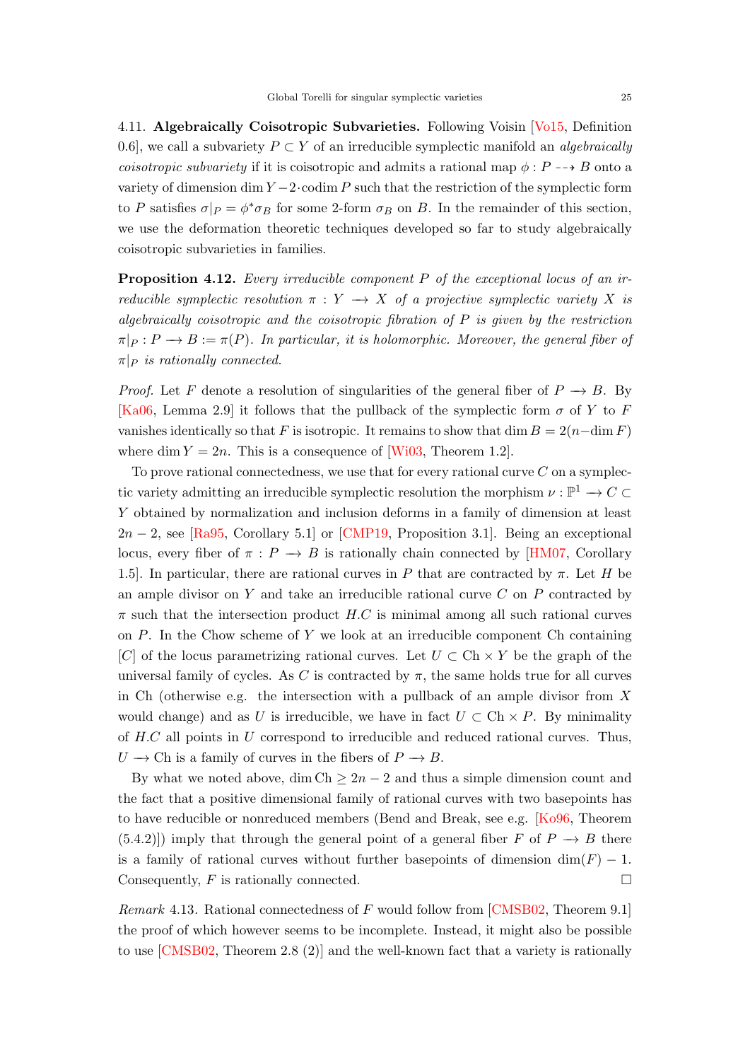4.11. **Algebraically Coisotropic Subvarieties.** Following Voisin [Vo15, Definition 0.6], we call a subvariety $P \subset Y$ of an irreducible symplectic manifold an *algebraically coisotropic subvariety* if it is coisotropic and admits a rational map $\phi : P \dashrightarrow B$ onto a variety of dimension $\dim Y - 2 \cdot \operatorname{codim} P$ such that the restriction of the symplectic form to $P$ satisfies $\sigma|_P = \phi^* \sigma_B$ for some 2-form $\sigma_B$ on $B$. In the remainder of this section, we use the deformation theoretic techniques developed so far to study algebraically coisotropic subvarieties in families.

**Proposition 4.12.** *Every irreducible component $P$ of the exceptional locus of an irreducible symplectic resolution $\pi : Y \longrightarrow X$ of a projective symplectic variety $X$ is algebraically coisotropic and the coisotropic fibration of $P$ is given by the restriction $\pi|_P : P \longrightarrow B := \pi(P)$. In particular, it is holomorphic. Moreover, the general fiber of $\pi|_P$ is rationally connected.*

*Proof.* Let $F$ denote a resolution of singularities of the general fiber of $P \longrightarrow B$. By [Ka06, Lemma 2.9] it follows that the pullback of the symplectic form $\sigma$ of $Y$ to $F$ vanishes identically so that $F$ is isotropic. It remains to show that $\dim B = 2(n - \dim F)$ where $\dim Y = 2n$. This is a consequence of [Wi03, Theorem 1.2].

To prove rational connectedness, we use that for every rational curve $C$ on a symplectic variety admitting an irreducible symplectic resolution the morphism $\nu : \mathbb{P}^1 \longrightarrow C \subset Y$ obtained by normalization and inclusion deforms in a family of dimension at least $2n - 2$, see [Ra95, Corollary 5.1] or [CMP19, Proposition 3.1]. Being an exceptional locus, every fiber of $\pi : P \longrightarrow B$ is rationally chain connected by [HM07, Corollary 1.5]. In particular, there are rational curves in $P$ that are contracted by $\pi$. Let $H$ be an ample divisor on $Y$ and take an irreducible rational curve $C$ on $P$ contracted by $\pi$ such that the intersection product $H.C$ is minimal among all such rational curves on $P$. In the Chow scheme of $Y$ we look at an irreducible component Ch containing $[C]$ of the locus parametrizing rational curves. Let $U \subset \mathrm{Ch} \times Y$ be the graph of the universal family of cycles. As $C$ is contracted by $\pi$, the same holds true for all curves in Ch (otherwise e.g. the intersection with a pullback of an ample divisor from $X$ would change) and as $U$ is irreducible, we have in fact $U \subset \mathrm{Ch} \times P$. By minimality of $H.C$ all points in $U$ correspond to irreducible and reduced rational curves. Thus, $U \longrightarrow \mathrm{Ch}$ is a family of curves in the fibers of $P \longrightarrow B$.

By what we noted above, $\dim \mathrm{Ch} \geq 2n - 2$ and thus a simple dimension count and the fact that a positive dimensional family of rational curves with two basepoints has to have reducible or nonreduced members (Bend and Break, see e.g. [Ko96, Theorem (5.4.2)]) imply that through the general point of a general fiber $F$ of $P \longrightarrow B$ there is a family of rational curves without further basepoints of dimension $\dim(F) - 1$. Consequently, $F$ is rationally connected. $\square$

*Remark* 4.13. Rational connectedness of $F$ would follow from [CMSB02, Theorem 9.1] the proof of which however seems to be incomplete. Instead, it might also be possible to use [CMSB02, Theorem 2.8 (2)] and the well-known fact that a variety is rationally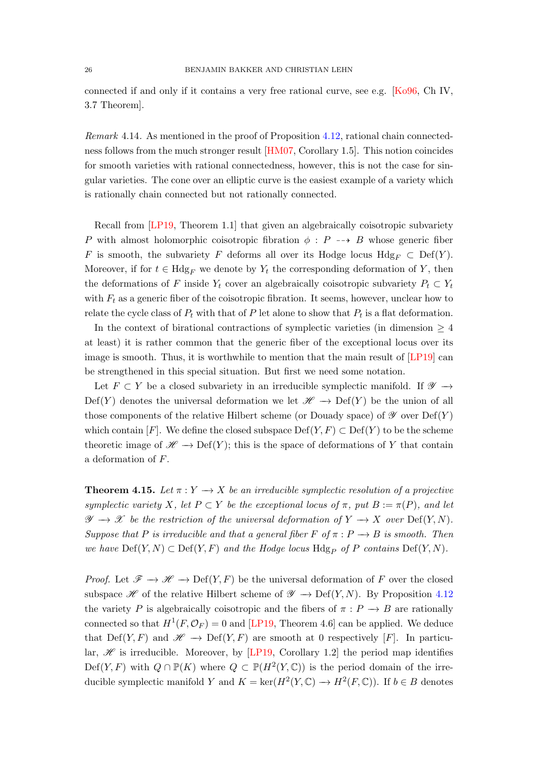connected if and only if it contains a very free rational curve, see e.g. [Ko96, Ch IV, 3.7 Theorem].

*Remark* 4.14. As mentioned in the proof of Proposition 4.12, rational chain connectedness follows from the much stronger result [HM07, Corollary 1.5]. This notion coincides for smooth varieties with rational connectedness, however, this is not the case for singular varieties. The cone over an elliptic curve is the easiest example of a variety which is rationally chain connected but not rationally connected.

Recall from [LP19, Theorem 1.1] that given an algebraically coisotropic subvariety $P$ with almost holomorphic coisotropic fibration $\phi : P \dashrightarrow B$ whose generic fiber $F$ is smooth, the subvariety $F$ deforms all over its Hodge locus $\mathrm{Hdg}_F \subset \mathrm{Def}(Y)$. Moreover, if for $t \in \mathrm{Hdg}_F$ we denote by $Y_t$ the corresponding deformation of $Y$, then the deformations of $F$ inside $Y_t$ cover an algebraically coisotropic subvariety $P_t \subset Y_t$ with $F_t$ as a generic fiber of the coisotropic fibration. It seems, however, unclear how to relate the cycle class of $P_t$ with that of $P$ let alone to show that $P_t$ is a flat deformation.

In the context of birational contractions of symplectic varieties (in dimension $\geq 4$ at least) it is rather common that the generic fiber of the exceptional locus over its image is smooth. Thus, it is worthwhile to mention that the main result of [LP19] can be strengthened in this special situation. But first we need some notation.

Let $F \subset Y$ be a closed subvariety in an irreducible symplectic manifold. If $\mathscr{Y} \to \mathrm{Def}(Y)$ denotes the universal deformation we let $\mathscr{H} \to \mathrm{Def}(Y)$ be the union of all those components of the relative Hilbert scheme (or Douady space) of $\mathscr{Y}$ over $\mathrm{Def}(Y)$ which contain $[F]$. We define the closed subspace $\mathrm{Def}(Y, F) \subset \mathrm{Def}(Y)$ to be the scheme theoretic image of $\mathscr{H} \to \mathrm{Def}(Y)$; this is the space of deformations of $Y$ that contain a deformation of $F$.

**Theorem 4.15.** *Let $\pi : Y \to X$ be an irreducible symplectic resolution of a projective symplectic variety $X$, let $P \subset Y$ be the exceptional locus of $\pi$, put $B := \pi(P)$, and let $\mathscr{Y} \to \mathscr{X}$ be the restriction of the universal deformation of $Y \to X$ over $\mathrm{Def}(Y, N)$. Suppose that $P$ is irreducible and that a general fiber $F$ of $\pi : P \to B$ is smooth. Then we have $\mathrm{Def}(Y, N) \subset \mathrm{Def}(Y, F)$ and the Hodge locus $\mathrm{Hdg}_P$ of $P$ contains $\mathrm{Def}(Y, N)$.*

*Proof.* Let $\mathscr{F} \to \mathscr{H} \to \mathrm{Def}(Y, F)$ be the universal deformation of $F$ over the closed subspace $\mathscr{H}$ of the relative Hilbert scheme of $\mathscr{Y} \to \mathrm{Def}(Y, N)$. By Proposition 4.12 the variety $P$ is algebraically coisotropic and the fibers of $\pi : P \to B$ are rationally connected so that $H^1(F, \mathcal{O}_F) = 0$ and [LP19, Theorem 4.6] can be applied. We deduce that $\mathrm{Def}(Y, F)$ and $\mathscr{H} \to \mathrm{Def}(Y, F)$ are smooth at $0$ respectively $[F]$. In particular, $\mathscr{H}$ is irreducible. Moreover, by [LP19, Corollary 1.2] the period map identifies $\mathrm{Def}(Y, F)$ with $Q \cap \mathbb{P}(K)$ where $Q \subset \mathbb{P}(H^2(Y, \mathbb{C}))$ is the period domain of the irreducible symplectic manifold $Y$ and $K = \ker(H^2(Y, \mathbb{C}) \to H^2(F, \mathbb{C}))$. If $b \in B$ denotes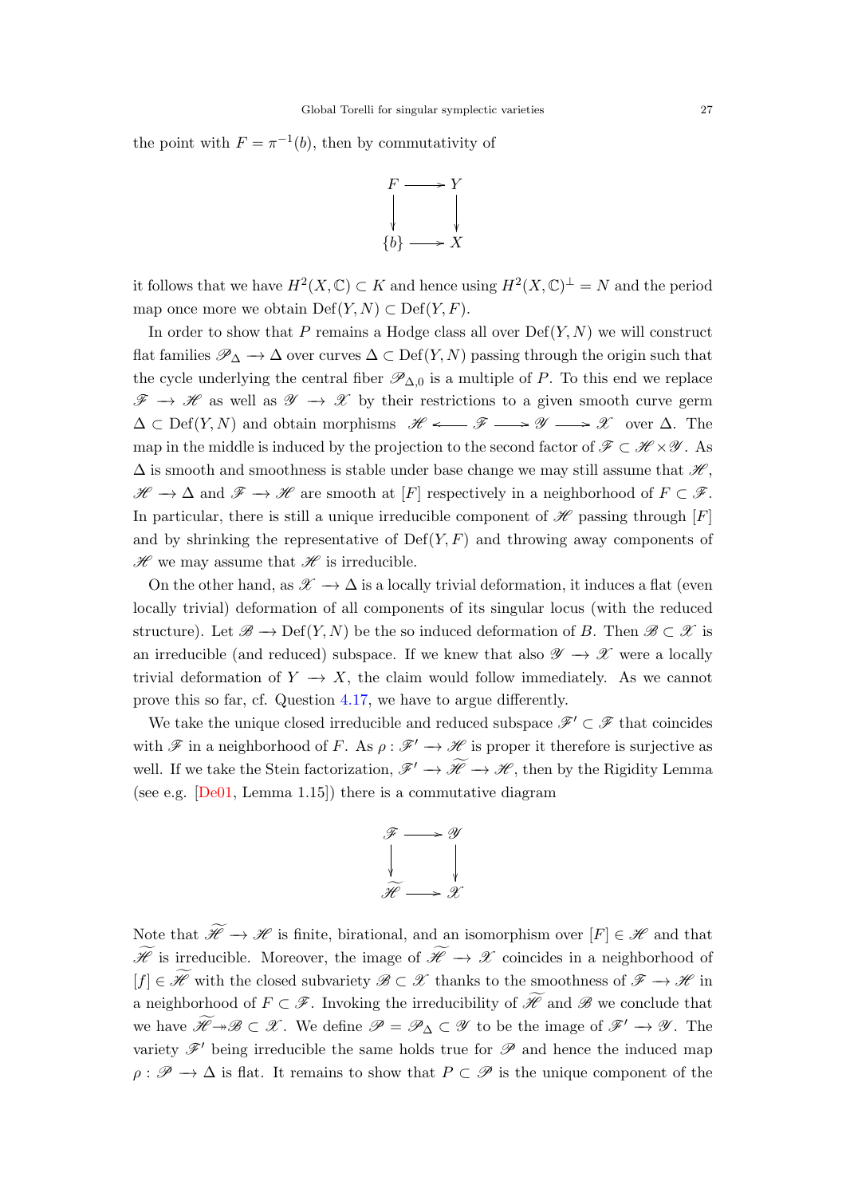the point with $F = \pi^{-1}(b)$, then by commutativity of

$$\begin{array}{ccc} F & \longrightarrow & Y \\ \downarrow & & \downarrow \\ \{b\} & \longrightarrow & X \end{array}$$

it follows that we have $H^2(X, \mathbb{C}) \subset K$ and hence using $H^2(X, \mathbb{C})^\perp = N$ and the period map once more we obtain $\mathrm{Def}(Y, N) \subset \mathrm{Def}(Y, F)$.

In order to show that $P$ remains a Hodge class all over $\mathrm{Def}(Y, N)$ we will construct flat families $\mathscr{P}_\Delta \to \Delta$ over curves $\Delta \subset \mathrm{Def}(Y, N)$ passing through the origin such that the cycle underlying the central fiber $\mathscr{P}_{\Delta,0}$ is a multiple of $P$. To this end we replace $\mathscr{F} \to \mathscr{H}$ as well as $\mathscr{Y} \to \mathscr{X}$ by their restrictions to a given smooth curve germ $\Delta \subset \mathrm{Def}(Y, N)$ and obtain morphisms $\mathscr{H} \longleftarrow \mathscr{F} \longrightarrow \mathscr{Y} \longrightarrow \mathscr{X}$ over $\Delta$. The map in the middle is induced by the projection to the second factor of $\mathscr{F} \subset \mathscr{H} \times \mathscr{Y}$. As $\Delta$ is smooth and smoothness is stable under base change we may still assume that $\mathscr{H}$, $\mathscr{H} \to \Delta$ and $\mathscr{F} \to \mathscr{H}$ are smooth at $[F]$ respectively in a neighborhood of $F \subset \mathscr{F}$. In particular, there is still a unique irreducible component of $\mathscr{H}$ passing through $[F]$ and by shrinking the representative of $\mathrm{Def}(Y, F)$ and throwing away components of $\mathscr{H}$ we may assume that $\mathscr{H}$ is irreducible.

On the other hand, as $\mathscr{X} \to \Delta$ is a locally trivial deformation, it induces a flat (even locally trivial) deformation of all components of its singular locus (with the reduced structure). Let $\mathscr{B} \to \mathrm{Def}(Y, N)$ be the so induced deformation of $B$. Then $\mathscr{B} \subset \mathscr{X}$ is an irreducible (and reduced) subspace. If we knew that also $\mathscr{Y} \to \mathscr{X}$ were a locally trivial deformation of $Y \to X$, the claim would follow immediately. As we cannot prove this so far, cf. Question 4.17, we have to argue differently.

We take the unique closed irreducible and reduced subspace $\mathscr{F}' \subset \mathscr{F}$ that coincides with $\mathscr{F}$ in a neighborhood of $F$. As $\rho : \mathscr{F}' \to \mathscr{H}$ is proper it therefore is surjective as well. If we take the Stein factorization, $\mathscr{F}' \to \widetilde{\mathscr{H}} \to \mathscr{H}$, then by the Rigidity Lemma (see e.g. [De01, Lemma 1.15]) there is a commutative diagram

$$\begin{array}{ccc} \mathscr{F} & \longrightarrow & \mathscr{Y} \\ \downarrow & & \downarrow \\ \widetilde{\mathscr{H}} & \longrightarrow & \mathscr{X} \end{array}$$

Note that $\widetilde{\mathscr{H}} \to \mathscr{H}$ is finite, birational, and an isomorphism over $[F] \in \mathscr{H}$ and that $\widetilde{\mathscr{H}}$ is irreducible. Moreover, the image of $\widetilde{\mathscr{H}} \to \mathscr{X}$ coincides in a neighborhood of $[f] \in \widetilde{\mathscr{H}}$ with the closed subvariety $\mathscr{B} \subset \mathscr{X}$ thanks to the smoothness of $\mathscr{F} \to \mathscr{H}$ in a neighborhood of $F \subset \mathscr{F}$. Invoking the irreducibility of $\widetilde{\mathscr{H}}$ and $\mathscr{B}$ we conclude that we have $\widetilde{\mathscr{H}} \twoheadrightarrow \mathscr{B} \subset \mathscr{X}$. We define $\mathscr{P} = \mathscr{P}_\Delta \subset \mathscr{Y}$ to be the image of $\mathscr{F}' \to \mathscr{Y}$. The variety $\mathscr{F}'$ being irreducible the same holds true for $\mathscr{P}$ and hence the induced map $\rho : \mathscr{P} \to \Delta$ is flat. It remains to show that $P \subset \mathscr{P}$ is the unique component of the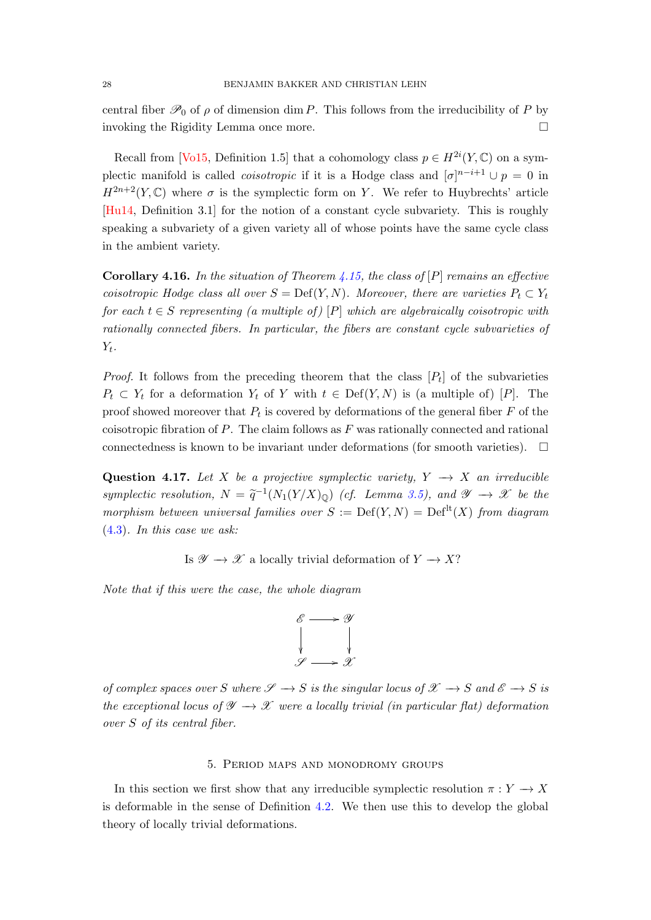central fiber $\mathscr{P}_0$ of $\rho$ of dimension $\dim P$. This follows from the irreducibility of $P$ by invoking the Rigidity Lemma once more. $\square$

Recall from [Vo15, Definition 1.5] that a cohomology class $p \in H^{2i}(Y, \mathbb{C})$ on a symplectic manifold is called *coisotropic* if it is a Hodge class and $[\sigma]^{n-i+1} \cup p = 0$ in $H^{2n+2}(Y, \mathbb{C})$ where $\sigma$ is the symplectic form on $Y$. We refer to Huybrechts' article [Hu14, Definition 3.1] for the notion of a constant cycle subvariety. This is roughly speaking a subvariety of a given variety all of whose points have the same cycle class in the ambient variety.

**Corollary 4.16.** *In the situation of Theorem 4.15, the class of $[P]$ remains an effective coisotropic Hodge class all over $S = \operatorname{Def}(Y, N)$. Moreover, there are varieties $P_t \subset Y_t$ for each $t \in S$ representing (a multiple of) $[P]$ which are algebraically coisotropic with rationally connected fibers. In particular, the fibers are constant cycle subvarieties of $Y_t$.*

*Proof.* It follows from the preceding theorem that the class $[P_t]$ of the subvarieties $P_t \subset Y_t$ for a deformation $Y_t$ of $Y$ with $t \in \operatorname{Def}(Y, N)$ is (a multiple of) $[P]$. The proof showed moreover that $P_t$ is covered by deformations of the general fiber $F$ of the coisotropic fibration of $P$. The claim follows as $F$ was rationally connected and rational connectedness is known to be invariant under deformations (for smooth varieties). $\square$

**Question 4.17.** *Let $X$ be a projective symplectic variety, $Y \to X$ an irreducible symplectic resolution, $N = \widetilde{q}^{-1}(N_1(Y/X)_{\mathbb{Q}})$ (cf. Lemma 3.5), and $\mathscr{Y} \to \mathscr{X}$ be the morphism between universal families over $S := \operatorname{Def}(Y, N) = \operatorname{Def}^{\mathrm{lt}}(X)$ from diagram (4.3). In this case we ask:*

$$\text{Is } \mathscr{Y} \to \mathscr{X} \text{ a locally trivial deformation of } Y \to X?$$

*Note that if this were the case, the whole diagram*

$$\begin{array}{ccc} \mathscr{E} & \longrightarrow & \mathscr{Y} \\ \big\downarrow & & \big\downarrow \\ \mathscr{S} & \longrightarrow & \mathscr{X} \end{array}$$

*of complex spaces over $S$ where $\mathscr{S} \to S$ is the singular locus of $\mathscr{X} \to S$ and $\mathscr{E} \to S$ is the exceptional locus of $\mathscr{Y} \to \mathscr{X}$ were a locally trivial (in particular flat) deformation over $S$ of its central fiber.*

## 5. Period maps and monodromy groups

In this section we first show that any irreducible symplectic resolution $\pi : Y \to X$ is deformable in the sense of Definition 4.2. We then use this to develop the global theory of locally trivial deformations.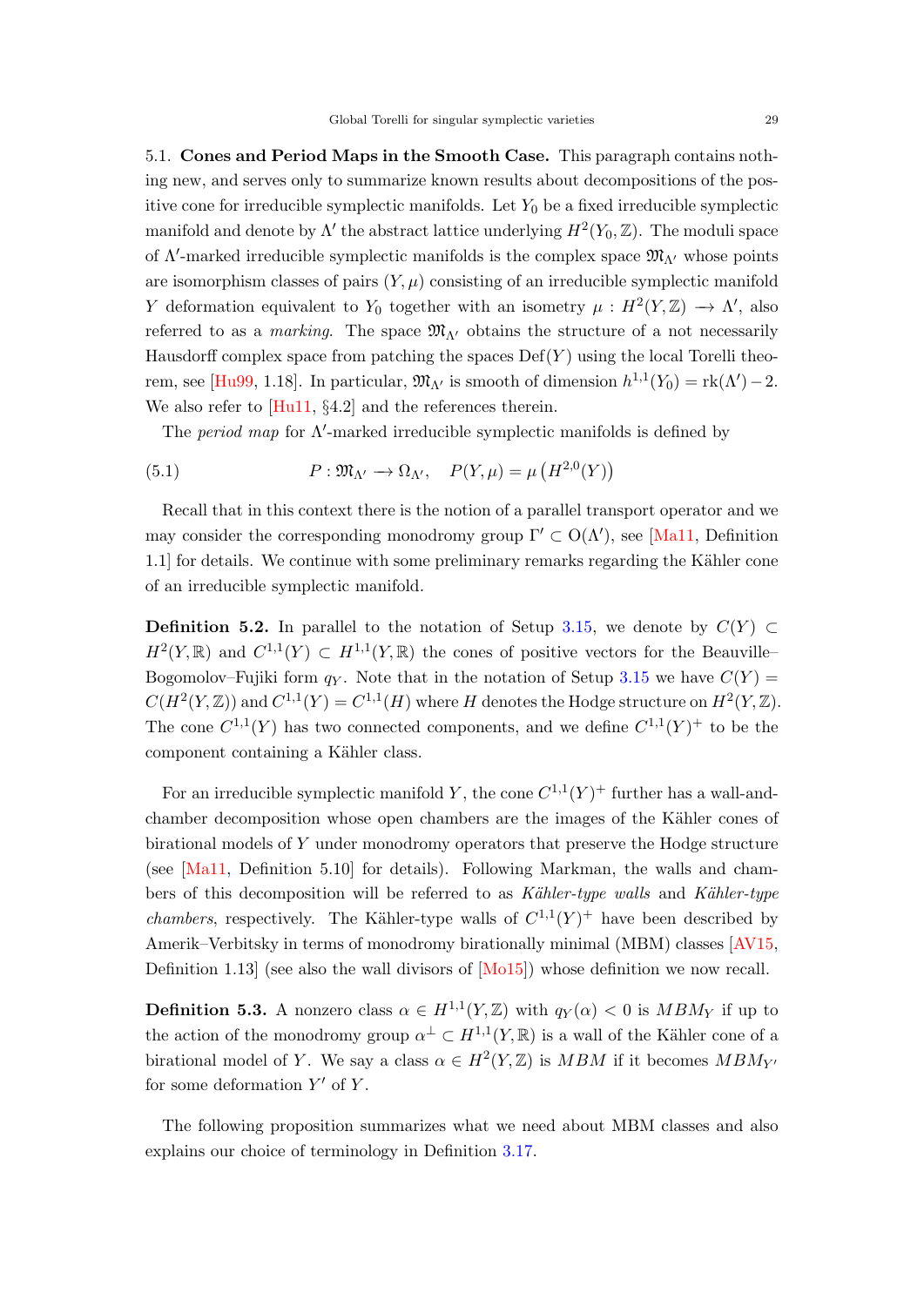5.1. **Cones and Period Maps in the Smooth Case.** This paragraph contains nothing new, and serves only to summarize known results about decompositions of the positive cone for irreducible symplectic manifolds. Let $Y_0$ be a fixed irreducible symplectic manifold and denote by $\Lambda'$ the abstract lattice underlying $H^2(Y_0,\mathbb{Z})$. The moduli space of $\Lambda'$-marked irreducible symplectic manifolds is the complex space $\mathfrak{M}_{\Lambda'}$ whose points are isomorphism classes of pairs $(Y,\mu)$ consisting of an irreducible symplectic manifold $Y$ deformation equivalent to $Y_0$ together with an isometry $\mu : H^2(Y,\mathbb{Z}) \longrightarrow \Lambda'$, also referred to as a *marking*. The space $\mathfrak{M}_{\Lambda'}$ obtains the structure of a not necessarily Hausdorff complex space from patching the spaces $\mathrm{Def}(Y)$ using the local Torelli theorem, see [Hu99, 1.18]. In particular, $\mathfrak{M}_{\Lambda'}$ is smooth of dimension $h^{1,1}(Y_0) = \mathrm{rk}(\Lambda') - 2$. We also refer to [Hu11, §4.2] and the references therein.

The *period map* for $\Lambda'$-marked irreducible symplectic manifolds is defined by

$$P : \mathfrak{M}_{\Lambda'} \longrightarrow \Omega_{\Lambda'}, \quad P(Y,\mu) = \mu\left(H^{2,0}(Y)\right) \tag{5.1}$$

Recall that in this context there is the notion of a parallel transport operator and we may consider the corresponding monodromy group $\Gamma' \subset \mathrm{O}(\Lambda')$, see [Ma11, Definition 1.1] for details. We continue with some preliminary remarks regarding the Kähler cone of an irreducible symplectic manifold.

**Definition 5.2.** In parallel to the notation of Setup 3.15, we denote by $C(Y) \subset H^2(Y,\mathbb{R})$ and $C^{1,1}(Y) \subset H^{1,1}(Y,\mathbb{R})$ the cones of positive vectors for the Beauville–Bogomolov–Fujiki form $q_Y$. Note that in the notation of Setup 3.15 we have $C(Y) = C(H^2(Y,\mathbb{Z}))$ and $C^{1,1}(Y) = C^{1,1}(H)$ where $H$ denotes the Hodge structure on $H^2(Y,\mathbb{Z})$. The cone $C^{1,1}(Y)$ has two connected components, and we define $C^{1,1}(Y)^+$ to be the component containing a Kähler class.

For an irreducible symplectic manifold $Y$, the cone $C^{1,1}(Y)^+$ further has a wall-and-chamber decomposition whose open chambers are the images of the Kähler cones of birational models of $Y$ under monodromy operators that preserve the Hodge structure (see [Ma11, Definition 5.10] for details). Following Markman, the walls and chambers of this decomposition will be referred to as *Kähler-type walls* and *Kähler-type chambers*, respectively. The Kähler-type walls of $C^{1,1}(Y)^+$ have been described by Amerik–Verbitsky in terms of monodromy birationally minimal (MBM) classes [AV15, Definition 1.13] (see also the wall divisors of [Mo15]) whose definition we now recall.

**Definition 5.3.** A nonzero class $\alpha \in H^{1,1}(Y,\mathbb{Z})$ with $q_Y(\alpha) < 0$ is $MBM_Y$ if up to the action of the monodromy group $\alpha^\perp \subset H^{1,1}(Y,\mathbb{R})$ is a wall of the Kähler cone of a birational model of $Y$. We say a class $\alpha \in H^2(Y,\mathbb{Z})$ is $MBM$ if it becomes $MBM_{Y'}$ for some deformation $Y'$ of $Y$.

The following proposition summarizes what we need about MBM classes and also explains our choice of terminology in Definition 3.17.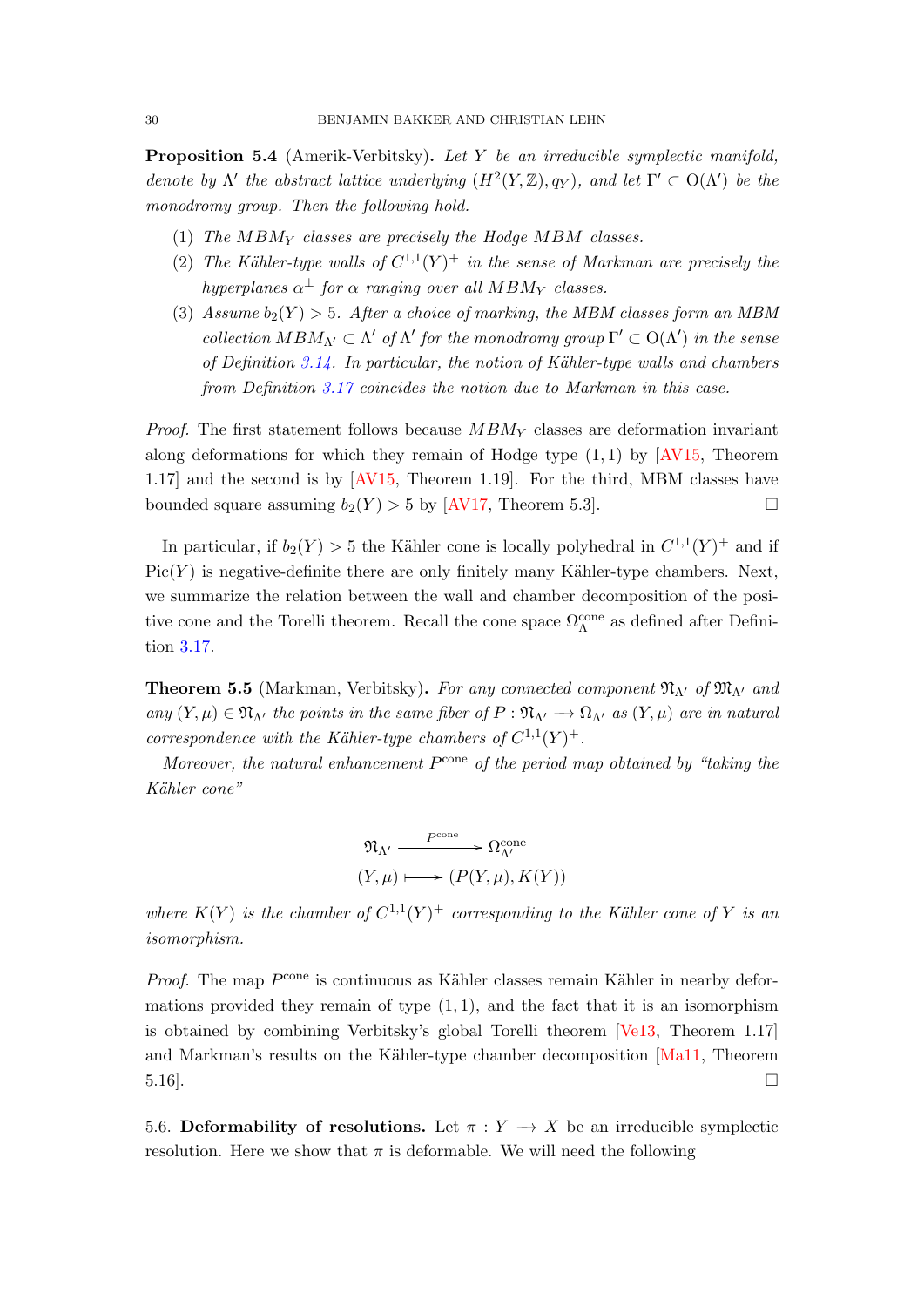**Proposition 5.4** (Amerik-Verbitsky)**.** *Let $Y$ be an irreducible symplectic manifold, denote by $\Lambda'$ the abstract lattice underlying $(H^2(Y,\mathbb{Z}), q_Y)$, and let $\Gamma' \subset \mathrm{O}(\Lambda')$ be the monodromy group. Then the following hold.*

1. *The $MBM_Y$ classes are precisely the Hodge MBM classes.*
2. *The Kähler-type walls of $C^{1,1}(Y)^+$ in the sense of Markman are precisely the hyperplanes $\alpha^\perp$ for $\alpha$ ranging over all $MBM_Y$ classes.*
3. *Assume $b_2(Y) > 5$. After a choice of marking, the MBM classes form an MBM collection $MBM_{\Lambda'} \subset \Lambda'$ of $\Lambda'$ for the monodromy group $\Gamma' \subset \mathrm{O}(\Lambda')$ in the sense of Definition 3.14. In particular, the notion of Kähler-type walls and chambers from Definition 3.17 coincides the notion due to Markman in this case.*

*Proof.* The first statement follows because $MBM_Y$ classes are deformation invariant along deformations for which they remain of Hodge type $(1,1)$ by [AV15, Theorem 1.17] and the second is by [AV15, Theorem 1.19]. For the third, MBM classes have bounded square assuming $b_2(Y) > 5$ by [AV17, Theorem 5.3]. □

In particular, if $b_2(Y) > 5$ the Kähler cone is locally polyhedral in $C^{1,1}(Y)^+$ and if $\mathrm{Pic}(Y)$ is negative-definite there are only finitely many Kähler-type chambers. Next, we summarize the relation between the wall and chamber decomposition of the positive cone and the Torelli theorem. Recall the cone space $\Omega_\Lambda^{\mathrm{cone}}$ as defined after Definition 3.17.

**Theorem 5.5** (Markman, Verbitsky)**.** *For any connected component $\mathfrak{N}_{\Lambda'}$ of $\mathfrak{M}_{\Lambda'}$ and any $(Y,\mu) \in \mathfrak{N}_{\Lambda'}$ the points in the same fiber of $P : \mathfrak{N}_{\Lambda'} \longrightarrow \Omega_{\Lambda'}$ as $(Y,\mu)$ are in natural correspondence with the Kähler-type chambers of $C^{1,1}(Y)^+$.*

*Moreover, the natural enhancement $P^{\mathrm{cone}}$ of the period map obtained by "taking the Kähler cone"*

$$
\begin{array}{ccc}
\mathfrak{N}_{\Lambda'} & \xrightarrow{P^{\mathrm{cone}}} & \Omega_{\Lambda'}^{\mathrm{cone}} \\
(Y,\mu) & \longmapsto & (P(Y,\mu), K(Y))
\end{array}
$$

*where $K(Y)$ is the chamber of $C^{1,1}(Y)^+$ corresponding to the Kähler cone of $Y$ is an isomorphism.*

*Proof.* The map $P^{\mathrm{cone}}$ is continuous as Kähler classes remain Kähler in nearby deformations provided they remain of type $(1,1)$, and the fact that it is an isomorphism is obtained by combining Verbitsky's global Torelli theorem [Ve13, Theorem 1.17] and Markman's results on the Kähler-type chamber decomposition [Ma11, Theorem 5.16]. □

5.6. **Deformability of resolutions.** Let $\pi : Y \longrightarrow X$ be an irreducible symplectic resolution. Here we show that $\pi$ is deformable. We will need the following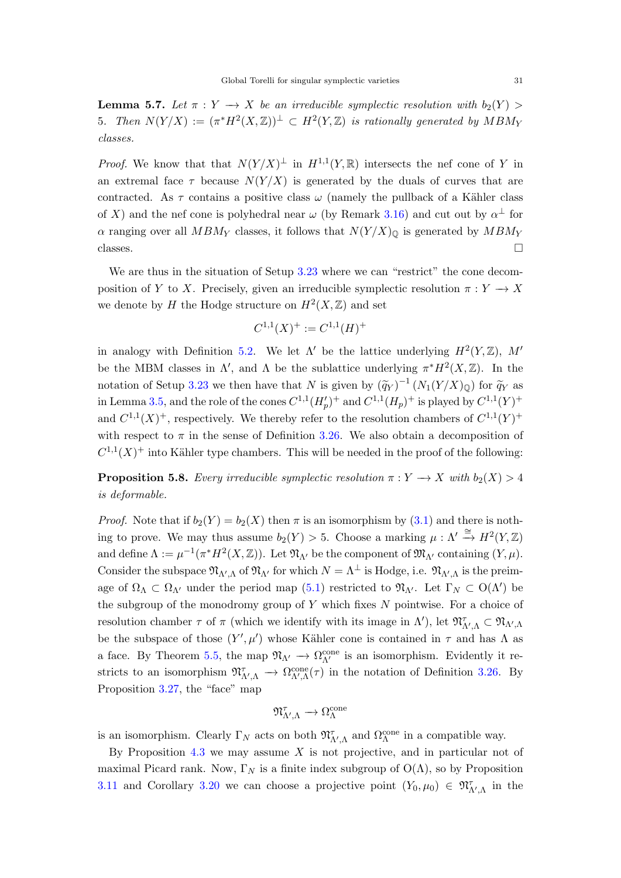**Lemma 5.7.** *Let $\pi : Y \longrightarrow X$ be an irreducible symplectic resolution with $b_2(Y) > 5$. Then $N(Y/X) := (\pi^* H^2(X,\mathbb{Z}))^\perp \subset H^2(Y,\mathbb{Z})$ is rationally generated by $MBM_Y$ classes.*

*Proof.* We know that that $N(Y/X)^\perp$ in $H^{1,1}(Y,\mathbb{R})$ intersects the nef cone of $Y$ in an extremal face $\tau$ because $N(Y/X)$ is generated by the duals of curves that are contracted. As $\tau$ contains a positive class $\omega$ (namely the pullback of a Kähler class of $X$) and the nef cone is polyhedral near $\omega$ (by Remark 3.16) and cut out by $\alpha^\perp$ for $\alpha$ ranging over all $MBM_Y$ classes, it follows that $N(Y/X)_\mathbb{Q}$ is generated by $MBM_Y$ classes. $\square$

We are thus in the situation of Setup 3.23 where we can "restrict" the cone decomposition of $Y$ to $X$. Precisely, given an irreducible symplectic resolution $\pi : Y \longrightarrow X$ we denote by $H$ the Hodge structure on $H^2(X,\mathbb{Z})$ and set

$$C^{1,1}(X)^+ := C^{1,1}(H)^+$$

in analogy with Definition 5.2. We let $\Lambda'$ be the lattice underlying $H^2(Y,\mathbb{Z})$, $M'$ be the MBM classes in $\Lambda'$, and $\Lambda$ be the sublattice underlying $\pi^* H^2(X,\mathbb{Z})$. In the notation of Setup 3.23 we then have that $N$ is given by $(\widetilde{q}_Y)^{-1}(N_1(Y/X)_\mathbb{Q})$ for $\widetilde{q}_Y$ as in Lemma 3.5, and the role of the cones $C^{1,1}(H_p')^+$ and $C^{1,1}(H_p)^+$ is played by $C^{1,1}(Y)^+$ and $C^{1,1}(X)^+$, respectively. We thereby refer to the resolution chambers of $C^{1,1}(Y)^+$ with respect to $\pi$ in the sense of Definition 3.26. We also obtain a decomposition of $C^{1,1}(X)^+$ into Kähler type chambers. This will be needed in the proof of the following:

**Proposition 5.8.** *Every irreducible symplectic resolution $\pi : Y \longrightarrow X$ with $b_2(X) > 4$ is deformable.*

*Proof.* Note that if $b_2(Y) = b_2(X)$ then $\pi$ is an isomorphism by (3.1) and there is nothing to prove. We may thus assume $b_2(Y) > 5$. Choose a marking $\mu : \Lambda' \xrightarrow{\cong} H^2(Y,\mathbb{Z})$ and define $\Lambda := \mu^{-1}(\pi^* H^2(X,\mathbb{Z}))$. Let $\mathfrak{N}_{\Lambda'}$ be the component of $\mathfrak{M}_{\Lambda'}$ containing $(Y,\mu)$. Consider the subspace $\mathfrak{N}_{\Lambda',\Lambda}$ of $\mathfrak{N}_{\Lambda'}$ for which $N = \Lambda^\perp$ is Hodge, i.e. $\mathfrak{N}_{\Lambda',\Lambda}$ is the preimage of $\Omega_\Lambda \subset \Omega_{\Lambda'}$ under the period map (5.1) restricted to $\mathfrak{N}_{\Lambda'}$. Let $\Gamma_N \subset \mathrm{O}(\Lambda')$ be the subgroup of the monodromy group of $Y$ which fixes $N$ pointwise. For a choice of resolution chamber $\tau$ of $\pi$ (which we identify with its image in $\Lambda'$), let $\mathfrak{N}^\tau_{\Lambda',\Lambda} \subset \mathfrak{N}_{\Lambda',\Lambda}$ be the subspace of those $(Y',\mu')$ whose Kähler cone is contained in $\tau$ and has $\Lambda$ as a face. By Theorem 5.5, the map $\mathfrak{N}_{\Lambda'} \longrightarrow \Omega^{\mathrm{cone}}_{\Lambda'}$ is an isomorphism. Evidently it restricts to an isomorphism $\mathfrak{N}^\tau_{\Lambda',\Lambda} \longrightarrow \Omega^{\mathrm{cone}}_{\Lambda',\Lambda}(\tau)$ in the notation of Definition 3.26. By Proposition 3.27, the "face" map

$$\mathfrak{N}^\tau_{\Lambda',\Lambda} \longrightarrow \Omega^{\mathrm{cone}}_{\Lambda}$$

is an isomorphism. Clearly $\Gamma_N$ acts on both $\mathfrak{N}^\tau_{\Lambda',\Lambda}$ and $\Omega^{\mathrm{cone}}_\Lambda$ in a compatible way.

By Proposition 4.3 we may assume $X$ is not projective, and in particular not of maximal Picard rank. Now, $\Gamma_N$ is a finite index subgroup of $\mathrm{O}(\Lambda)$, so by Proposition 3.11 and Corollary 3.20 we can choose a projective point $(Y_0,\mu_0) \in \mathfrak{N}^\tau_{\Lambda',\Lambda}$ in the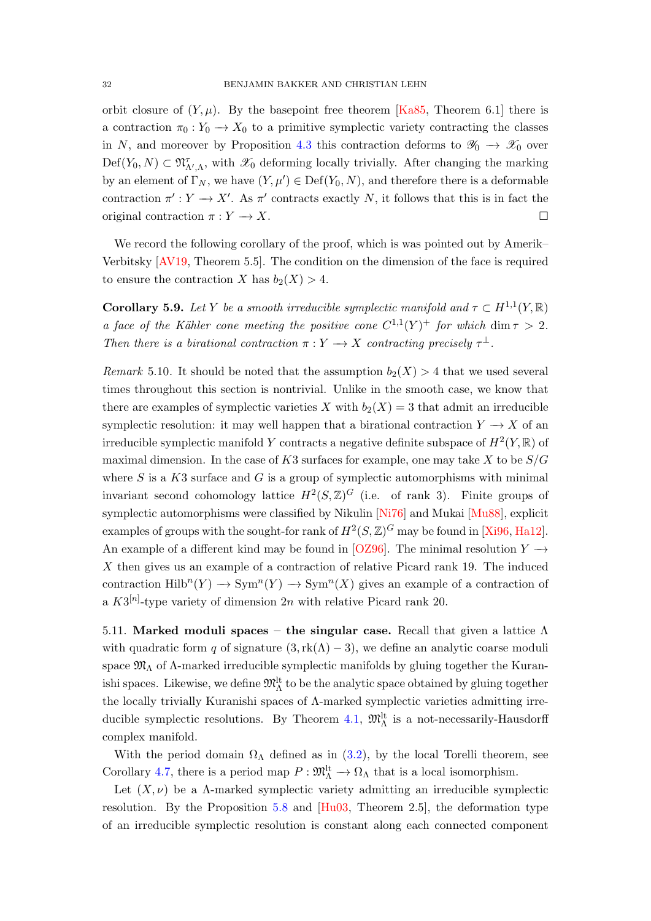orbit closure of $(Y, \mu)$. By the basepoint free theorem [Ka85, Theorem 6.1] there is a contraction $\pi_0 : Y_0 \longrightarrow X_0$ to a primitive symplectic variety contracting the classes in $N$, and moreover by Proposition 4.3 this contraction deforms to $\mathscr{Y}_0 \longrightarrow \mathscr{X}_0$ over $\mathrm{Def}(Y_0, N) \subset \mathfrak{N}^{\tau}_{\Lambda',\Lambda}$, with $\mathscr{X}_0$ deforming locally trivially. After changing the marking by an element of $\Gamma_N$, we have $(Y, \mu') \in \mathrm{Def}(Y_0, N)$, and therefore there is a deformable contraction $\pi' : Y \longrightarrow X'$. As $\pi'$ contracts exactly $N$, it follows that this is in fact the original contraction $\pi : Y \longrightarrow X$. □

We record the following corollary of the proof, which is was pointed out by Amerik–Verbitsky [AV19, Theorem 5.5]. The condition on the dimension of the face is required to ensure the contraction $X$ has $b_2(X) > 4$.

**Corollary 5.9.** *Let $Y$ be a smooth irreducible symplectic manifold and $\tau \subset H^{1,1}(Y, \mathbb{R})$ a face of the Kähler cone meeting the positive cone $C^{1,1}(Y)^+$ for which $\dim \tau > 2$. Then there is a birational contraction $\pi : Y \longrightarrow X$ contracting precisely $\tau^\perp$.*

*Remark* 5.10. It should be noted that the assumption $b_2(X) > 4$ that we used several times throughout this section is nontrivial. Unlike in the smooth case, we know that there are examples of symplectic varieties $X$ with $b_2(X) = 3$ that admit an irreducible symplectic resolution: it may well happen that a birational contraction $Y \longrightarrow X$ of an irreducible symplectic manifold $Y$ contracts a negative definite subspace of $H^2(Y, \mathbb{R})$ of maximal dimension. In the case of $K3$ surfaces for example, one may take $X$ to be $S/G$ where $S$ is a $K3$ surface and $G$ is a group of symplectic automorphisms with minimal invariant second cohomology lattice $H^2(S, \mathbb{Z})^G$ (i.e. of rank 3). Finite groups of symplectic automorphisms were classified by Nikulin [Ni76] and Mukai [Mu88], explicit examples of groups with the sought-for rank of $H^2(S, \mathbb{Z})^G$ may be found in [Xi96, Ha12]. An example of a different kind may be found in [OZ96]. The minimal resolution $Y \longrightarrow X$ then gives us an example of a contraction of relative Picard rank 19. The induced contraction $\mathrm{Hilb}^n(Y) \longrightarrow \mathrm{Sym}^n(Y) \longrightarrow \mathrm{Sym}^n(X)$ gives an example of a contraction of a $K3^{[n]}$-type variety of dimension $2n$ with relative Picard rank 20.

5.11. **Marked moduli spaces – the singular case.** Recall that given a lattice $\Lambda$ with quadratic form $q$ of signature $(3, \mathrm{rk}(\Lambda) - 3)$, we define an analytic coarse moduli space $\mathfrak{M}_\Lambda$ of $\Lambda$-marked irreducible symplectic manifolds by gluing together the Kuranishi spaces. Likewise, we define $\mathfrak{M}^{\mathrm{lt}}_\Lambda$ to be the analytic space obtained by gluing together the locally trivially Kuranishi spaces of $\Lambda$-marked symplectic varieties admitting irreducible symplectic resolutions. By Theorem 4.1, $\mathfrak{M}^{\mathrm{lt}}_\Lambda$ is a not-necessarily-Hausdorff complex manifold.

With the period domain $\Omega_\Lambda$ defined as in (3.2), by the local Torelli theorem, see Corollary 4.7, there is a period map $P : \mathfrak{M}^{\mathrm{lt}}_\Lambda \longrightarrow \Omega_\Lambda$ that is a local isomorphism.

Let $(X, \nu)$ be a $\Lambda$-marked symplectic variety admitting an irreducible symplectic resolution. By the Proposition 5.8 and [Hu03, Theorem 2.5], the deformation type of an irreducible symplectic resolution is constant along each connected component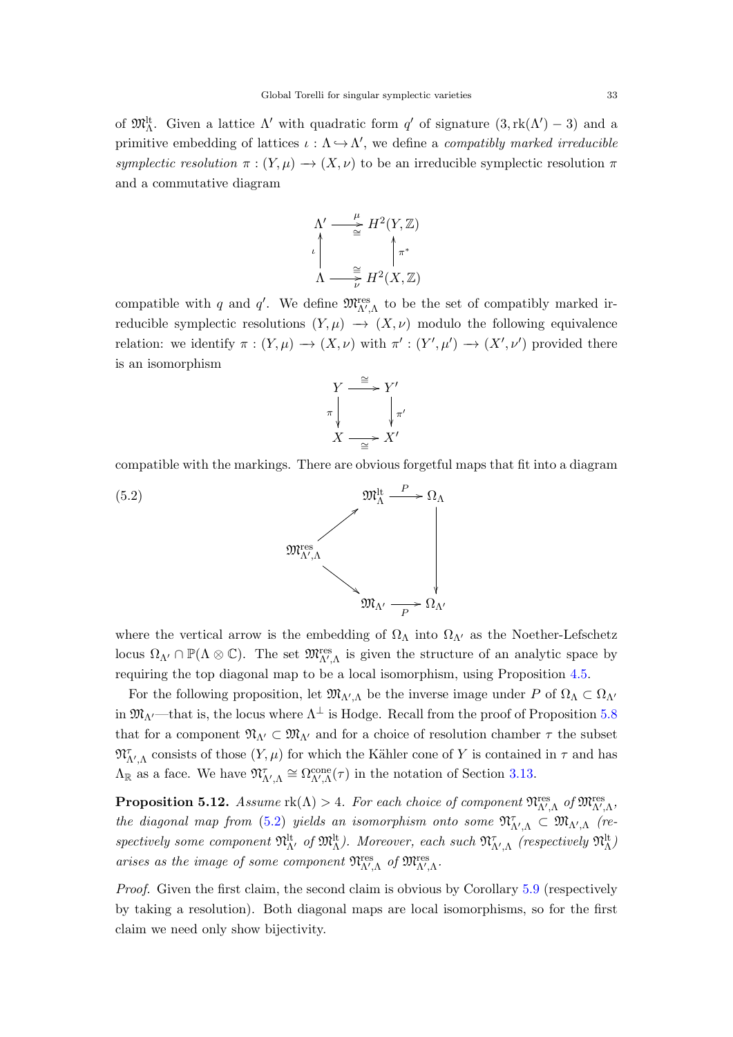of $\mathfrak{M}^{\mathrm{lt}}_\Lambda$. Given a lattice $\Lambda'$ with quadratic form $q'$ of signature $(3, \mathrm{rk}(\Lambda') - 3)$ and a primitive embedding of lattices $\iota : \Lambda \hookrightarrow \Lambda'$, we define a *compatibly marked irreducible symplectic resolution* $\pi : (Y, \mu) \to (X, \nu)$ to be an irreducible symplectic resolution $\pi$ and a commutative diagram

$$\begin{array}{ccc} \Lambda' & \xrightarrow[\cong]{\mu} & H^2(Y, \mathbb{Z}) \\ \uparrow \iota & & \uparrow \pi^* \\ \Lambda & \xrightarrow[\nu]{\cong} & H^2(X, \mathbb{Z}) \end{array}$$

compatible with $q$ and $q'$. We define $\mathfrak{M}^{\mathrm{res}}_{\Lambda',\Lambda}$ to be the set of compatibly marked irreducible symplectic resolutions $(Y, \mu) \to (X, \nu)$ modulo the following equivalence relation: we identify $\pi : (Y, \mu) \to (X, \nu)$ with $\pi' : (Y', \mu') \to (X', \nu')$ provided there is an isomorphism

$$\begin{array}{ccc} Y & \xrightarrow{\cong} & Y' \\ \downarrow \pi & & \downarrow \pi' \\ X & \xrightarrow[\cong]{} & X' \end{array}$$

compatible with the markings. There are obvious forgetful maps that fit into a diagram

$$\begin{array}{ccccc} & & \mathfrak{M}^{\mathrm{lt}}_\Lambda & \xrightarrow{P} & \Omega_\Lambda \\ & \nearrow & & & \downarrow \\ \mathfrak{M}^{\mathrm{res}}_{\Lambda',\Lambda} & & & & \\ & \searrow & & & \\ & & \mathfrak{M}_{\Lambda'} & \xrightarrow[P]{} & \Omega_{\Lambda'} \end{array} \tag{5.2}$$

where the vertical arrow is the embedding of $\Omega_\Lambda$ into $\Omega_{\Lambda'}$ as the Noether-Lefschetz locus $\Omega_{\Lambda'} \cap \mathbb{P}(\Lambda \otimes \mathbb{C})$. The set $\mathfrak{M}^{\mathrm{res}}_{\Lambda',\Lambda}$ is given the structure of an analytic space by requiring the top diagonal map to be a local isomorphism, using Proposition 4.5.

For the following proposition, let $\mathfrak{M}_{\Lambda',\Lambda}$ be the inverse image under $P$ of $\Omega_\Lambda \subset \Omega_{\Lambda'}$ in $\mathfrak{M}_{\Lambda'}$—that is, the locus where $\Lambda^\perp$ is Hodge. Recall from the proof of Proposition 5.8 that for a component $\mathfrak{N}_{\Lambda'} \subset \mathfrak{M}_{\Lambda'}$ and for a choice of resolution chamber $\tau$ the subset $\mathfrak{N}^\tau_{\Lambda',\Lambda}$ consists of those $(Y, \mu)$ for which the Kähler cone of $Y$ is contained in $\tau$ and has $\Lambda_\mathbb{R}$ as a face. We have $\mathfrak{N}^\tau_{\Lambda',\Lambda} \cong \Omega^{\mathrm{cone}}_{\Lambda',\Lambda}(\tau)$ in the notation of Section 3.13.

**Proposition 5.12.** *Assume* $\mathrm{rk}(\Lambda) > 4$. *For each choice of component* $\mathfrak{N}^{\mathrm{res}}_{\Lambda',\Lambda}$ *of* $\mathfrak{M}^{\mathrm{res}}_{\Lambda',\Lambda}$, *the diagonal map from* (5.2) *yields an isomorphism onto some* $\mathfrak{N}^\tau_{\Lambda',\Lambda} \subset \mathfrak{M}_{\Lambda',\Lambda}$ *(respectively some component* $\mathfrak{N}^{\mathrm{lt}}_{\Lambda'}$ *of* $\mathfrak{M}^{\mathrm{lt}}_\Lambda$*). Moreover, each such* $\mathfrak{N}^\tau_{\Lambda',\Lambda}$ *(respectively* $\mathfrak{N}^{\mathrm{lt}}_\Lambda$*) arises as the image of some component* $\mathfrak{N}^{\mathrm{res}}_{\Lambda',\Lambda}$ *of* $\mathfrak{M}^{\mathrm{res}}_{\Lambda',\Lambda}$.

*Proof.* Given the first claim, the second claim is obvious by Corollary 5.9 (respectively by taking a resolution). Both diagonal maps are local isomorphisms, so for the first claim we need only show bijectivity.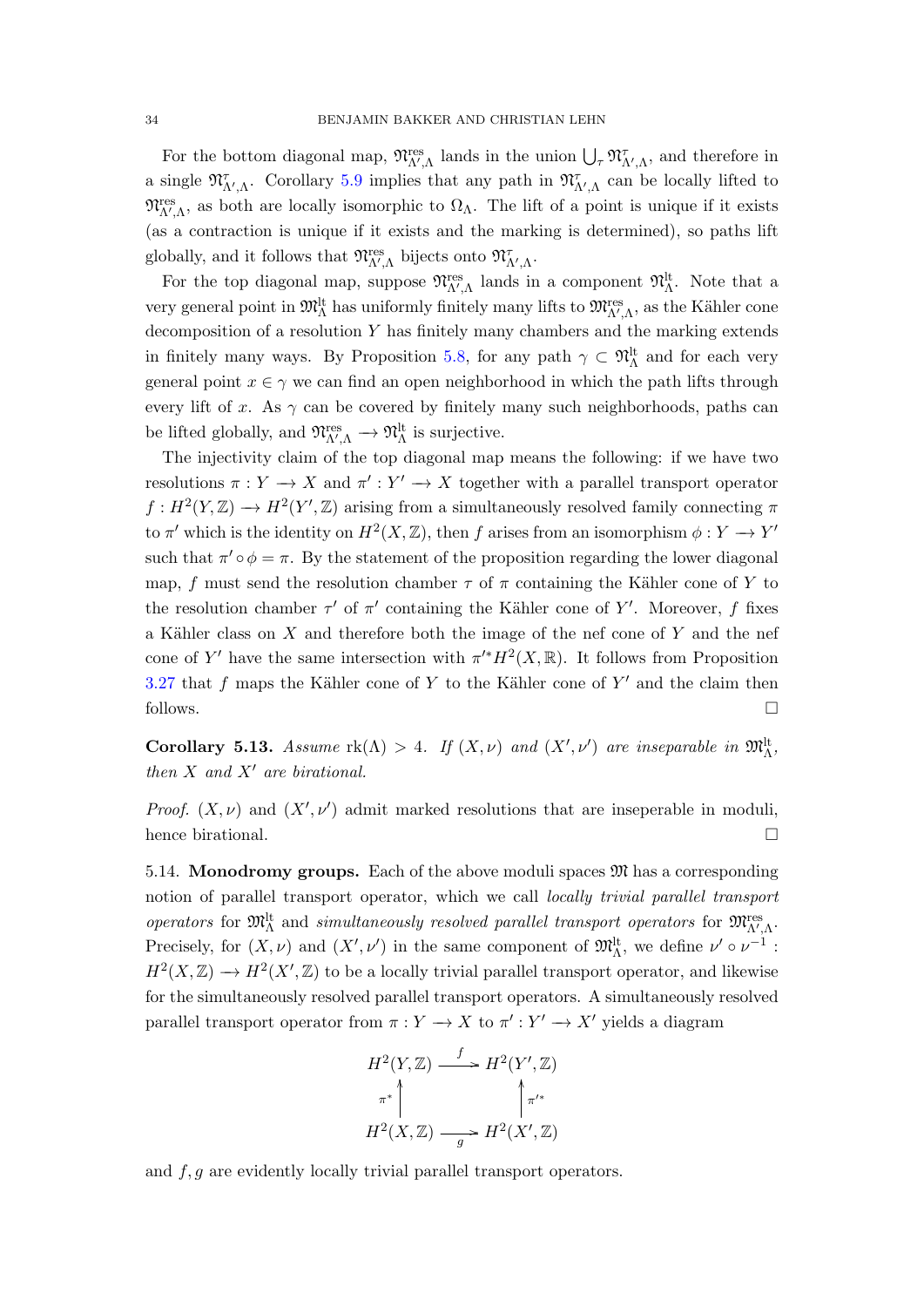For the bottom diagonal map, $\mathfrak{N}^{\mathrm{res}}_{\Lambda',\Lambda}$ lands in the union $\bigcup_\tau \mathfrak{N}^{\tau}_{\Lambda',\Lambda}$, and therefore in a single $\mathfrak{N}^{\tau}_{\Lambda',\Lambda}$. Corollary 5.9 implies that any path in $\mathfrak{N}^{\tau}_{\Lambda',\Lambda}$ can be locally lifted to $\mathfrak{N}^{\mathrm{res}}_{\Lambda',\Lambda}$, as both are locally isomorphic to $\Omega_\Lambda$. The lift of a point is unique if it exists (as a contraction is unique if it exists and the marking is determined), so paths lift globally, and it follows that $\mathfrak{N}^{\mathrm{res}}_{\Lambda',\Lambda}$ bijects onto $\mathfrak{N}^{\tau}_{\Lambda',\Lambda}$.

For the top diagonal map, suppose $\mathfrak{N}^{\mathrm{res}}_{\Lambda',\Lambda}$ lands in a component $\mathfrak{N}^{\mathrm{lt}}_{\Lambda}$. Note that a very general point in $\mathfrak{M}^{\mathrm{lt}}_{\Lambda}$ has uniformly finitely many lifts to $\mathfrak{M}^{\mathrm{res}}_{\Lambda',\Lambda}$, as the Kähler cone decomposition of a resolution $Y$ has finitely many chambers and the marking extends in finitely many ways. By Proposition 5.8, for any path $\gamma \subset \mathfrak{N}^{\mathrm{lt}}_{\Lambda}$ and for each very general point $x \in \gamma$ we can find an open neighborhood in which the path lifts through every lift of $x$. As $\gamma$ can be covered by finitely many such neighborhoods, paths can be lifted globally, and $\mathfrak{N}^{\mathrm{res}}_{\Lambda',\Lambda} \to \mathfrak{N}^{\mathrm{lt}}_{\Lambda}$ is surjective.

The injectivity claim of the top diagonal map means the following: if we have two resolutions $\pi : Y \to X$ and $\pi' : Y' \to X$ together with a parallel transport operator $f : H^2(Y,\mathbb{Z}) \to H^2(Y',\mathbb{Z})$ arising from a simultaneously resolved family connecting $\pi$ to $\pi'$ which is the identity on $H^2(X,\mathbb{Z})$, then $f$ arises from an isomorphism $\phi : Y \to Y'$ such that $\pi' \circ \phi = \pi$. By the statement of the proposition regarding the lower diagonal map, $f$ must send the resolution chamber $\tau$ of $\pi$ containing the Kähler cone of $Y$ to the resolution chamber $\tau'$ of $\pi'$ containing the Kähler cone of $Y'$. Moreover, $f$ fixes a Kähler class on $X$ and therefore both the image of the nef cone of $Y$ and the nef cone of $Y'$ have the same intersection with $\pi'^*H^2(X,\mathbb{R})$. It follows from Proposition 3.27 that $f$ maps the Kähler cone of $Y$ to the Kähler cone of $Y'$ and the claim then follows. $\square$

**Corollary 5.13.** *Assume* $\mathrm{rk}(\Lambda) > 4$. *If* $(X,\nu)$ *and* $(X',\nu')$ *are inseparable in* $\mathfrak{M}^{\mathrm{lt}}_{\Lambda}$, *then* $X$ *and* $X'$ *are birational.*

*Proof.* $(X,\nu)$ and $(X',\nu')$ admit marked resolutions that are inseperable in moduli, hence birational. $\square$

5.14. **Monodromy groups.** Each of the above moduli spaces $\mathfrak{M}$ has a corresponding notion of parallel transport operator, which we call *locally trivial parallel transport operators* for $\mathfrak{M}^{\mathrm{lt}}_{\Lambda}$ and *simultaneously resolved parallel transport operators* for $\mathfrak{M}^{\mathrm{res}}_{\Lambda',\Lambda}$. Precisely, for $(X,\nu)$ and $(X',\nu')$ in the same component of $\mathfrak{M}^{\mathrm{lt}}_{\Lambda}$, we define $\nu' \circ \nu^{-1} : H^2(X,\mathbb{Z}) \to H^2(X',\mathbb{Z})$ to be a locally trivial parallel transport operator, and likewise for the simultaneously resolved parallel transport operators. A simultaneously resolved parallel transport operator from $\pi : Y \to X$ to $\pi' : Y' \to X'$ yields a diagram

$$\begin{array}{ccc} H^2(Y,\mathbb{Z}) & \xrightarrow{f} & H^2(Y',\mathbb{Z}) \\ \uparrow{\scriptstyle \pi^*} & & \uparrow{\scriptstyle \pi'^*} \\ H^2(X,\mathbb{Z}) & \xrightarrow[g]{} & H^2(X',\mathbb{Z}) \end{array}$$

and $f, g$ are evidently locally trivial parallel transport operators.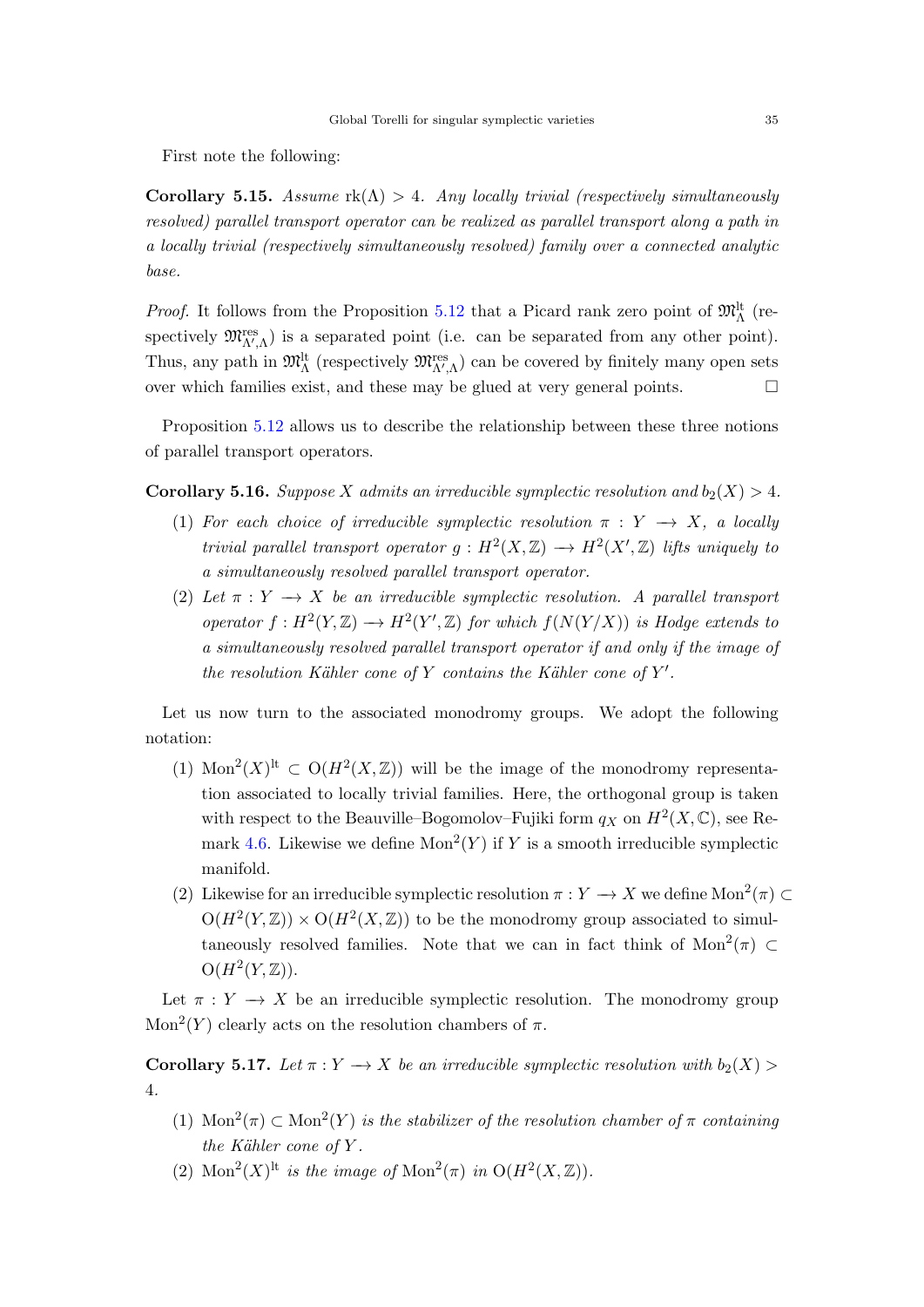First note the following:

**Corollary 5.15.** *Assume* $\mathrm{rk}(\Lambda) > 4$*. Any locally trivial (respectively simultaneously resolved) parallel transport operator can be realized as parallel transport along a path in a locally trivial (respectively simultaneously resolved) family over a connected analytic base.*

*Proof.* It follows from the Proposition 5.12 that a Picard rank zero point of $\mathfrak{M}^{\mathrm{lt}}_{\Lambda}$ (respectively $\mathfrak{M}^{\mathrm{res}}_{\Lambda',\Lambda}$) is a separated point (i.e. can be separated from any other point). Thus, any path in $\mathfrak{M}^{\mathrm{lt}}_{\Lambda}$ (respectively $\mathfrak{M}^{\mathrm{res}}_{\Lambda',\Lambda}$) can be covered by finitely many open sets over which families exist, and these may be glued at very general points. □

Proposition 5.12 allows us to describe the relationship between these three notions of parallel transport operators.

**Corollary 5.16.** *Suppose* $X$ *admits an irreducible symplectic resolution and* $b_2(X) > 4$*.*

1. *For each choice of irreducible symplectic resolution* $\pi : Y \longrightarrow X$*, a locally trivial parallel transport operator* $g : H^2(X, \mathbb{Z}) \longrightarrow H^2(X', \mathbb{Z})$ *lifts uniquely to a simultaneously resolved parallel transport operator.*
2. *Let* $\pi : Y \longrightarrow X$ *be an irreducible symplectic resolution. A parallel transport operator* $f : H^2(Y, \mathbb{Z}) \longrightarrow H^2(Y', \mathbb{Z})$ *for which* $f(N(Y/X))$ *is Hodge extends to a simultaneously resolved parallel transport operator if and only if the image of the resolution Kähler cone of* $Y$ *contains the Kähler cone of* $Y'$*.*

Let us now turn to the associated monodromy groups. We adopt the following notation:

1. $\mathrm{Mon}^2(X)^{\mathrm{lt}} \subset \mathrm{O}(H^2(X, \mathbb{Z}))$ will be the image of the monodromy representation associated to locally trivial families. Here, the orthogonal group is taken with respect to the Beauville–Bogomolov–Fujiki form $q_X$ on $H^2(X, \mathbb{C})$, see Remark 4.6. Likewise we define $\mathrm{Mon}^2(Y)$ if $Y$ is a smooth irreducible symplectic manifold.
2. Likewise for an irreducible symplectic resolution $\pi : Y \longrightarrow X$ we define $\mathrm{Mon}^2(\pi) \subset \mathrm{O}(H^2(Y, \mathbb{Z})) \times \mathrm{O}(H^2(X, \mathbb{Z}))$ to be the monodromy group associated to simultaneously resolved families. Note that we can in fact think of $\mathrm{Mon}^2(\pi) \subset \mathrm{O}(H^2(Y, \mathbb{Z}))$.

Let $\pi : Y \longrightarrow X$ be an irreducible symplectic resolution. The monodromy group $\mathrm{Mon}^2(Y)$ clearly acts on the resolution chambers of $\pi$.

**Corollary 5.17.** *Let* $\pi : Y \longrightarrow X$ *be an irreducible symplectic resolution with* $b_2(X) > 4$*.*

1. $\mathrm{Mon}^2(\pi) \subset \mathrm{Mon}^2(Y)$ *is the stabilizer of the resolution chamber of* $\pi$ *containing the Kähler cone of* $Y$*.*
2. $\mathrm{Mon}^2(X)^{\mathrm{lt}}$ *is the image of* $\mathrm{Mon}^2(\pi)$ *in* $\mathrm{O}(H^2(X, \mathbb{Z}))$*.*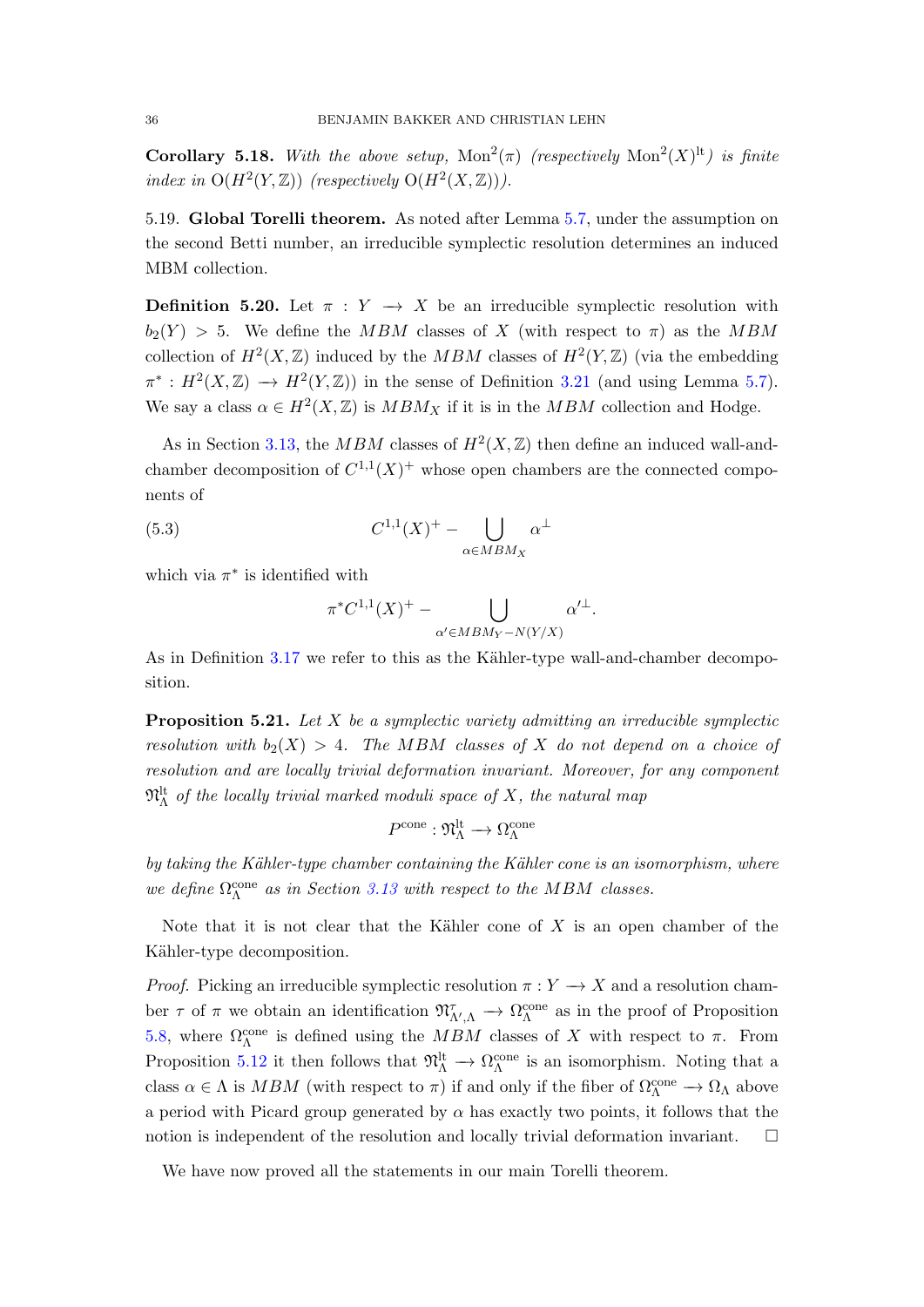**Corollary 5.18.** *With the above setup,* $\mathrm{Mon}^2(\pi)$ *(respectively* $\mathrm{Mon}^2(X)^{\mathrm{lt}}$*) is finite index in* $\mathrm{O}(H^2(Y,\mathbb{Z}))$ *(respectively* $\mathrm{O}(H^2(X,\mathbb{Z}))$*).*

5.19. **Global Torelli theorem.** As noted after Lemma 5.7, under the assumption on the second Betti number, an irreducible symplectic resolution determines an induced MBM collection.

**Definition 5.20.** Let $\pi : Y \longrightarrow X$ be an irreducible symplectic resolution with $b_2(Y) > 5$. We define the $MBM$ classes of $X$ (with respect to $\pi$) as the $MBM$ collection of $H^2(X,\mathbb{Z})$ induced by the $MBM$ classes of $H^2(Y,\mathbb{Z})$ (via the embedding $\pi^* : H^2(X,\mathbb{Z}) \longrightarrow H^2(Y,\mathbb{Z})$) in the sense of Definition 3.21 (and using Lemma 5.7). We say a class $\alpha \in H^2(X,\mathbb{Z})$ is $MBM_X$ if it is in the $MBM$ collection and Hodge.

As in Section 3.13, the $MBM$ classes of $H^2(X,\mathbb{Z})$ then define an induced wall-and-chamber decomposition of $C^{1,1}(X)^+$ whose open chambers are the connected components of

$$C^{1,1}(X)^+ - \bigcup_{\alpha\in MBM_X} \alpha^\perp \tag{5.3}$$

which via $\pi^*$ is identified with

$$\pi^* C^{1,1}(X)^+ - \bigcup_{\alpha' \in MBM_Y - N(Y/X)} \alpha'^\perp .$$

As in Definition 3.17 we refer to this as the Kähler-type wall-and-chamber decomposition.

**Proposition 5.21.** *Let $X$ be a symplectic variety admitting an irreducible symplectic resolution with $b_2(X) > 4$. The $MBM$ classes of $X$ do not depend on a choice of resolution and are locally trivial deformation invariant. Moreover, for any component $\mathfrak{M}^{\mathrm{lt}}_\Lambda$ of the locally trivial marked moduli space of $X$, the natural map*

$$P^{\mathrm{cone}} : \mathfrak{M}^{\mathrm{lt}}_\Lambda \longrightarrow \Omega^{\mathrm{cone}}_\Lambda$$

*by taking the Kähler-type chamber containing the Kähler cone is an isomorphism, where we define $\Omega^{\mathrm{cone}}_\Lambda$ as in Section 3.13 with respect to the $MBM$ classes.*

Note that it is not clear that the Kähler cone of $X$ is an open chamber of the Kähler-type decomposition.

*Proof.* Picking an irreducible symplectic resolution $\pi : Y \longrightarrow X$ and a resolution chamber $\tau$ of $\pi$ we obtain an identification $\mathfrak{M}^\tau_{\Lambda',\Lambda} \longrightarrow \Omega^{\mathrm{cone}}_\Lambda$ as in the proof of Proposition 5.8, where $\Omega^{\mathrm{cone}}_\Lambda$ is defined using the $MBM$ classes of $X$ with respect to $\pi$. From Proposition 5.12 it then follows that $\mathfrak{M}^{\mathrm{lt}}_\Lambda \longrightarrow \Omega^{\mathrm{cone}}_\Lambda$ is an isomorphism. Noting that a class $\alpha \in \Lambda$ is $MBM$ (with respect to $\pi$) if and only if the fiber of $\Omega^{\mathrm{cone}}_\Lambda \longrightarrow \Omega_\Lambda$ above a period with Picard group generated by $\alpha$ has exactly two points, it follows that the notion is independent of the resolution and locally trivial deformation invariant. $\square$

We have now proved all the statements in our main Torelli theorem.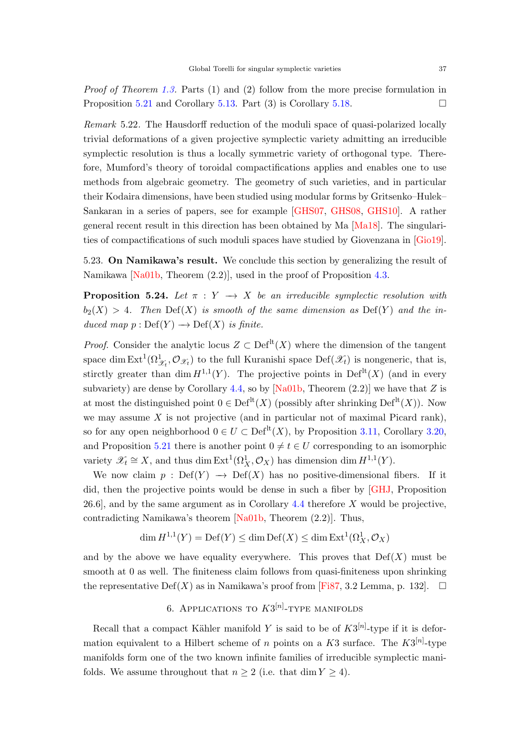*Proof of Theorem 1.3.* Parts (1) and (2) follow from the more precise formulation in Proposition 5.21 and Corollary 5.13. Part (3) is Corollary 5.18. □

*Remark* 5.22. The Hausdorff reduction of the moduli space of quasi-polarized locally trivial deformations of a given projective symplectic variety admitting an irreducible symplectic resolution is thus a locally symmetric variety of orthogonal type. Therefore, Mumford's theory of toroidal compactifications applies and enables one to use methods from algebraic geometry. The geometry of such varieties, and in particular their Kodaira dimensions, have been studied using modular forms by Gritsenko–Hulek–Sankaran in a series of papers, see for example [GHS07, GHS08, GHS10]. A rather general recent result in this direction has been obtained by Ma [Ma18]. The singularities of compactifications of such moduli spaces have studied by Giovenzana in [Gio19].

5.23. **On Namikawa's result.** We conclude this section by generalizing the result of Namikawa [Na01b, Theorem (2.2)], used in the proof of Proposition 4.3.

**Proposition 5.24.** *Let $\pi : Y \longrightarrow X$ be an irreducible symplectic resolution with $b_2(X) > 4$. Then $\mathrm{Def}(X)$ is smooth of the same dimension as $\mathrm{Def}(Y)$ and the induced map $p : \mathrm{Def}(Y) \longrightarrow \mathrm{Def}(X)$ is finite.*

*Proof.* Consider the analytic locus $Z \subset \mathrm{Def}^{\mathrm{lt}}(X)$ where the dimension of the tangent space $\dim \mathrm{Ext}^1(\Omega^1_{\mathscr{X}_t}, \mathcal{O}_{\mathscr{X}_t})$ to the full Kuranishi space $\mathrm{Def}(\mathscr{X}_t)$ is nongeneric, that is, stirctly greater than $\dim H^{1,1}(Y)$. The projective points in $\mathrm{Def}^{\mathrm{lt}}(X)$ (and in every subvariety) are dense by Corollary 4.4, so by [Na01b, Theorem (2.2)] we have that $Z$ is at most the distinguished point $0 \in \mathrm{Def}^{\mathrm{lt}}(X)$ (possibly after shrinking $\mathrm{Def}^{\mathrm{lt}}(X)$). Now we may assume $X$ is not projective (and in particular not of maximal Picard rank), so for any open neighborhood $0 \in U \subset \mathrm{Def}^{\mathrm{lt}}(X)$, by Proposition 3.11, Corollary 3.20, and Proposition 5.21 there is another point $0 \neq t \in U$ corresponding to an isomorphic variety $\mathscr{X}_t \cong X$, and thus $\dim \mathrm{Ext}^1(\Omega^1_X, \mathcal{O}_X)$ has dimension $\dim H^{1,1}(Y)$.

We now claim $p : \mathrm{Def}(Y) \longrightarrow \mathrm{Def}(X)$ has no positive-dimensional fibers. If it did, then the projective points would be dense in such a fiber by [GHJ, Proposition 26.6], and by the same argument as in Corollary 4.4 therefore $X$ would be projective, contradicting Namikawa's theorem [Na01b, Theorem (2.2)]. Thus,

$$\dim H^{1,1}(Y) = \mathrm{Def}(Y) \leq \dim \mathrm{Def}(X) \leq \dim \mathrm{Ext}^1(\Omega^1_X, \mathcal{O}_X)$$

and by the above we have equality everywhere. This proves that $\mathrm{Def}(X)$ must be smooth at 0 as well. The finiteness claim follows from quasi-finiteness upon shrinking the representative $\mathrm{Def}(X)$ as in Namikawa's proof from [Fi87, 3.2 Lemma, p. 132]. □

## 6. Applications to $K3^{[n]}$-type manifolds

Recall that a compact Kähler manifold $Y$ is said to be of $K3^{[n]}$-type if it is deformation equivalent to a Hilbert scheme of $n$ points on a $K3$ surface. The $K3^{[n]}$-type manifolds form one of the two known infinite families of irreducible symplectic manifolds. We assume throughout that $n \geq 2$ (i.e. that $\dim Y \geq 4$).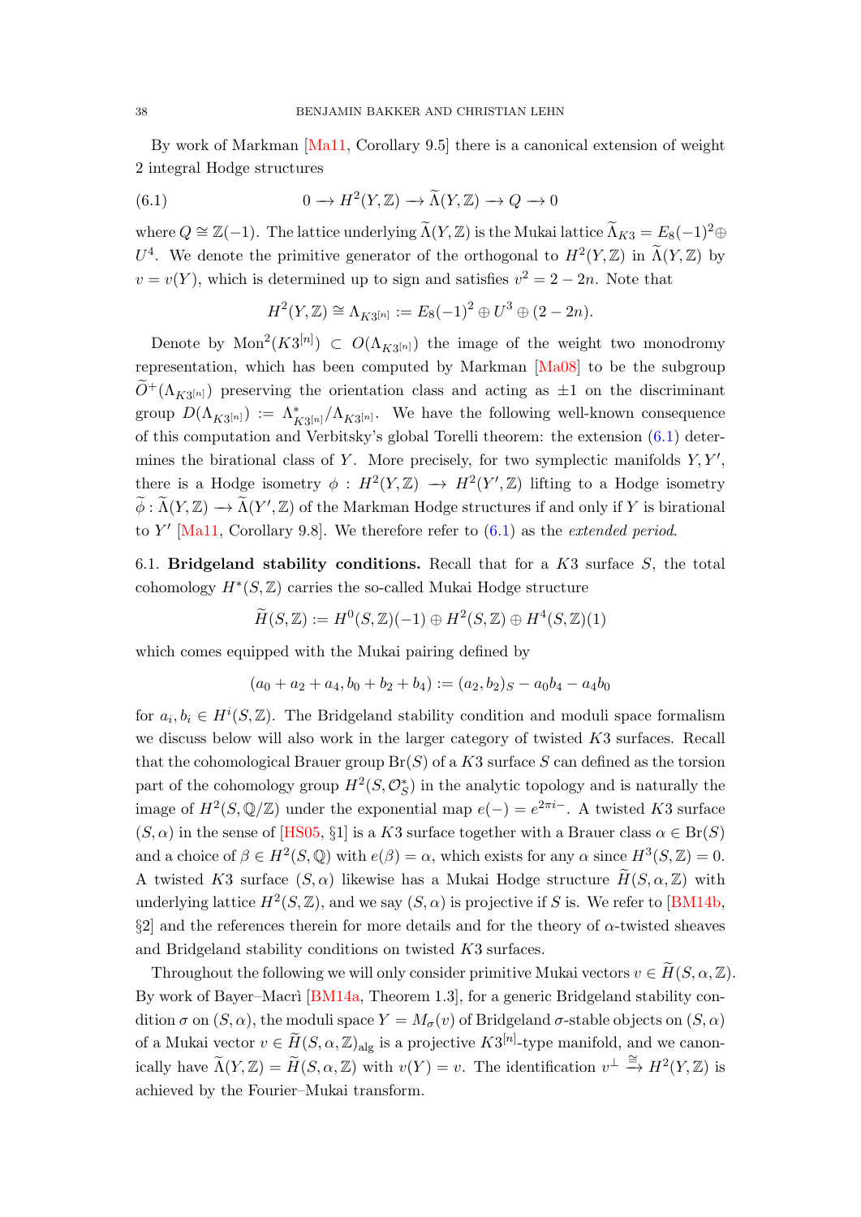By work of Markman [Ma11, Corollary 9.5] there is a canonical extension of weight 2 integral Hodge structures

$$0 \longrightarrow H^2(Y,\mathbb{Z}) \longrightarrow \widetilde{\Lambda}(Y,\mathbb{Z}) \longrightarrow Q \longrightarrow 0 \tag{6.1}$$

where $Q \cong \mathbb{Z}(-1)$. The lattice underlying $\widetilde{\Lambda}(Y,\mathbb{Z})$ is the Mukai lattice $\widetilde{\Lambda}_{K3} = E_8(-1)^2 \oplus U^4$. We denote the primitive generator of the orthogonal to $H^2(Y,\mathbb{Z})$ in $\widetilde{\Lambda}(Y,\mathbb{Z})$ by $v = v(Y)$, which is determined up to sign and satisfies $v^2 = 2-2n$. Note that

$$H^2(Y,\mathbb{Z}) \cong \Lambda_{K3^{[n]}} := E_8(-1)^2 \oplus U^3 \oplus (2-2n).$$

Denote by $\mathrm{Mon}^2(K3^{[n]}) \subset O(\Lambda_{K3^{[n]}})$ the image of the weight two monodromy representation, which has been computed by Markman [Ma08] to be the subgroup $\widetilde{O}^+(\Lambda_{K3^{[n]}})$ preserving the orientation class and acting as $\pm 1$ on the discriminant group $D(\Lambda_{K3^{[n]}}) := \Lambda^*_{K3^{[n]}}/\Lambda_{K3^{[n]}}$. We have the following well-known consequence of this computation and Verbitsky's global Torelli theorem: the extension (6.1) determines the birational class of $Y$. More precisely, for two symplectic manifolds $Y, Y'$, there is a Hodge isometry $\phi : H^2(Y,\mathbb{Z}) \longrightarrow H^2(Y',\mathbb{Z})$ lifting to a Hodge isometry $\widetilde{\phi} : \widetilde{\Lambda}(Y,\mathbb{Z}) \longrightarrow \widetilde{\Lambda}(Y',\mathbb{Z})$ of the Markman Hodge structures if and only if $Y$ is birational to $Y'$ [Ma11, Corollary 9.8]. We therefore refer to (6.1) as the *extended period*.

6.1. **Bridgeland stability conditions.** Recall that for a $K3$ surface $S$, the total cohomology $H^*(S,\mathbb{Z})$ carries the so-called Mukai Hodge structure

$$\widetilde{H}(S,\mathbb{Z}) := H^0(S,\mathbb{Z})(-1) \oplus H^2(S,\mathbb{Z}) \oplus H^4(S,\mathbb{Z})(1)$$

which comes equipped with the Mukai pairing defined by

$$(a_0 + a_2 + a_4, b_0 + b_2 + b_4) := (a_2, b_2)_S - a_0 b_4 - a_4 b_0$$

for $a_i, b_i \in H^i(S,\mathbb{Z})$. The Bridgeland stability condition and moduli space formalism we discuss below will also work in the larger category of twisted $K3$ surfaces. Recall that the cohomological Brauer group $\mathrm{Br}(S)$ of a $K3$ surface $S$ can defined as the torsion part of the cohomology group $H^2(S,\mathcal{O}_S^*)$ in the analytic topology and is naturally the image of $H^2(S,\mathbb{Q}/\mathbb{Z})$ under the exponential map $e(-) = e^{2\pi i -}$. A twisted $K3$ surface $(S,\alpha)$ in the sense of [HS05, §1] is a $K3$ surface together with a Brauer class $\alpha \in \mathrm{Br}(S)$ and a choice of $\beta \in H^2(S,\mathbb{Q})$ with $e(\beta) = \alpha$, which exists for any $\alpha$ since $H^3(S,\mathbb{Z}) = 0$. A twisted $K3$ surface $(S,\alpha)$ likewise has a Mukai Hodge structure $\widetilde{H}(S,\alpha,\mathbb{Z})$ with underlying lattice $H^2(S,\mathbb{Z})$, and we say $(S,\alpha)$ is projective if $S$ is. We refer to [BM14b, §2] and the references therein for more details and for the theory of $\alpha$-twisted sheaves and Bridgeland stability conditions on twisted $K3$ surfaces.

Throughout the following we will only consider primitive Mukai vectors $v \in \widetilde{H}(S,\alpha,\mathbb{Z})$. By work of Bayer–Macrì [BM14a, Theorem 1.3], for a generic Bridgeland stability condition $\sigma$ on $(S,\alpha)$, the moduli space $Y = M_\sigma(v)$ of Bridgeland $\sigma$-stable objects on $(S,\alpha)$ of a Mukai vector $v \in \widetilde{H}(S,\alpha,\mathbb{Z})_{\mathrm{alg}}$ is a projective $K3^{[n]}$-type manifold, and we canonically have $\widetilde{\Lambda}(Y,\mathbb{Z}) = \widetilde{H}(S,\alpha,\mathbb{Z})$ with $v(Y) = v$. The identification $v^\perp \xrightarrow{\cong} H^2(Y,\mathbb{Z})$ is achieved by the Fourier–Mukai transform.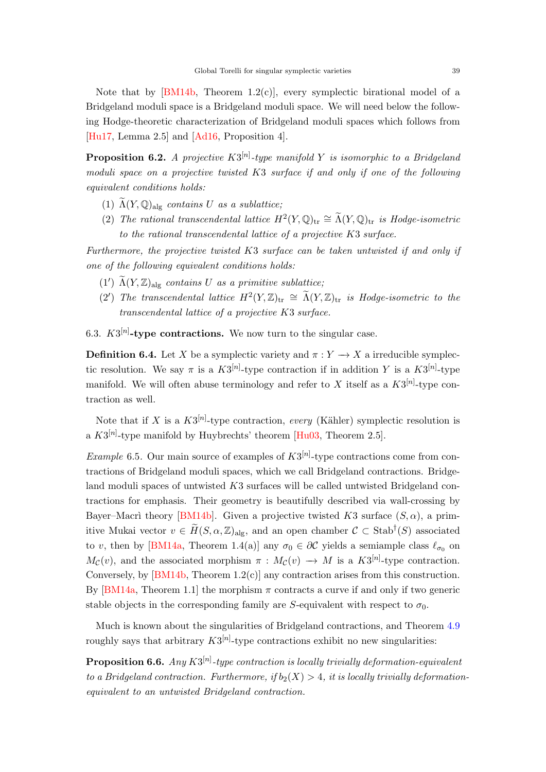Note that by [BM14b, Theorem 1.2(c)], every symplectic birational model of a Bridgeland moduli space is a Bridgeland moduli space. We will need below the following Hodge-theoretic characterization of Bridgeland moduli spaces which follows from [Hu17, Lemma 2.5] and [Ad16, Proposition 4].

**Proposition 6.2.** *A projective $K3^{[n]}$-type manifold $Y$ is isomorphic to a Bridgeland moduli space on a projective twisted $K3$ surface if and only if one of the following equivalent conditions holds:*

1. *$\widetilde{\Lambda}(Y,\mathbb{Q})_{\mathrm{alg}}$ contains $U$ as a sublattice;*
2. *The rational transcendental lattice $H^2(Y,\mathbb{Q})_{\mathrm{tr}} \cong \widetilde{\Lambda}(Y,\mathbb{Q})_{\mathrm{tr}}$ is Hodge-isometric to the rational transcendental lattice of a projective $K3$ surface.*

*Furthermore, the projective twisted $K3$ surface can be taken untwisted if and only if one of the following equivalent conditions holds:*

- (1′) *$\widetilde{\Lambda}(Y,\mathbb{Z})_{\mathrm{alg}}$ contains $U$ as a primitive sublattice;*
- (2′) *The transcendental lattice $H^2(Y,\mathbb{Z})_{\mathrm{tr}} \cong \widetilde{\Lambda}(Y,\mathbb{Z})_{\mathrm{tr}}$ is Hodge-isometric to the transcendental lattice of a projective $K3$ surface.*

6.3. **$K3^{[n]}$-type contractions.** We now turn to the singular case.

**Definition 6.4.** Let $X$ be a symplectic variety and $\pi : Y \to X$ a irreducible symplectic resolution. We say $\pi$ is a $K3^{[n]}$-type contraction if in addition $Y$ is a $K3^{[n]}$-type manifold. We will often abuse terminology and refer to $X$ itself as a $K3^{[n]}$-type contraction as well.

Note that if $X$ is a $K3^{[n]}$-type contraction, *every* (Kähler) symplectic resolution is a $K3^{[n]}$-type manifold by Huybrechts' theorem [Hu03, Theorem 2.5].

*Example* 6.5. Our main source of examples of $K3^{[n]}$-type contractions come from contractions of Bridgeland moduli spaces, which we call Bridgeland contractions. Bridgeland moduli spaces of untwisted $K3$ surfaces will be called untwisted Bridgeland contractions for emphasis. Their geometry is beautifully described via wall-crossing by Bayer–Macrì theory [BM14b]. Given a projective twisted $K3$ surface $(S,\alpha)$, a primitive Mukai vector $v \in \widetilde{H}(S,\alpha,\mathbb{Z})_{\mathrm{alg}}$, and an open chamber $\mathcal{C} \subset \mathrm{Stab}^\dagger(S)$ associated to $v$, then by [BM14a, Theorem 1.4(a)] any $\sigma_0 \in \partial\mathcal{C}$ yields a semiample class $\ell_{\sigma_0}$ on $M_{\mathcal{C}}(v)$, and the associated morphism $\pi : M_{\mathcal{C}}(v) \to M$ is a $K3^{[n]}$-type contraction. Conversely, by [BM14b, Theorem 1.2(c)] any contraction arises from this construction. By [BM14a, Theorem 1.1] the morphism $\pi$ contracts a curve if and only if two generic stable objects in the corresponding family are $S$-equivalent with respect to $\sigma_0$.

Much is known about the singularities of Bridgeland contractions, and Theorem 4.9 roughly says that arbitrary $K3^{[n]}$-type contractions exhibit no new singularities:

**Proposition 6.6.** *Any $K3^{[n]}$-type contraction is locally trivially deformation-equivalent to a Bridgeland contraction. Furthermore, if $b_2(X) > 4$, it is locally trivially deformation-equivalent to an untwisted Bridgeland contraction.*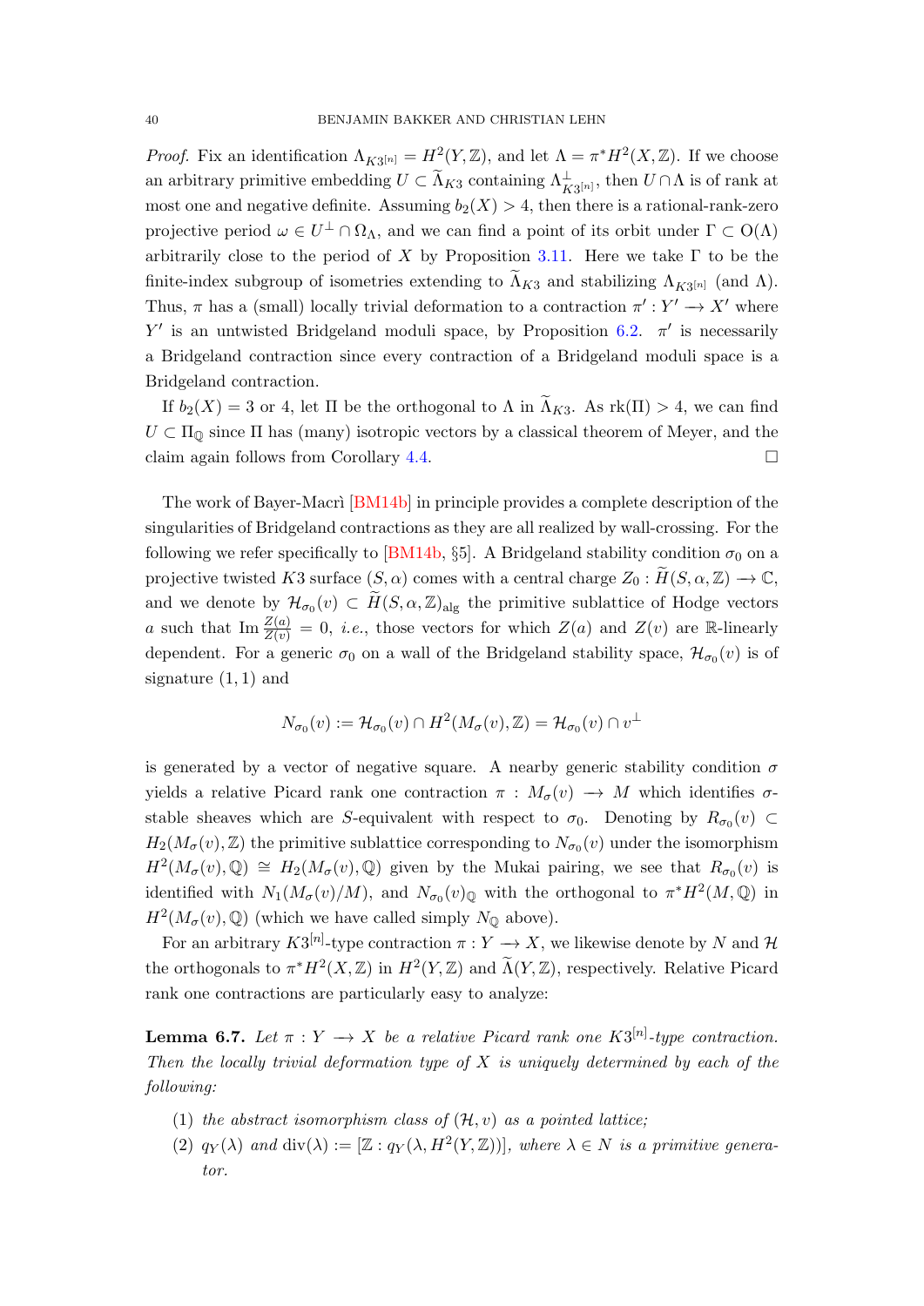*Proof.* Fix an identification $\Lambda_{K3^{[n]}} = H^2(Y,\mathbb{Z})$, and let $\Lambda = \pi^*H^2(X,\mathbb{Z})$. If we choose an arbitrary primitive embedding $U \subset \widetilde{\Lambda}_{K3}$ containing $\Lambda_{K3^{[n]}}^\perp$, then $U \cap \Lambda$ is of rank at most one and negative definite. Assuming $b_2(X) > 4$, then there is a rational-rank-zero projective period $\omega \in U^\perp \cap \Omega_\Lambda$, and we can find a point of its orbit under $\Gamma \subset \mathrm{O}(\Lambda)$ arbitrarily close to the period of $X$ by Proposition 3.11. Here we take $\Gamma$ to be the finite-index subgroup of isometries extending to $\widetilde{\Lambda}_{K3}$ and stabilizing $\Lambda_{K3^{[n]}}$ (and $\Lambda$). Thus, $\pi$ has a (small) locally trivial deformation to a contraction $\pi' : Y' \to X'$ where $Y'$ is an untwisted Bridgeland moduli space, by Proposition 6.2. $\pi'$ is necessarily a Bridgeland contraction since every contraction of a Bridgeland moduli space is a Bridgeland contraction.

If $b_2(X) = 3$ or $4$, let $\Pi$ be the orthogonal to $\Lambda$ in $\widetilde{\Lambda}_{K3}$. As $\mathrm{rk}(\Pi) > 4$, we can find $U \subset \Pi_\mathbb{Q}$ since $\Pi$ has (many) isotropic vectors by a classical theorem of Meyer, and the claim again follows from Corollary 4.4. $\square$

The work of Bayer-Macrì [BM14b] in principle provides a complete description of the singularities of Bridgeland contractions as they are all realized by wall-crossing. For the following we refer specifically to [BM14b, §5]. A Bridgeland stability condition $\sigma_0$ on a projective twisted $K3$ surface $(S,\alpha)$ comes with a central charge $Z_0 : \widetilde{H}(S,\alpha,\mathbb{Z}) \to \mathbb{C}$, and we denote by $\mathcal{H}_{\sigma_0}(v) \subset \widetilde{H}(S,\alpha,\mathbb{Z})_{\mathrm{alg}}$ the primitive sublattice of Hodge vectors $a$ such that $\mathrm{Im}\,\frac{Z(a)}{Z(v)} = 0$, *i.e.*, those vectors for which $Z(a)$ and $Z(v)$ are $\mathbb{R}$-linearly dependent. For a generic $\sigma_0$ on a wall of the Bridgeland stability space, $\mathcal{H}_{\sigma_0}(v)$ is of signature $(1,1)$ and

$$N_{\sigma_0}(v) := \mathcal{H}_{\sigma_0}(v) \cap H^2(M_\sigma(v),\mathbb{Z}) = \mathcal{H}_{\sigma_0}(v) \cap v^\perp$$

is generated by a vector of negative square. A nearby generic stability condition $\sigma$ yields a relative Picard rank one contraction $\pi : M_\sigma(v) \to M$ which identifies $\sigma$-stable sheaves which are $S$-equivalent with respect to $\sigma_0$. Denoting by $R_{\sigma_0}(v) \subset H_2(M_\sigma(v),\mathbb{Z})$ the primitive sublattice corresponding to $N_{\sigma_0}(v)$ under the isomorphism $H^2(M_\sigma(v),\mathbb{Q}) \cong H_2(M_\sigma(v),\mathbb{Q})$ given by the Mukai pairing, we see that $R_{\sigma_0}(v)$ is identified with $N_1(M_\sigma(v)/M)$, and $N_{\sigma_0}(v)_\mathbb{Q}$ with the orthogonal to $\pi^*H^2(M,\mathbb{Q})$ in $H^2(M_\sigma(v),\mathbb{Q})$ (which we have called simply $N_\mathbb{Q}$ above).

For an arbitrary $K3^{[n]}$-type contraction $\pi : Y \to X$, we likewise denote by $N$ and $\mathcal{H}$ the orthogonals to $\pi^*H^2(X,\mathbb{Z})$ in $H^2(Y,\mathbb{Z})$ and $\widetilde{\Lambda}(Y,\mathbb{Z})$, respectively. Relative Picard rank one contractions are particularly easy to analyze:

**Lemma 6.7.** *Let $\pi : Y \to X$ be a relative Picard rank one $K3^{[n]}$-type contraction. Then the locally trivial deformation type of $X$ is uniquely determined by each of the following:*

1. *the abstract isomorphism class of $(\mathcal{H}, v)$ as a pointed lattice;*
2. *$q_Y(\lambda)$ and $\mathrm{div}(\lambda) := [\mathbb{Z} : q_Y(\lambda, H^2(Y,\mathbb{Z}))]$, where $\lambda \in N$ is a primitive generator.*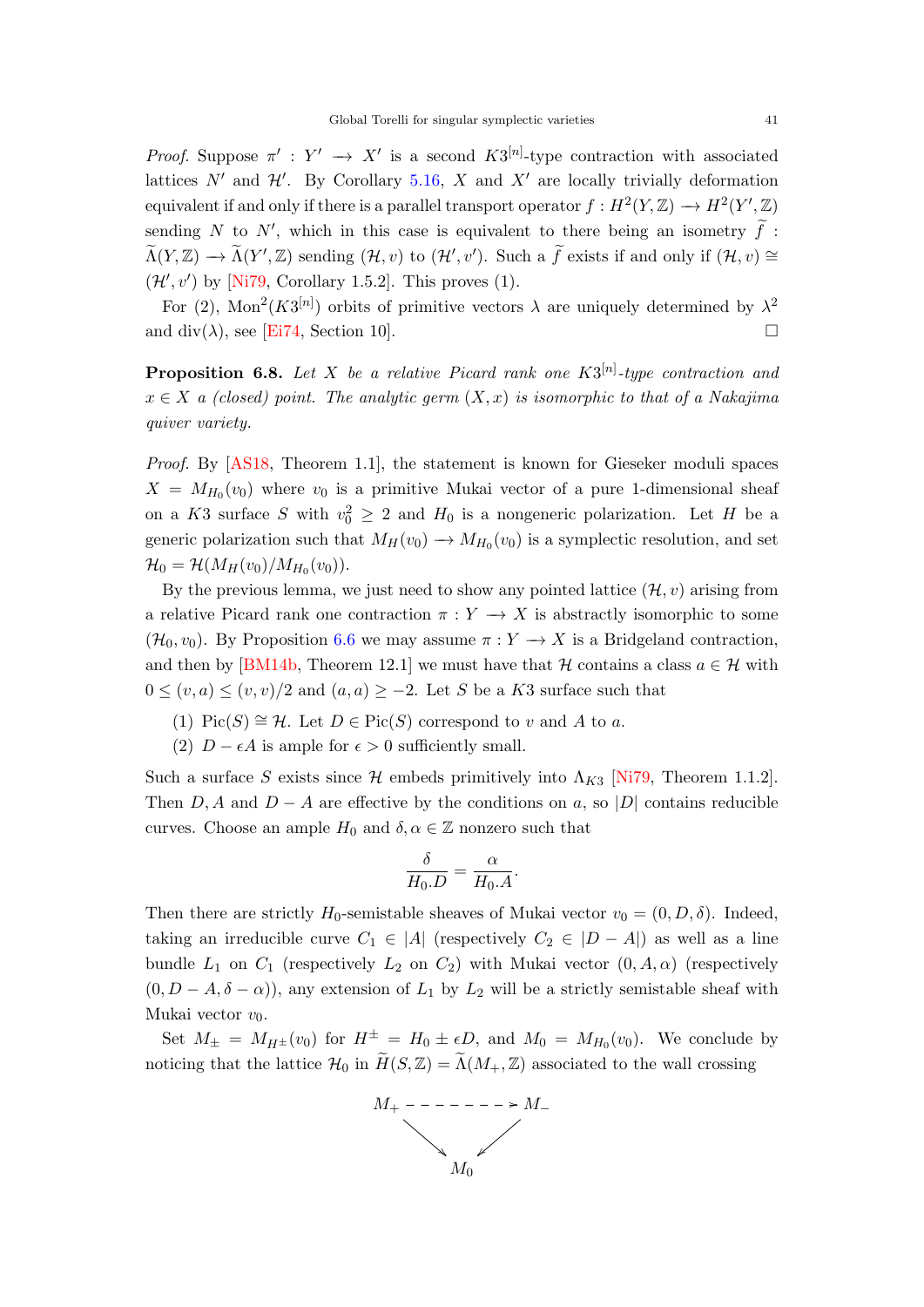*Proof.* Suppose $\pi' : Y' \longrightarrow X'$ is a second $K3^{[n]}$-type contraction with associated lattices $N'$ and $\mathcal{H}'$. By Corollary 5.16, $X$ and $X'$ are locally trivially deformation equivalent if and only if there is a parallel transport operator $f : H^2(Y,\mathbb{Z}) \longrightarrow H^2(Y',\mathbb{Z})$ sending $N$ to $N'$, which in this case is equivalent to there being an isometry $\widetilde{f} : \widetilde{\Lambda}(Y,\mathbb{Z}) \longrightarrow \widetilde{\Lambda}(Y',\mathbb{Z})$ sending $(\mathcal{H},v)$ to $(\mathcal{H}',v')$. Such a $\widetilde{f}$ exists if and only if $(\mathcal{H},v) \cong (\mathcal{H}',v')$ by [Ni79, Corollary 1.5.2]. This proves (1).

For (2), $\mathrm{Mon}^2(K3^{[n]})$ orbits of primitive vectors $\lambda$ are uniquely determined by $\lambda^2$ and $\mathrm{div}(\lambda)$, see [Ei74, Section 10]. $\square$

**Proposition 6.8.** *Let $X$ be a relative Picard rank one $K3^{[n]}$-type contraction and $x \in X$ a (closed) point. The analytic germ $(X,x)$ is isomorphic to that of a Nakajima quiver variety.*

*Proof.* By [AS18, Theorem 1.1], the statement is known for Gieseker moduli spaces $X = M_{H_0}(v_0)$ where $v_0$ is a primitive Mukai vector of a pure 1-dimensional sheaf on a $K3$ surface $S$ with $v_0^2 \geq 2$ and $H_0$ is a nongeneric polarization. Let $H$ be a generic polarization such that $M_H(v_0) \longrightarrow M_{H_0}(v_0)$ is a symplectic resolution, and set $\mathcal{H}_0 = \mathcal{H}(M_H(v_0)/M_{H_0}(v_0))$.

By the previous lemma, we just need to show any pointed lattice $(\mathcal{H},v)$ arising from a relative Picard rank one contraction $\pi : Y \longrightarrow X$ is abstractly isomorphic to some $(\mathcal{H}_0,v_0)$. By Proposition 6.6 we may assume $\pi : Y \longrightarrow X$ is a Bridgeland contraction, and then by [BM14b, Theorem 12.1] we must have that $\mathcal{H}$ contains a class $a \in \mathcal{H}$ with $0 \leq (v,a) \leq (v,v)/2$ and $(a,a) \geq -2$. Let $S$ be a $K3$ surface such that

1. $\mathrm{Pic}(S) \cong \mathcal{H}$. Let $D \in \mathrm{Pic}(S)$ correspond to $v$ and $A$ to $a$.
2. $D - \epsilon A$ is ample for $\epsilon > 0$ sufficiently small.

Such a surface $S$ exists since $\mathcal{H}$ embeds primitively into $\Lambda_{K3}$ [Ni79, Theorem 1.1.2]. Then $D, A$ and $D-A$ are effective by the conditions on $a$, so $|D|$ contains reducible curves. Choose an ample $H_0$ and $\delta, \alpha \in \mathbb{Z}$ nonzero such that

$$\frac{\delta}{H_0.D} = \frac{\alpha}{H_0.A}.$$

Then there are strictly $H_0$-semistable sheaves of Mukai vector $v_0 = (0,D,\delta)$. Indeed, taking an irreducible curve $C_1 \in |A|$ (respectively $C_2 \in |D-A|$) as well as a line bundle $L_1$ on $C_1$ (respectively $L_2$ on $C_2$) with Mukai vector $(0,A,\alpha)$ (respectively $(0,D-A,\delta-\alpha)$), any extension of $L_1$ by $L_2$ will be a strictly semistable sheaf with Mukai vector $v_0$.

Set $M_{\pm} = M_{H^{\pm}}(v_0)$ for $H^{\pm} = H_0 \pm \epsilon D$, and $M_0 = M_{H_0}(v_0)$. We conclude by noticing that the lattice $\mathcal{H}_0$ in $\widetilde{H}(S,\mathbb{Z}) = \widetilde{\Lambda}(M_+,\mathbb{Z})$ associated to the wall crossing

$$\begin{array}{ccc} M_+ & \dashrightarrow & M_- \\ & \searrow \quad \swarrow & \\ & M_0 & \end{array}$$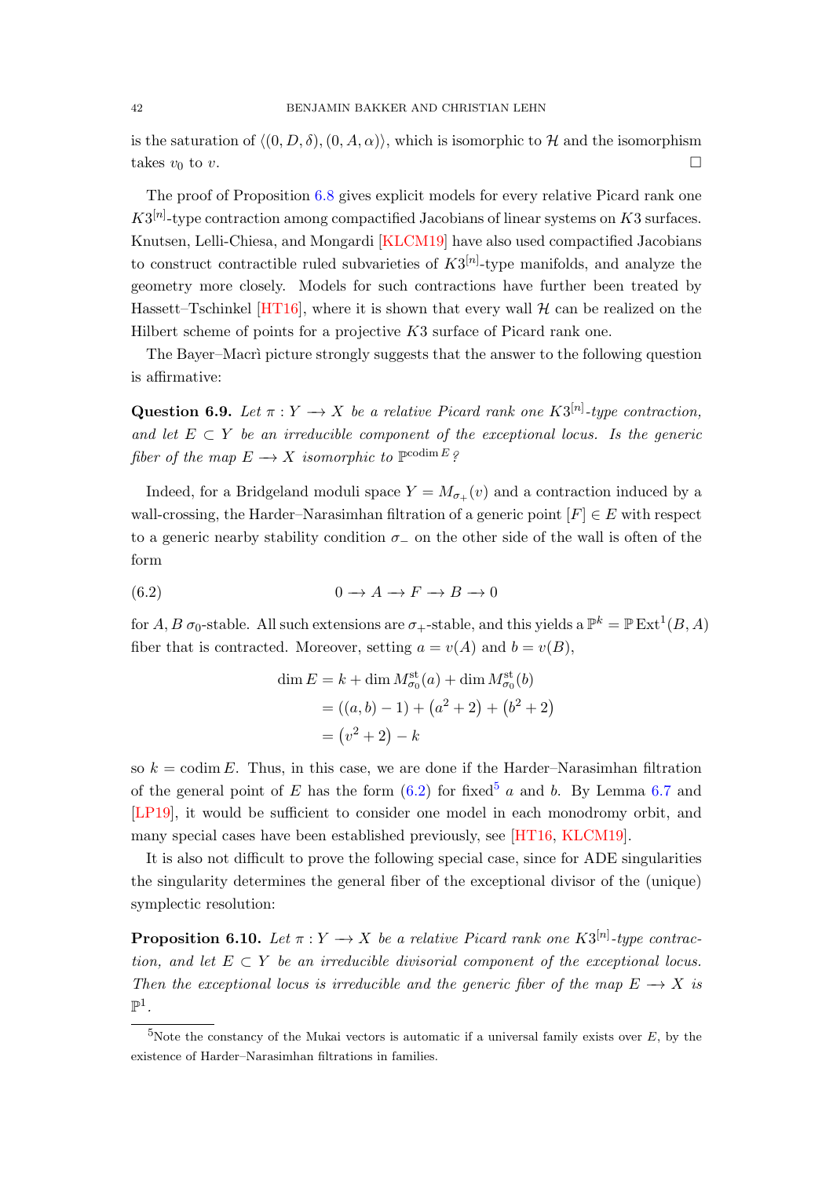is the saturation of $\langle (0, D, \delta), (0, A, \alpha) \rangle$, which is isomorphic to $\mathcal{H}$ and the isomorphism takes $v_0$ to $v$. $\square$

The proof of Proposition 6.8 gives explicit models for every relative Picard rank one $K3^{[n]}$-type contraction among compactified Jacobians of linear systems on $K3$ surfaces. Knutsen, Lelli-Chiesa, and Mongardi [KLCM19] have also used compactified Jacobians to construct contractible ruled subvarieties of $K3^{[n]}$-type manifolds, and analyze the geometry more closely. Models for such contractions have further been treated by Hassett–Tschinkel [HT16], where it is shown that every wall $\mathcal{H}$ can be realized on the Hilbert scheme of points for a projective $K3$ surface of Picard rank one.

The Bayer–Macrì picture strongly suggests that the answer to the following question is affirmative:

**Question 6.9.** *Let $\pi : Y \longrightarrow X$ be a relative Picard rank one $K3^{[n]}$-type contraction, and let $E \subset Y$ be an irreducible component of the exceptional locus. Is the generic fiber of the map $E \longrightarrow X$ isomorphic to $\mathbb{P}^{\operatorname{codim} E}$?*

Indeed, for a Bridgeland moduli space $Y = M_{\sigma_+}(v)$ and a contraction induced by a wall-crossing, the Harder–Narasimhan filtration of a generic point $[F] \in E$ with respect to a generic nearby stability condition $\sigma_-$ on the other side of the wall is often of the form

$$0 \longrightarrow A \longrightarrow F \longrightarrow B \longrightarrow 0 \tag{6.2}$$

for $A, B$ $\sigma_0$-stable. All such extensions are $\sigma_+$-stable, and this yields a $\mathbb{P}^k = \mathbb{P}\operatorname{Ext}^1(B, A)$ fiber that is contracted. Moreover, setting $a = v(A)$ and $b = v(B)$,

$$\begin{aligned}
\dim E &= k + \dim M^{\mathrm{st}}_{\sigma_0}(a) + \dim M^{\mathrm{st}}_{\sigma_0}(b) \\
&= ((a, b) - 1) + \left(a^2 + 2\right) + \left(b^2 + 2\right) \\
&= \left(v^2 + 2\right) - k
\end{aligned}$$

so $k = \operatorname{codim} E$. Thus, in this case, we are done if the Harder–Narasimhan filtration of the general point of $E$ has the form (6.2) for fixed[5] $a$ and $b$. By Lemma 6.7 and [LP19], it would be sufficient to consider one model in each monodromy orbit, and many special cases have been established previously, see [HT16, KLCM19].

It is also not difficult to prove the following special case, since for ADE singularities the singularity determines the general fiber of the exceptional divisor of the (unique) symplectic resolution:

**Proposition 6.10.** *Let $\pi : Y \longrightarrow X$ be a relative Picard rank one $K3^{[n]}$-type contraction, and let $E \subset Y$ be an irreducible divisorial component of the exceptional locus. Then the exceptional locus is irreducible and the generic fiber of the map $E \longrightarrow X$ is $\mathbb{P}^1$.*

[5] Note the constancy of the Mukai vectors is automatic if a universal family exists over $E$, by the existence of Harder–Narasimhan filtrations in families.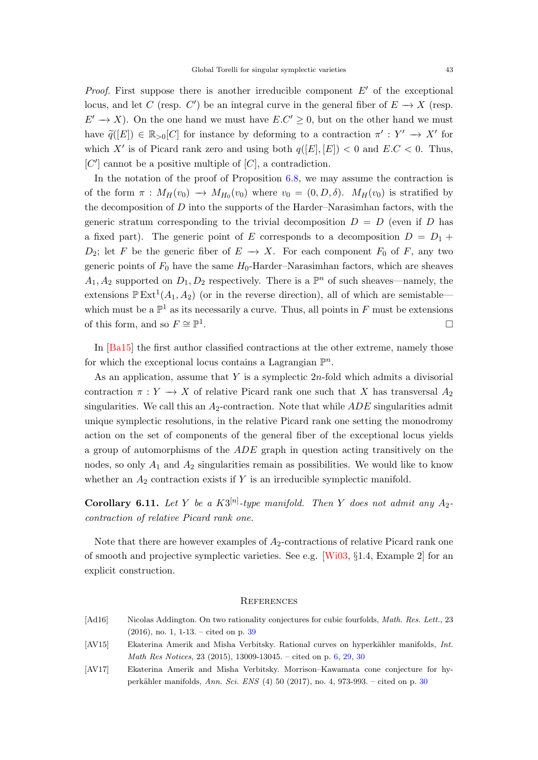*Proof.* First suppose there is another irreducible component $E'$ of the exceptional locus, and let $C$ (resp. $C'$) be an integral curve in the general fiber of $E \to X$ (resp. $E' \to X$). On the one hand we must have $E.C' \geq 0$, but on the other hand we must have $\widetilde{q}([E]) \in \mathbb{R}_{>0}[C]$ for instance by deforming to a contraction $\pi' : Y' \to X'$ for which $X'$ is of Picard rank zero and using both $q([E],[E]) < 0$ and $E.C < 0$. Thus, $[C']$ cannot be a positive multiple of $[C]$, a contradiction.

In the notation of the proof of Proposition 6.8, we may assume the contraction is of the form $\pi : M_H(v_0) \to M_{H_0}(v_0)$ where $v_0 = (0, D, \delta)$. $M_H(v_0)$ is stratified by the decomposition of $D$ into the supports of the Harder–Narasimhan factors, with the generic stratum corresponding to the trivial decomposition $D = D$ (even if $D$ has a fixed part). The generic point of $E$ corresponds to a decomposition $D = D_1 + D_2$; let $F$ be the generic fiber of $E \to X$. For each component $F_0$ of $F$, any two generic points of $F_0$ have the same $H_0$-Harder–Narasimhan factors, which are sheaves $A_1, A_2$ supported on $D_1, D_2$ respectively. There is a $\mathbb{P}^n$ of such sheaves—namely, the extensions $\mathbb{P}\operatorname{Ext}^1(A_1, A_2)$ (or in the reverse direction), all of which are semistable—which must be a $\mathbb{P}^1$ as its necessarily a curve. Thus, all points in $F$ must be extensions of this form, and so $F \cong \mathbb{P}^1$. □

In [Ba15] the first author classified contractions at the other extreme, namely those for which the exceptional locus contains a Lagrangian $\mathbb{P}^n$.

As an application, assume that $Y$ is a symplectic $2n$-fold which admits a divisorial contraction $\pi : Y \to X$ of relative Picard rank one such that $X$ has transversal $A_2$ singularities. We call this an $A_2$-contraction. Note that while $ADE$ singularities admit unique symplectic resolutions, in the relative Picard rank one setting the monodromy action on the set of components of the general fiber of the exceptional locus yields a group of automorphisms of the $ADE$ graph in question acting transitively on the nodes, so only $A_1$ and $A_2$ singularities remain as possibilities. We would like to know whether an $A_2$ contraction exists if $Y$ is an irreducible symplectic manifold.

**Corollary 6.11.** *Let $Y$ be a $K3^{[n]}$-type manifold. Then $Y$ does not admit any $A_2$-contraction of relative Picard rank one.*

Note that there are however examples of $A_2$-contractions of relative Picard rank one of smooth and projective symplectic varieties. See e.g. [Wi03, §1.4, Example 2] for an explicit construction.

## References

[Ad16] Nicolas Addington. On two rationality conjectures for cubic fourfolds, *Math. Res. Lett.*, 23 (2016), no. 1, 1-13. – cited on p. 39

[AV15] Ekaterina Amerik and Misha Verbitsky. Rational curves on hyperkähler manifolds, *Int. Math Res Notices*, 23 (2015), 13009-13045. – cited on p. 6, 29, 30

[AV17] Ekaterina Amerik and Misha Verbitsky. Morrison–Kawamata cone conjecture for hyperkähler manifolds, *Ann. Sci. ENS* (4) 50 (2017), no. 4, 973-993. – cited on p. 30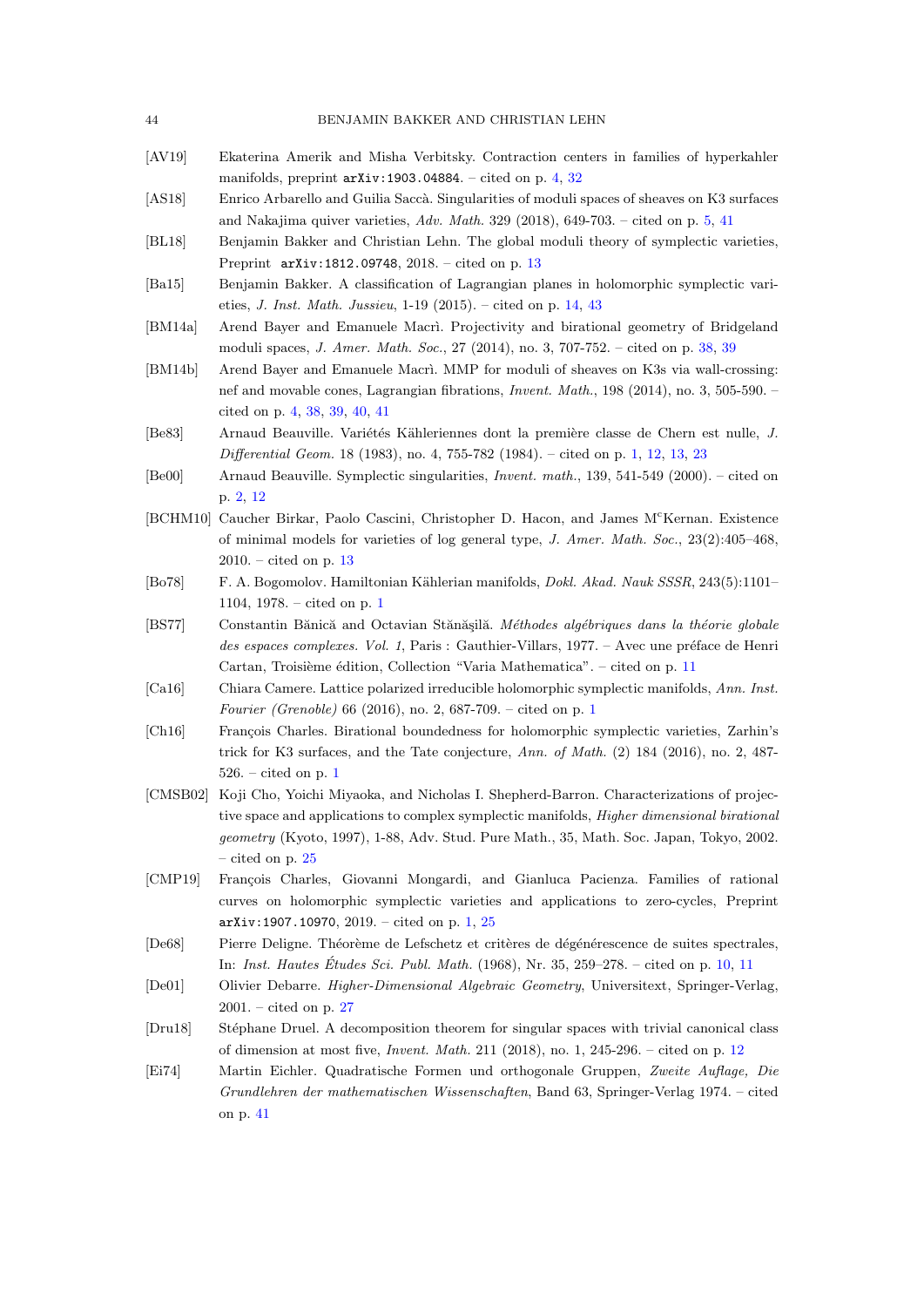[AV19] Ekaterina Amerik and Misha Verbitsky. Contraction centers in families of hyperkahler manifolds, preprint `arXiv:1903.04884`. – cited on p. 4, 32

[AS18] Enrico Arbarello and Guilia Saccà. Singularities of moduli spaces of sheaves on K3 surfaces and Nakajima quiver varieties, *Adv. Math.* 329 (2018), 649-703. – cited on p. 5, 41

[BL18] Benjamin Bakker and Christian Lehn. The global moduli theory of symplectic varieties, Preprint `arXiv:1812.09748`, 2018. – cited on p. 13

[Ba15] Benjamin Bakker. A classification of Lagrangian planes in holomorphic symplectic varieties, *J. Inst. Math. Jussieu*, 1-19 (2015). – cited on p. 14, 43

[BM14a] Arend Bayer and Emanuele Macrì. Projectivity and birational geometry of Bridgeland moduli spaces, *J. Amer. Math. Soc.*, 27 (2014), no. 3, 707-752. – cited on p. 38, 39

[BM14b] Arend Bayer and Emanuele Macrì. MMP for moduli of sheaves on K3s via wall-crossing: nef and movable cones, Lagrangian fibrations, *Invent. Math.*, 198 (2014), no. 3, 505-590. – cited on p. 4, 38, 39, 40, 41

[Be83] Arnaud Beauville. Variétés Kähleriennes dont la première classe de Chern est nulle, *J. Differential Geom.* 18 (1983), no. 4, 755-782 (1984). – cited on p. 1, 12, 13, 23

[Be00] Arnaud Beauville. Symplectic singularities, *Invent. math.*, 139, 541-549 (2000). – cited on p. 2, 12

[BCHM10] Caucher Birkar, Paolo Cascini, Christopher D. Hacon, and James M$^{c}$Kernan. Existence of minimal models for varieties of log general type, *J. Amer. Math. Soc.*, 23(2):405–468, 2010. – cited on p. 13

[Bo78] F. A. Bogomolov. Hamiltonian Kählerian manifolds, *Dokl. Akad. Nauk SSSR*, 243(5):1101–1104, 1978. – cited on p. 1

[BS77] Constantin Bănică and Octavian Stănăşilă. *Méthodes algébriques dans la théorie globale des espaces complexes. Vol. 1*, Paris : Gauthier-Villars, 1977. – Avec une préface de Henri Cartan, Troisième édition, Collection "Varia Mathematica". – cited on p. 11

[Ca16] Chiara Camere. Lattice polarized irreducible holomorphic symplectic manifolds, *Ann. Inst. Fourier (Grenoble)* 66 (2016), no. 2, 687-709. – cited on p. 1

[Ch16] François Charles. Birational boundedness for holomorphic symplectic varieties, Zarhin's trick for K3 surfaces, and the Tate conjecture, *Ann. of Math.* (2) 184 (2016), no. 2, 487-526. – cited on p. 1

[CMSB02] Koji Cho, Yoichi Miyaoka, and Nicholas I. Shepherd-Barron. Characterizations of projective space and applications to complex symplectic manifolds, *Higher dimensional birational geometry* (Kyoto, 1997), 1-88, Adv. Stud. Pure Math., 35, Math. Soc. Japan, Tokyo, 2002. – cited on p. 25

[CMP19] François Charles, Giovanni Mongardi, and Gianluca Pacienza. Families of rational curves on holomorphic symplectic varieties and applications to zero-cycles, Preprint `arXiv:1907.10970`, 2019. – cited on p. 1, 25

[De68] Pierre Deligne. Théorème de Lefschetz et critères de dégénérescence de suites spectrales, In: *Inst. Hautes Études Sci. Publ. Math.* (1968), Nr. 35, 259–278. – cited on p. 10, 11

[De01] Olivier Debarre. *Higher-Dimensional Algebraic Geometry*, Universitext, Springer-Verlag, 2001. – cited on p. 27

[Dru18] Stéphane Druel. A decomposition theorem for singular spaces with trivial canonical class of dimension at most five, *Invent. Math.* 211 (2018), no. 1, 245-296. – cited on p. 12

[Ei74] Martin Eichler. Quadratische Formen und orthogonale Gruppen, *Zweite Auflage, Die Grundlehren der mathematischen Wissenschaften*, Band 63, Springer-Verlag 1974. – cited on p. 41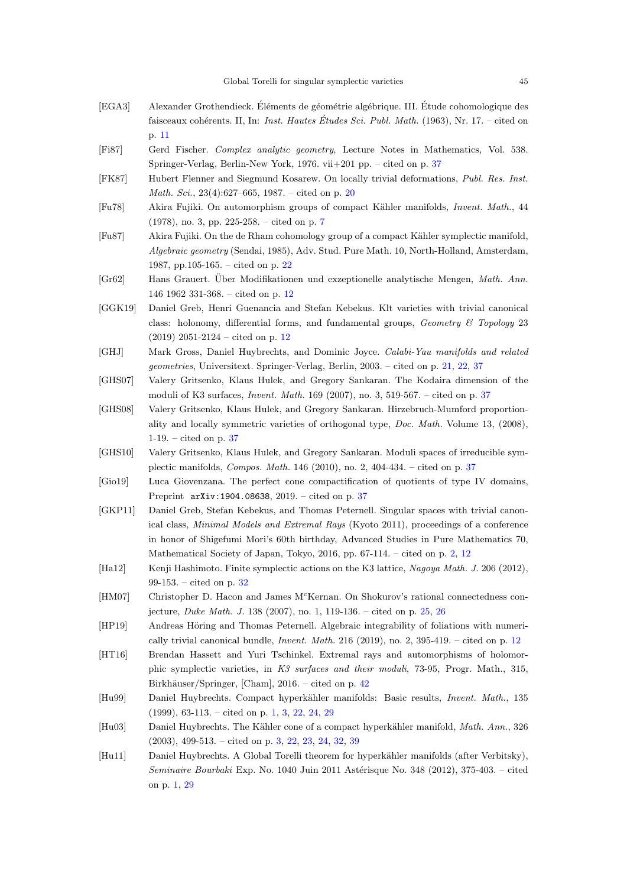[EGA3] Alexander Grothendieck. Éléments de géométrie algébrique. III. Étude cohomologique des faisceaux cohérents. II, In: *Inst. Hautes Études Sci. Publ. Math.* (1963), Nr. 17. – cited on p. 11

[Fi87] Gerd Fischer. *Complex analytic geometry*, Lecture Notes in Mathematics, Vol. 538. Springer-Verlag, Berlin-New York, 1976. vii+201 pp. – cited on p. 37

[FK87] Hubert Flenner and Siegmund Kosarew. On locally trivial deformations, *Publ. Res. Inst. Math. Sci.*, 23(4):627–665, 1987. – cited on p. 20

[Fu78] Akira Fujiki. On automorphism groups of compact Kähler manifolds, *Invent. Math.*, 44 (1978), no. 3, pp. 225-258. – cited on p. 7

[Fu87] Akira Fujiki. On the de Rham cohomology group of a compact Kähler symplectic manifold, *Algebraic geometry* (Sendai, 1985), Adv. Stud. Pure Math. 10, North-Holland, Amsterdam, 1987, pp.105-165. – cited on p. 22

[Gr62] Hans Grauert. Über Modifikationen und exzeptionelle analytische Mengen, *Math. Ann.* 146 1962 331-368. – cited on p. 12

[GGK19] Daniel Greb, Henri Guenancia and Stefan Kebekus. Klt varieties with trivial canonical class: holonomy, differential forms, and fundamental groups, *Geometry & Topology* 23 (2019) 2051-2124 – cited on p. 12

[GHJ] Mark Gross, Daniel Huybrechts, and Dominic Joyce. *Calabi-Yau manifolds and related geometries*, Universitext. Springer-Verlag, Berlin, 2003. – cited on p. 21, 22, 37

[GHS07] Valery Gritsenko, Klaus Hulek, and Gregory Sankaran. The Kodaira dimension of the moduli of K3 surfaces, *Invent. Math.* 169 (2007), no. 3, 519-567. – cited on p. 37

[GHS08] Valery Gritsenko, Klaus Hulek, and Gregory Sankaran. Hirzebruch-Mumford proportionality and locally symmetric varieties of orthogonal type, *Doc. Math.* Volume 13, (2008), 1-19. – cited on p. 37

[GHS10] Valery Gritsenko, Klaus Hulek, and Gregory Sankaran. Moduli spaces of irreducible symplectic manifolds, *Compos. Math.* 146 (2010), no. 2, 404-434. – cited on p. 37

[Gio19] Luca Giovenzana. The perfect cone compactification of quotients of type IV domains, Preprint arXiv:1904.08638, 2019. – cited on p. 37

[GKP11] Daniel Greb, Stefan Kebekus, and Thomas Peternell. Singular spaces with trivial canonical class, *Minimal Models and Extremal Rays* (Kyoto 2011), proceedings of a conference in honor of Shigefumi Mori's 60th birthday, Advanced Studies in Pure Mathematics 70, Mathematical Society of Japan, Tokyo, 2016, pp. 67-114. – cited on p. 2, 12

[Ha12] Kenji Hashimoto. Finite symplectic actions on the K3 lattice, *Nagoya Math. J.* 206 (2012), 99-153. – cited on p. 32

[HM07] Christopher D. Hacon and James M<sup>c</sup>Kernan. On Shokurov's rational connectedness conjecture, *Duke Math. J.* 138 (2007), no. 1, 119-136. – cited on p. 25, 26

[HP19] Andreas Höring and Thomas Peternell. Algebraic integrability of foliations with numerically trivial canonical bundle, *Invent. Math.* 216 (2019), no. 2, 395-419. – cited on p. 12

[HT16] Brendan Hassett and Yuri Tschinkel. Extremal rays and automorphisms of holomorphic symplectic varieties, in *K3 surfaces and their moduli*, 73-95, Progr. Math., 315, Birkhäuser/Springer, [Cham], 2016. – cited on p. 42

[Hu99] Daniel Huybrechts. Compact hyperkähler manifolds: Basic results, *Invent. Math.*, 135 (1999), 63-113. – cited on p. 1, 3, 22, 24, 29

[Hu03] Daniel Huybrechts. The Kähler cone of a compact hyperkähler manifold, *Math. Ann.*, 326 (2003), 499-513. – cited on p. 3, 22, 23, 24, 32, 39

[Hu11] Daniel Huybrechts. A Global Torelli theorem for hyperkähler manifolds (after Verbitsky), *Seminaire Bourbaki* Exp. No. 1040 Juin 2011 Astérisque No. 348 (2012), 375-403. – cited on p. 1, 29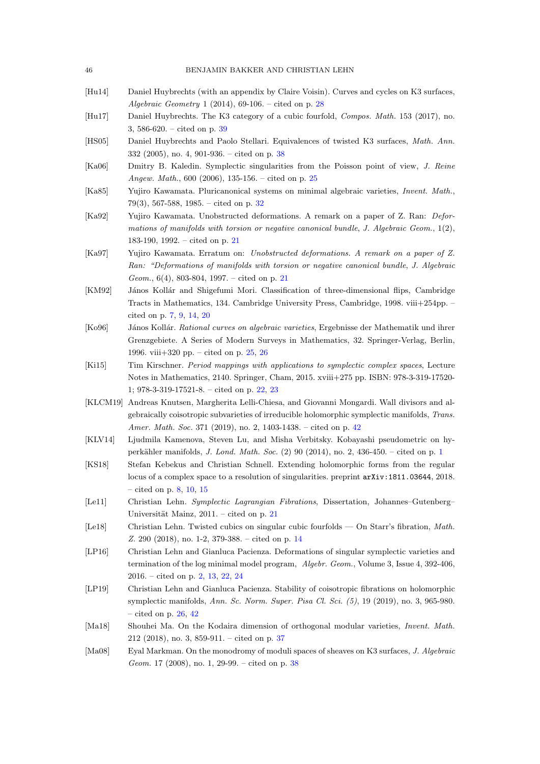[Hu14] Daniel Huybrechts (with an appendix by Claire Voisin). Curves and cycles on K3 surfaces, *Algebraic Geometry* 1 (2014), 69-106. – cited on p. 28

[Hu17] Daniel Huybrechts. The K3 category of a cubic fourfold, *Compos. Math.* 153 (2017), no. 3, 586-620. – cited on p. 39

[HS05] Daniel Huybrechts and Paolo Stellari. Equivalences of twisted K3 surfaces, *Math. Ann.* 332 (2005), no. 4, 901-936. – cited on p. 38

[Ka06] Dmitry B. Kaledin. Symplectic singularities from the Poisson point of view, *J. Reine Angew. Math.*, 600 (2006), 135-156. – cited on p. 25

[Ka85] Yujiro Kawamata. Pluricanonical systems on minimal algebraic varieties, *Invent. Math.*, 79(3), 567-588, 1985. – cited on p. 32

[Ka92] Yujiro Kawamata. Unobstructed deformations. A remark on a paper of Z. Ran: *Deformations of manifolds with torsion or negative canonical bundle*, *J. Algebraic Geom.*, 1(2), 183-190, 1992. – cited on p. 21

[Ka97] Yujiro Kawamata. Erratum on: *Unobstructed deformations. A remark on a paper of Z. Ran: "Deformations of manifolds with torsion or negative canonical bundle*, *J. Algebraic Geom.*, 6(4), 803-804, 1997. – cited on p. 21

[KM92] János Kollár and Shigefumi Mori. Classification of three-dimensional flips, Cambridge Tracts in Mathematics, 134. Cambridge University Press, Cambridge, 1998. viii+254pp. – cited on p. 7, 9, 14, 20

[Ko96] János Kollár. *Rational curves on algebraic varieties*, Ergebnisse der Mathematik und ihrer Grenzgebiete. A Series of Modern Surveys in Mathematics, 32. Springer-Verlag, Berlin, 1996. viii+320 pp. – cited on p. 25, 26

[Ki15] Tim Kirschner. *Period mappings with applications to symplectic complex spaces*, Lecture Notes in Mathematics, 2140. Springer, Cham, 2015. xviii+275 pp. ISBN: 978-3-319-17520-1; 978-3-319-17521-8. – cited on p. 22, 23

[KLCM19] Andreas Knutsen, Margherita Lelli-Chiesa, and Giovanni Mongardi. Wall divisors and algebraically coisotropic subvarieties of irreducible holomorphic symplectic manifolds, *Trans. Amer. Math. Soc.* 371 (2019), no. 2, 1403-1438. – cited on p. 42

[KLV14] Ljudmila Kamenova, Steven Lu, and Misha Verbitsky. Kobayashi pseudometric on hyperkähler manifolds, *J. Lond. Math. Soc.* (2) 90 (2014), no. 2, 436-450. – cited on p. 1

[KS18] Stefan Kebekus and Christian Schnell. Extending holomorphic forms from the regular locus of a complex space to a resolution of singularities. preprint `arXiv:1811.03644`, 2018. – cited on p. 8, 10, 15

[Le11] Christian Lehn. *Symplectic Lagrangian Fibrations*, Dissertation, Johannes–Gutenberg–Universität Mainz, 2011. – cited on p. 21

[Le18] Christian Lehn. Twisted cubics on singular cubic fourfolds — On Starr's fibration, *Math. Z.* 290 (2018), no. 1-2, 379-388. – cited on p. 14

[LP16] Christian Lehn and Gianluca Pacienza. Deformations of singular symplectic varieties and termination of the log minimal model program, *Algebr. Geom.*, Volume 3, Issue 4, 392-406, 2016. – cited on p. 2, 13, 22, 24

[LP19] Christian Lehn and Gianluca Pacienza. Stability of coisotropic fibrations on holomorphic symplectic manifolds, *Ann. Sc. Norm. Super. Pisa Cl. Sci. (5)*, 19 (2019), no. 3, 965-980. – cited on p. 26, 42

[Ma18] Shouhei Ma. On the Kodaira dimension of orthogonal modular varieties, *Invent. Math.* 212 (2018), no. 3, 859-911. – cited on p. 37

[Ma08] Eyal Markman. On the monodromy of moduli spaces of sheaves on K3 surfaces, *J. Algebraic Geom.* 17 (2008), no. 1, 29-99. – cited on p. 38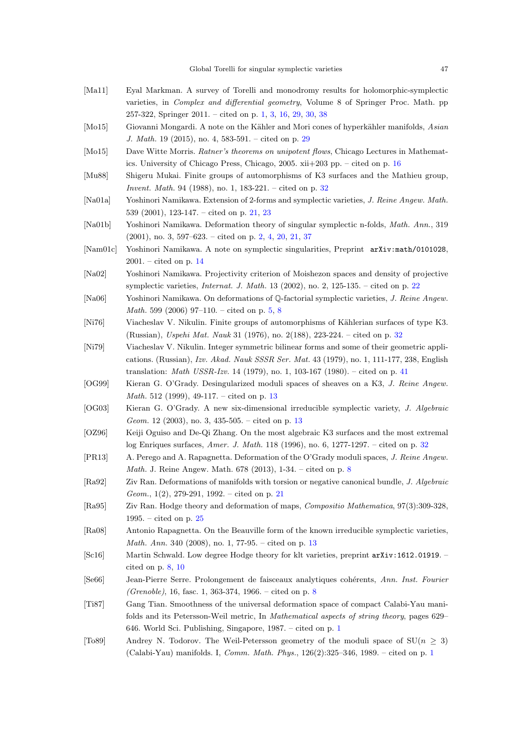[Ma11] Eyal Markman. A survey of Torelli and monodromy results for holomorphic-symplectic varieties, in *Complex and differential geometry*, Volume 8 of Springer Proc. Math. pp 257-322, Springer 2011. – cited on p. 1, 3, 16, 29, 30, 38

[Mo15] Giovanni Mongardi. A note on the Kähler and Mori cones of hyperkähler manifolds, *Asian J. Math.* 19 (2015), no. 4, 583-591. – cited on p. 29

[Mo15] Dave Witte Morris. *Ratner's theorems on unipotent flows*, Chicago Lectures in Mathematics. University of Chicago Press, Chicago, 2005. xii+203 pp. – cited on p. 16

[Mu88] Shigeru Mukai. Finite groups of automorphisms of K3 surfaces and the Mathieu group, *Invent. Math.* 94 (1988), no. 1, 183-221. – cited on p. 32

[Na01a] Yoshinori Namikawa. Extension of 2-forms and symplectic varieties, *J. Reine Angew. Math.* 539 (2001), 123-147. – cited on p. 21, 23

[Na01b] Yoshinori Namikawa. Deformation theory of singular symplectic n-folds, *Math. Ann.*, 319 (2001), no. 3, 597–623. – cited on p. 2, 4, 20, 21, 37

[Nam01c] Yoshinori Namikawa. A note on symplectic singularities, Preprint `arXiv:math/0101028`, 2001. – cited on p. 14

[Na02] Yoshinori Namikawa. Projectivity criterion of Moishezon spaces and density of projective symplectic varieties, *Internat. J. Math.* 13 (2002), no. 2, 125-135. – cited on p. 22

[Na06] Yoshinori Namikawa. On deformations of $\mathbb{Q}$-factorial symplectic varieties, *J. Reine Angew. Math.* 599 (2006) 97–110. – cited on p. 5, 8

[Ni76] Viacheslav V. Nikulin. Finite groups of automorphisms of Kählerian surfaces of type K3. (Russian), *Uspehi Mat. Nauk* 31 (1976), no. 2(188), 223-224. – cited on p. 32

[Ni79] Viacheslav V. Nikulin. Integer symmetric bilinear forms and some of their geometric applications. (Russian), *Izv. Akad. Nauk SSSR Ser. Mat.* 43 (1979), no. 1, 111-177, 238, English translation: *Math USSR-Izv.* 14 (1979), no. 1, 103-167 (1980). – cited on p. 41

[OG99] Kieran G. O'Grady. Desingularized moduli spaces of sheaves on a K3, *J. Reine Angew. Math.* 512 (1999), 49-117. – cited on p. 13

[OG03] Kieran G. O'Grady. A new six-dimensional irreducible symplectic variety, *J. Algebraic Geom.* 12 (2003), no. 3, 435-505. – cited on p. 13

[OZ96] Keiji Oguiso and De-Qi Zhang. On the most algebraic K3 surfaces and the most extremal log Enriques surfaces, *Amer. J. Math.* 118 (1996), no. 6, 1277-1297. – cited on p. 32

[PR13] A. Perego and A. Rapagnetta. Deformation of the O'Grady moduli spaces, *J. Reine Angew. Math.* J. Reine Angew. Math. 678 (2013), 1-34. – cited on p. 8

[Ra92] Ziv Ran. Deformations of manifolds with torsion or negative canonical bundle, *J. Algebraic Geom.*, 1(2), 279-291, 1992. – cited on p. 21

[Ra95] Ziv Ran. Hodge theory and deformation of maps, *Compositio Mathematica*, 97(3):309-328, 1995. – cited on p. 25

[Ra08] Antonio Rapagnetta. On the Beauville form of the known irreducible symplectic varieties, *Math. Ann.* 340 (2008), no. 1, 77-95. – cited on p. 13

[Sc16] Martin Schwald. Low degree Hodge theory for klt varieties, preprint `arXiv:1612.01919`. – cited on p. 8, 10

[Se66] Jean-Pierre Serre. Prolongement de faisceaux analytiques cohérents, *Ann. Inst. Fourier (Grenoble)*, 16, fasc. 1, 363-374, 1966. – cited on p. 8

[Ti87] Gang Tian. Smoothness of the universal deformation space of compact Calabi-Yau manifolds and its Petersson-Weil metric, In *Mathematical aspects of string theory*, pages 629–646. World Sci. Publishing, Singapore, 1987. – cited on p. 1

[To89] Andrey N. Todorov. The Weil-Petersson geometry of the moduli space of SU($n \geq 3$) (Calabi-Yau) manifolds. I, *Comm. Math. Phys.*, 126(2):325–346, 1989. – cited on p. 1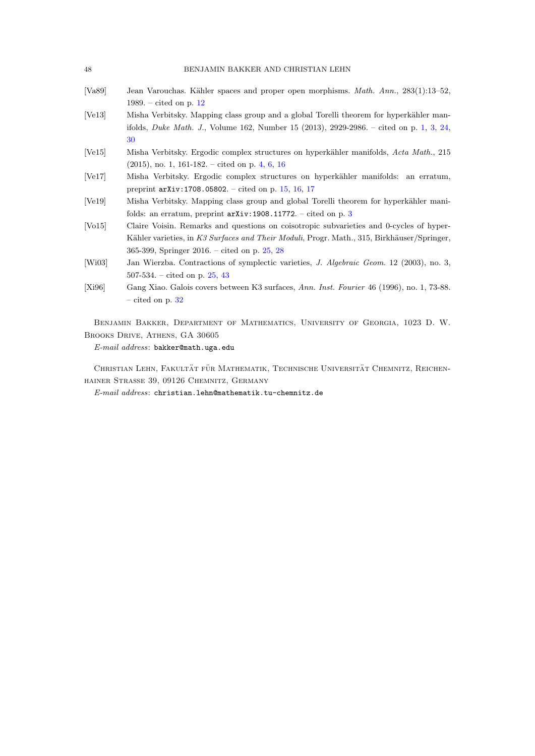[Va89] Jean Varouchas. Kähler spaces and proper open morphisms. *Math. Ann.*, 283(1):13–52, 1989. – cited on p. 12

[Ve13] Misha Verbitsky. Mapping class group and a global Torelli theorem for hyperkähler manifolds, *Duke Math. J.*, Volume 162, Number 15 (2013), 2929-2986. – cited on p. 1, 3, 24, 30

[Ve15] Misha Verbitsky. Ergodic complex structures on hyperkähler manifolds, *Acta Math.*, 215 (2015), no. 1, 161-182. – cited on p. 4, 6, 16

[Ve17] Misha Verbitsky. Ergodic complex structures on hyperkähler manifolds: an erratum, preprint `arXiv:1708.05802`. – cited on p. 15, 16, 17

[Ve19] Misha Verbitsky. Mapping class group and global Torelli theorem for hyperkähler manifolds: an erratum, preprint `arXiv:1908.11772`. – cited on p. 3

[Vo15] Claire Voisin. Remarks and questions on coisotropic subvarieties and 0-cycles of hyper-Kähler varieties, in *K3 Surfaces and Their Moduli*, Progr. Math., 315, Birkhäuser/Springer, 365-399, Springer 2016. – cited on p. 25, 28

[Wi03] Jan Wierzba. Contractions of symplectic varieties, *J. Algebraic Geom.* 12 (2003), no. 3, 507-534. – cited on p. 25, 43

[Xi96] Gang Xiao. Galois covers between K3 surfaces, *Ann. Inst. Fourier* 46 (1996), no. 1, 73-88. – cited on p. 32

Benjamin Bakker, Department of Mathematics, University of Georgia, 1023 D. W. Brooks Drive, Athens, GA 30605

*E-mail address*: `bakker@math.uga.edu`

Christian Lehn, Fakultät für Mathematik, Technische Universität Chemnitz, Reichenhainer Strasse 39, 09126 Chemnitz, Germany

*E-mail address*: `christian.lehn@mathematik.tu-chemnitz.de`